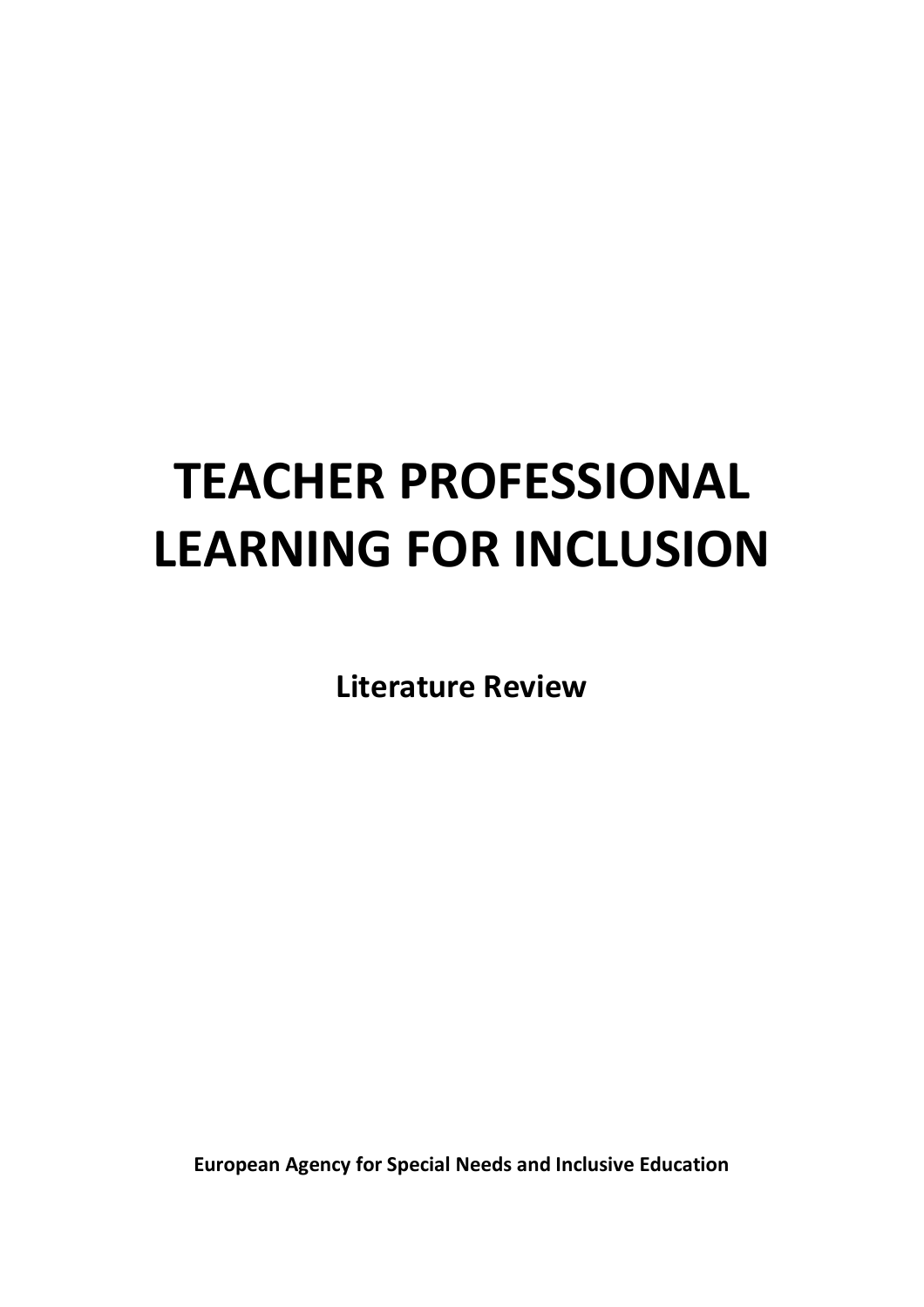# TEACHER PROFESSIONAL LEARNING FOR INCLUSION

**Literature Review**

**European Agency for Special Needs and Inclusive Education**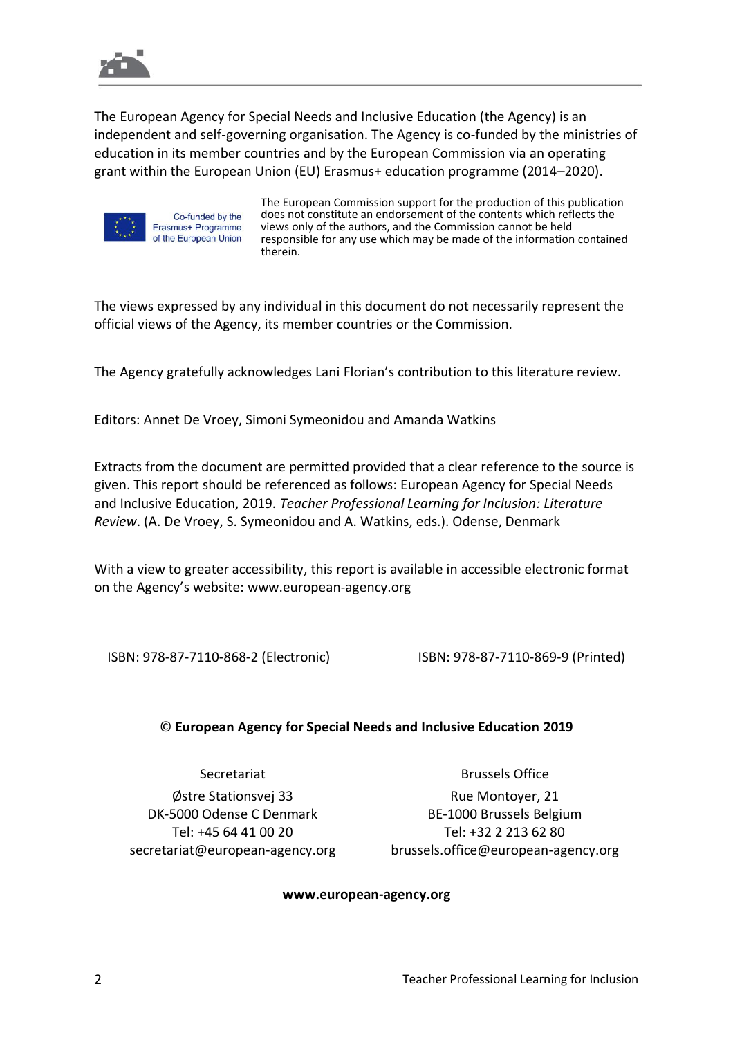The European Agency for Special Needs and Inclusive Education (the Agency) is an independent and self-governing organisation. The Agency is co-funded by the ministries of education in its member countries and by the European Commission via an operating grant within the European Union (EU) Erasmus+ education programme (2014–2020).

Co-funded by the Erasmus+ Programme of the European Union

The European Commission support for the production of this publication does not constitute an endorsement of the contents which reflects the views only of the authors, and the Commission cannot be held responsible for any use which may be made of the information contained therein.

The views expressed by any individual in this document do not necessarily represent the official views of the Agency, its member countries or the Commission.

The Agency gratefully acknowledges Lani Florian's contribution to this literature review.

Editors: Annet De Vroey, Simoni Symeonidou and Amanda Watkins

Extracts from the document are permitted provided that a clear reference to the source is given. This report should be referenced as follows: European Agency for Special Needs and Inclusive Education, 2019. *Teacher Professional Learning for Inclusion: Literature Review*. (A. De Vroey, S. Symeonidou and A. Watkins, eds.). Odense, Denmark

With a view to greater accessibility, this report is available in accessible electronic format on the Agency's website: www.european-agency.org

ISBN: 978-87-7110-868-2 (Electronic)

ISBN: 978-87-7110-869-9 (Printed)

**© European Agency for Special Needs and Inclusive Education 2019**

Secretariat
Østre Stationsvej 33
DK-5000 Odense C Denmark
Tel: +45 64 41 00 20
secretariat@european-agency.org

Brussels Office
Rue Montoyer, 21
BE-1000 Brussels Belgium
Tel: +32 2 213 62 80
brussels.office@european-agency.org

**www.european-agency.org**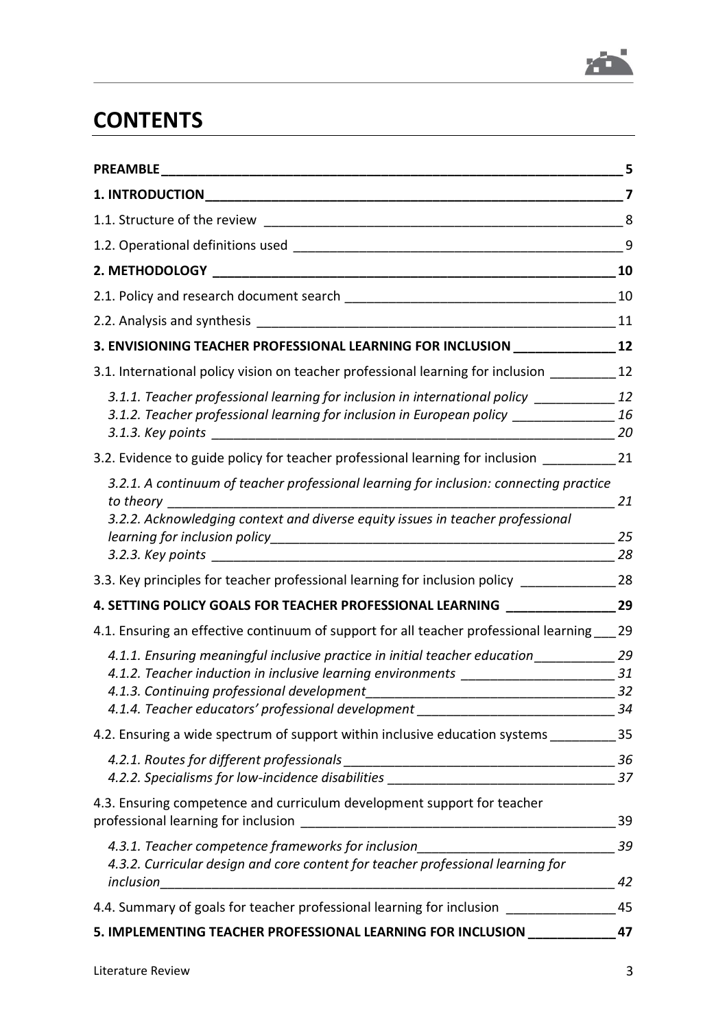# CONTENTS

**PREAMBLE** 5

**1. INTRODUCTION** 7

1.1. Structure of the review 8

1.2. Operational definitions used 9

**2. METHODOLOGY** 10

2.1. Policy and research document search 10

2.2. Analysis and synthesis 11

**3. ENVISIONING TEACHER PROFESSIONAL LEARNING FOR INCLUSION** 12

3.1. International policy vision on teacher professional learning for inclusion 12

*3.1.1. Teacher professional learning for inclusion in international policy* 12
*3.1.2. Teacher professional learning for inclusion in European policy* 16
*3.1.3. Key points* 20

3.2. Evidence to guide policy for teacher professional learning for inclusion 21

*3.2.1. A continuum of teacher professional learning for inclusion: connecting practice to theory* 21
*3.2.2. Acknowledging context and diverse equity issues in teacher professional learning for inclusion policy* 25
*3.2.3. Key points* 28

3.3. Key principles for teacher professional learning for inclusion policy 28

**4. SETTING POLICY GOALS FOR TEACHER PROFESSIONAL LEARNING** 29

4.1. Ensuring an effective continuum of support for all teacher professional learning 29

*4.1.1. Ensuring meaningful inclusive practice in initial teacher education* 29
*4.1.2. Teacher induction in inclusive learning environments* 31
*4.1.3. Continuing professional development* 32
*4.1.4. Teacher educators' professional development* 34

4.2. Ensuring a wide spectrum of support within inclusive education systems 35

*4.2.1. Routes for different professionals* 36
*4.2.2. Specialisms for low-incidence disabilities* 37

4.3. Ensuring competence and curriculum development support for teacher professional learning for inclusion 39

*4.3.1. Teacher competence frameworks for inclusion* 39
*4.3.2. Curricular design and core content for teacher professional learning for inclusion* 42

4.4. Summary of goals for teacher professional learning for inclusion 45

**5. IMPLEMENTING TEACHER PROFESSIONAL LEARNING FOR INCLUSION** 47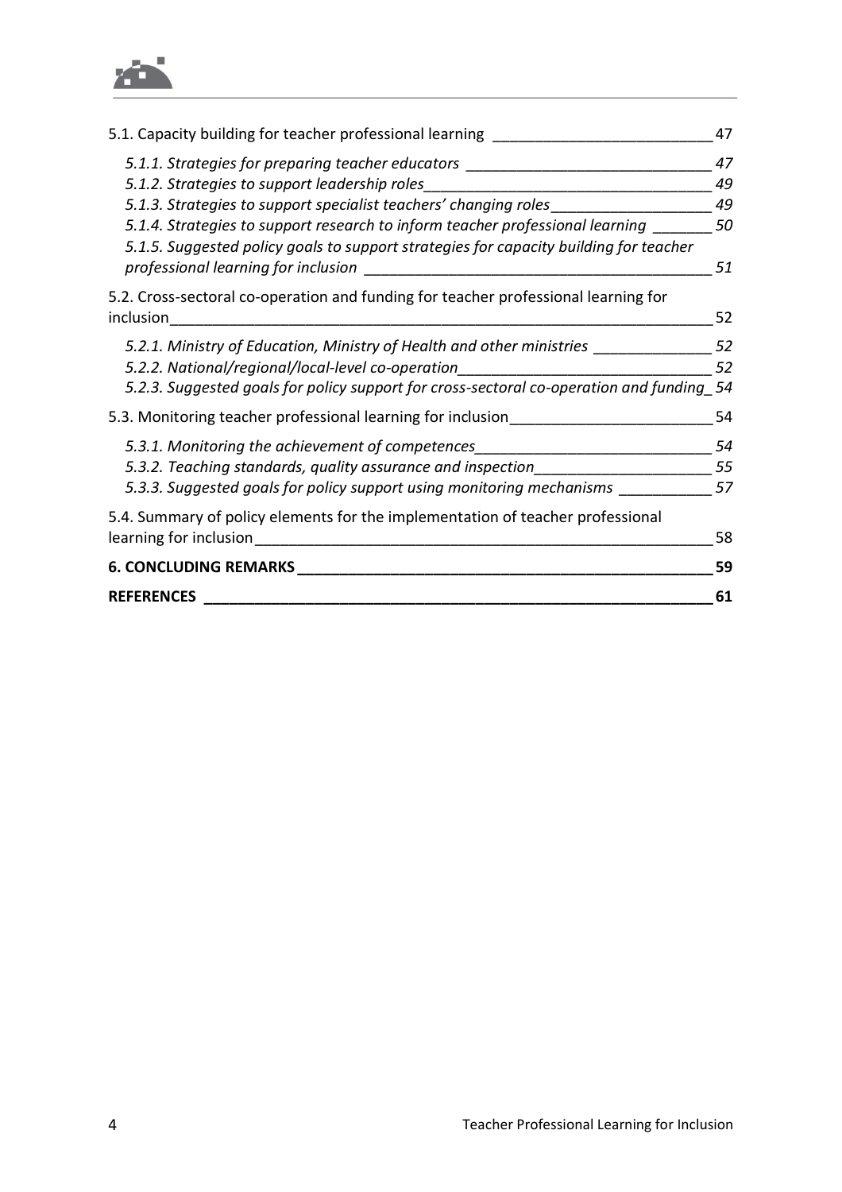5.1. Capacity building for teacher professional learning 47

- *5.1.1. Strategies for preparing teacher educators* 47
- *5.1.2. Strategies to support leadership roles* 49
- *5.1.3. Strategies to support specialist teachers' changing roles* 49
- *5.1.4. Strategies to support research to inform teacher professional learning* 50
- *5.1.5. Suggested policy goals to support strategies for capacity building for teacher professional learning for inclusion* 51

5.2. Cross-sectoral co-operation and funding for teacher professional learning for inclusion 52

- *5.2.1. Ministry of Education, Ministry of Health and other ministries* 52
- *5.2.2. National/regional/local-level co-operation* 52
- *5.2.3. Suggested goals for policy support for cross-sectoral co-operation and funding* 54

5.3. Monitoring teacher professional learning for inclusion 54

- *5.3.1. Monitoring the achievement of competences* 54
- *5.3.2. Teaching standards, quality assurance and inspection* 55
- *5.3.3. Suggested goals for policy support using monitoring mechanisms* 57

5.4. Summary of policy elements for the implementation of teacher professional learning for inclusion 58

**6. CONCLUDING REMARKS** **59**

**REFERENCES** **61**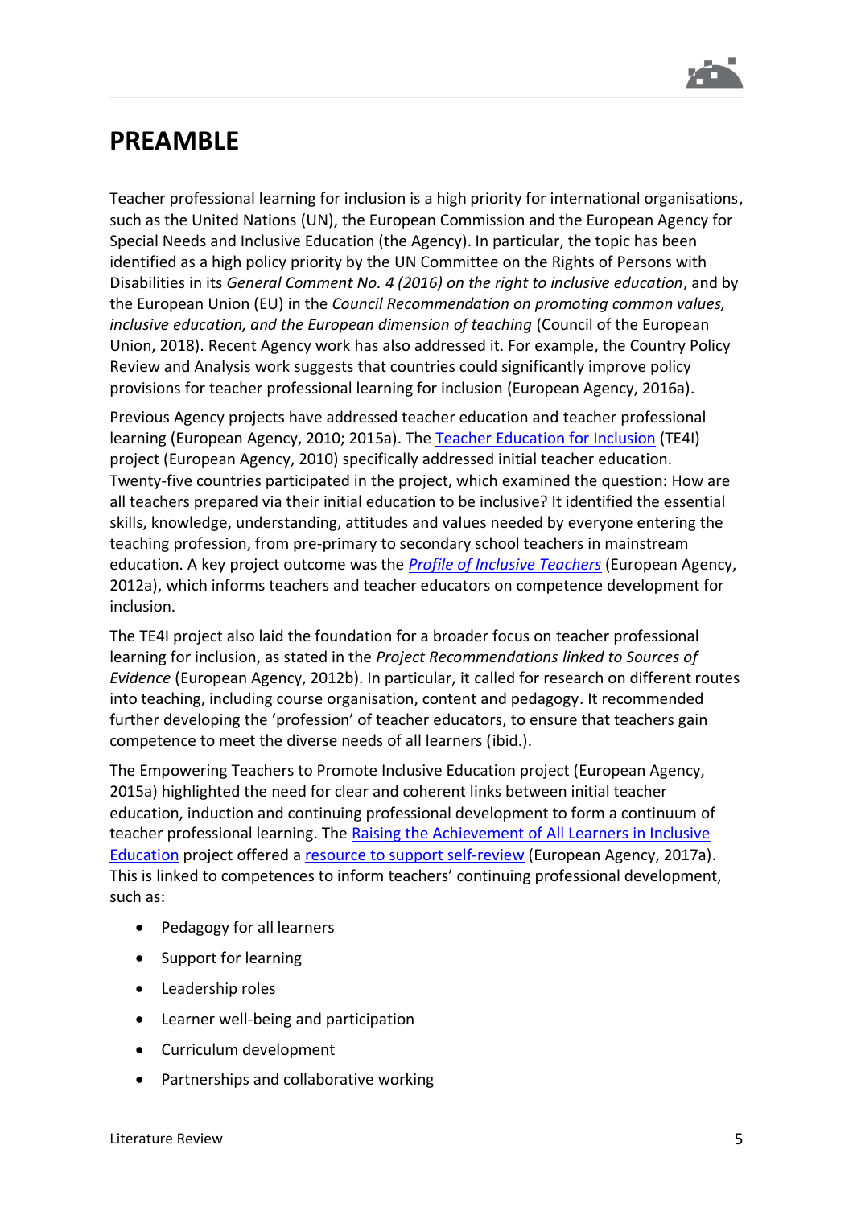# PREAMBLE

Teacher professional learning for inclusion is a high priority for international organisations, such as the United Nations (UN), the European Commission and the European Agency for Special Needs and Inclusive Education (the Agency). In particular, the topic has been identified as a high policy priority by the UN Committee on the Rights of Persons with Disabilities in its *General Comment No. 4 (2016) on the right to inclusive education*, and by the European Union (EU) in the *Council Recommendation on promoting common values, inclusive education, and the European dimension of teaching* (Council of the European Union, 2018). Recent Agency work has also addressed it. For example, the Country Policy Review and Analysis work suggests that countries could significantly improve policy provisions for teacher professional learning for inclusion (European Agency, 2016a).

Previous Agency projects have addressed teacher education and teacher professional learning (European Agency, 2010; 2015a). The Teacher Education for Inclusion (TE4I) project (European Agency, 2010) specifically addressed initial teacher education. Twenty-five countries participated in the project, which examined the question: How are all teachers prepared via their initial education to be inclusive? It identified the essential skills, knowledge, understanding, attitudes and values needed by everyone entering the teaching profession, from pre-primary to secondary school teachers in mainstream education. A key project outcome was the *Profile of Inclusive Teachers* (European Agency, 2012a), which informs teachers and teacher educators on competence development for inclusion.

The TE4I project also laid the foundation for a broader focus on teacher professional learning for inclusion, as stated in the *Project Recommendations linked to Sources of Evidence* (European Agency, 2012b). In particular, it called for research on different routes into teaching, including course organisation, content and pedagogy. It recommended further developing the 'profession' of teacher educators, to ensure that teachers gain competence to meet the diverse needs of all learners (ibid.).

The Empowering Teachers to Promote Inclusive Education project (European Agency, 2015a) highlighted the need for clear and coherent links between initial teacher education, induction and continuing professional development to form a continuum of teacher professional learning. The Raising the Achievement of All Learners in Inclusive Education project offered a resource to support self-review (European Agency, 2017a). This is linked to competences to inform teachers' continuing professional development, such as:

- Pedagogy for all learners
- Support for learning
- Leadership roles
- Learner well-being and participation
- Curriculum development
- Partnerships and collaborative working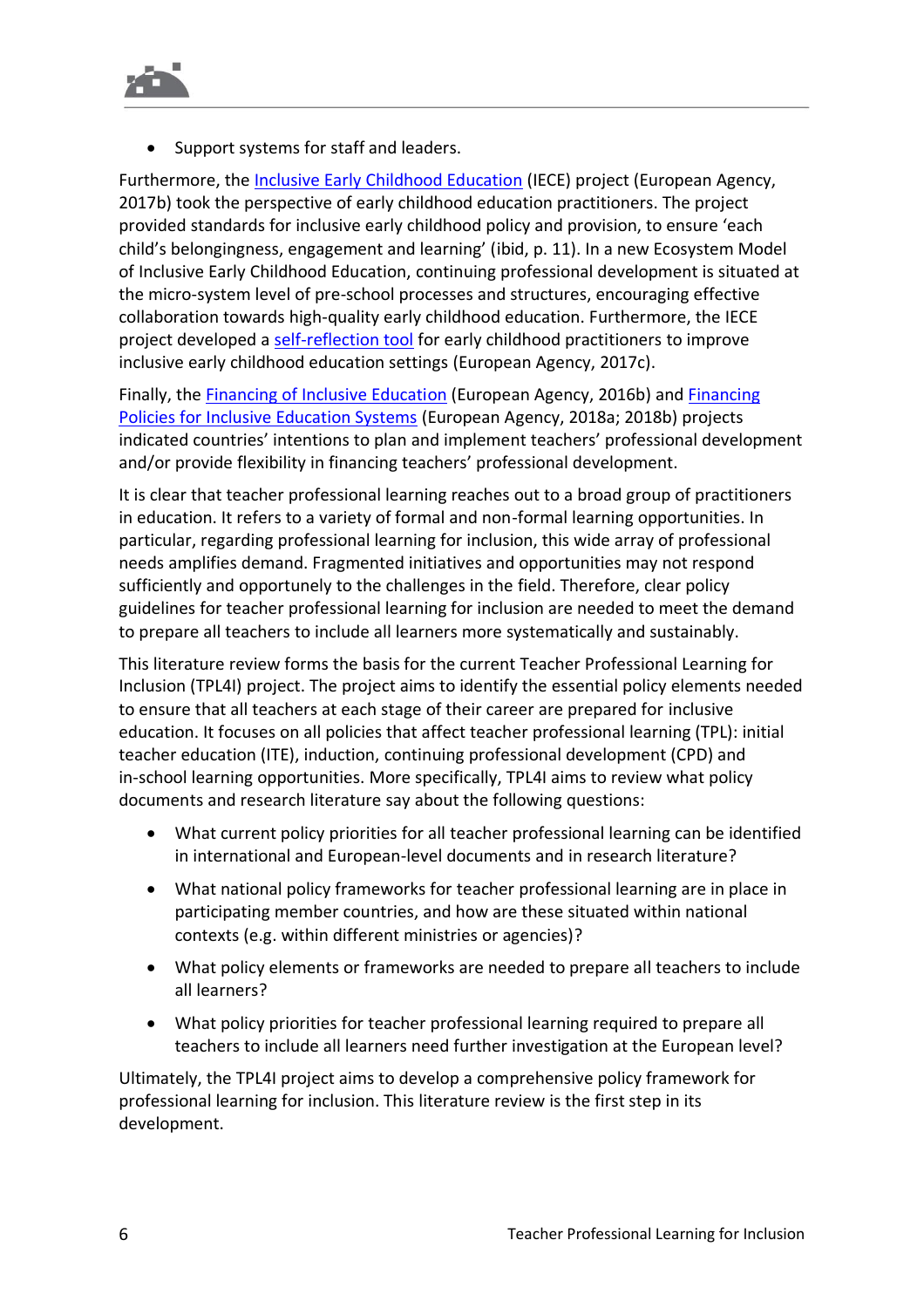- Support systems for staff and leaders.

Furthermore, the Inclusive Early Childhood Education (IECE) project (European Agency, 2017b) took the perspective of early childhood education practitioners. The project provided standards for inclusive early childhood policy and provision, to ensure 'each child's belongingness, engagement and learning' (ibid, p. 11). In a new Ecosystem Model of Inclusive Early Childhood Education, continuing professional development is situated at the micro-system level of pre-school processes and structures, encouraging effective collaboration towards high-quality early childhood education. Furthermore, the IECE project developed a self-reflection tool for early childhood practitioners to improve inclusive early childhood education settings (European Agency, 2017c).

Finally, the Financing of Inclusive Education (European Agency, 2016b) and Financing Policies for Inclusive Education Systems (European Agency, 2018a; 2018b) projects indicated countries' intentions to plan and implement teachers' professional development and/or provide flexibility in financing teachers' professional development.

It is clear that teacher professional learning reaches out to a broad group of practitioners in education. It refers to a variety of formal and non-formal learning opportunities. In particular, regarding professional learning for inclusion, this wide array of professional needs amplifies demand. Fragmented initiatives and opportunities may not respond sufficiently and opportunely to the challenges in the field. Therefore, clear policy guidelines for teacher professional learning for inclusion are needed to meet the demand to prepare all teachers to include all learners more systematically and sustainably.

This literature review forms the basis for the current Teacher Professional Learning for Inclusion (TPL4I) project. The project aims to identify the essential policy elements needed to ensure that all teachers at each stage of their career are prepared for inclusive education. It focuses on all policies that affect teacher professional learning (TPL): initial teacher education (ITE), induction, continuing professional development (CPD) and in-school learning opportunities. More specifically, TPL4I aims to review what policy documents and research literature say about the following questions:

- What current policy priorities for all teacher professional learning can be identified in international and European-level documents and in research literature?
- What national policy frameworks for teacher professional learning are in place in participating member countries, and how are these situated within national contexts (e.g. within different ministries or agencies)?
- What policy elements or frameworks are needed to prepare all teachers to include all learners?
- What policy priorities for teacher professional learning required to prepare all teachers to include all learners need further investigation at the European level?

Ultimately, the TPL4I project aims to develop a comprehensive policy framework for professional learning for inclusion. This literature review is the first step in its development.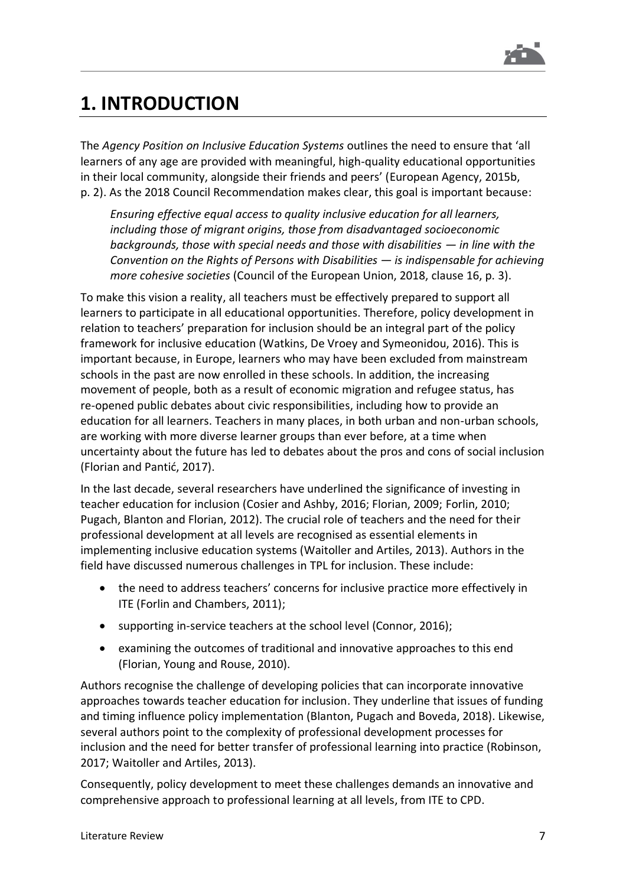# 1. INTRODUCTION

The *Agency Position on Inclusive Education Systems* outlines the need to ensure that 'all learners of any age are provided with meaningful, high-quality educational opportunities in their local community, alongside their friends and peers' (European Agency, 2015b, p. 2). As the 2018 Council Recommendation makes clear, this goal is important because:

> *Ensuring effective equal access to quality inclusive education for all learners, including those of migrant origins, those from disadvantaged socioeconomic backgrounds, those with special needs and those with disabilities — in line with the Convention on the Rights of Persons with Disabilities — is indispensable for achieving more cohesive societies* (Council of the European Union, 2018, clause 16, p. 3).

To make this vision a reality, all teachers must be effectively prepared to support all learners to participate in all educational opportunities. Therefore, policy development in relation to teachers' preparation for inclusion should be an integral part of the policy framework for inclusive education (Watkins, De Vroey and Symeonidou, 2016). This is important because, in Europe, learners who may have been excluded from mainstream schools in the past are now enrolled in these schools. In addition, the increasing movement of people, both as a result of economic migration and refugee status, has re-opened public debates about civic responsibilities, including how to provide an education for all learners. Teachers in many places, in both urban and non-urban schools, are working with more diverse learner groups than ever before, at a time when uncertainty about the future has led to debates about the pros and cons of social inclusion (Florian and Pantić, 2017).

In the last decade, several researchers have underlined the significance of investing in teacher education for inclusion (Cosier and Ashby, 2016; Florian, 2009; Forlin, 2010; Pugach, Blanton and Florian, 2012). The crucial role of teachers and the need for their professional development at all levels are recognised as essential elements in implementing inclusive education systems (Waitoller and Artiles, 2013). Authors in the field have discussed numerous challenges in TPL for inclusion. These include:

- the need to address teachers' concerns for inclusive practice more effectively in ITE (Forlin and Chambers, 2011);
- supporting in-service teachers at the school level (Connor, 2016);
- examining the outcomes of traditional and innovative approaches to this end (Florian, Young and Rouse, 2010).

Authors recognise the challenge of developing policies that can incorporate innovative approaches towards teacher education for inclusion. They underline that issues of funding and timing influence policy implementation (Blanton, Pugach and Boveda, 2018). Likewise, several authors point to the complexity of professional development processes for inclusion and the need for better transfer of professional learning into practice (Robinson, 2017; Waitoller and Artiles, 2013).

Consequently, policy development to meet these challenges demands an innovative and comprehensive approach to professional learning at all levels, from ITE to CPD.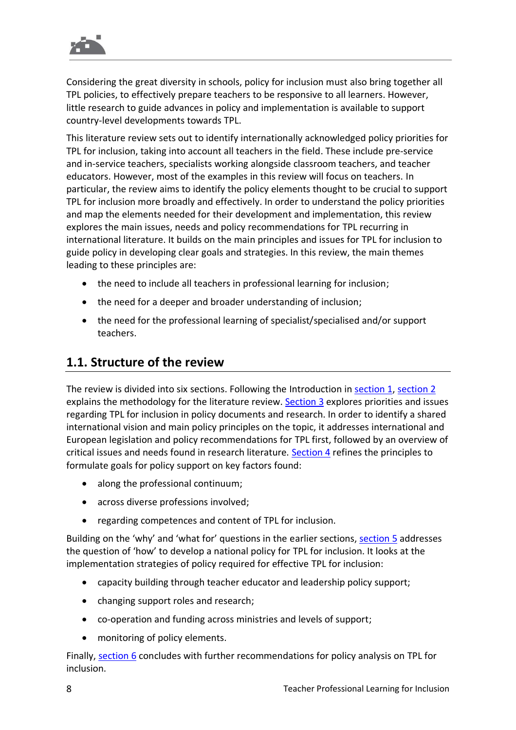Considering the great diversity in schools, policy for inclusion must also bring together all TPL policies, to effectively prepare teachers to be responsive to all learners. However, little research to guide advances in policy and implementation is available to support country-level developments towards TPL.

This literature review sets out to identify internationally acknowledged policy priorities for TPL for inclusion, taking into account all teachers in the field. These include pre-service and in-service teachers, specialists working alongside classroom teachers, and teacher educators. However, most of the examples in this review will focus on teachers. In particular, the review aims to identify the policy elements thought to be crucial to support TPL for inclusion more broadly and effectively. In order to understand the policy priorities and map the elements needed for their development and implementation, this review explores the main issues, needs and policy recommendations for TPL recurring in international literature. It builds on the main principles and issues for TPL for inclusion to guide policy in developing clear goals and strategies. In this review, the main themes leading to these principles are:

- the need to include all teachers in professional learning for inclusion;
- the need for a deeper and broader understanding of inclusion;
- the need for the professional learning of specialist/specialised and/or support teachers.

## 1.1. Structure of the review

The review is divided into six sections. Following the Introduction in section 1, section 2 explains the methodology for the literature review. Section 3 explores priorities and issues regarding TPL for inclusion in policy documents and research. In order to identify a shared international vision and main policy principles on the topic, it addresses international and European legislation and policy recommendations for TPL first, followed by an overview of critical issues and needs found in research literature. Section 4 refines the principles to formulate goals for policy support on key factors found:

- along the professional continuum;
- across diverse professions involved;
- regarding competences and content of TPL for inclusion.

Building on the 'why' and 'what for' questions in the earlier sections, section 5 addresses the question of 'how' to develop a national policy for TPL for inclusion. It looks at the implementation strategies of policy required for effective TPL for inclusion:

- capacity building through teacher educator and leadership policy support;
- changing support roles and research;
- co-operation and funding across ministries and levels of support;
- monitoring of policy elements.

Finally, section 6 concludes with further recommendations for policy analysis on TPL for inclusion.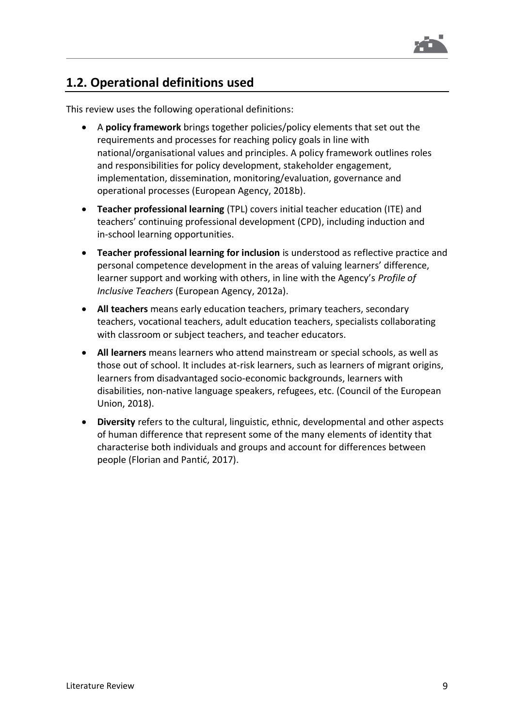## 1.2. Operational definitions used

This review uses the following operational definitions:

- A **policy framework** brings together policies/policy elements that set out the requirements and processes for reaching policy goals in line with national/organisational values and principles. A policy framework outlines roles and responsibilities for policy development, stakeholder engagement, implementation, dissemination, monitoring/evaluation, governance and operational processes (European Agency, 2018b).
- **Teacher professional learning** (TPL) covers initial teacher education (ITE) and teachers' continuing professional development (CPD), including induction and in-school learning opportunities.
- **Teacher professional learning for inclusion** is understood as reflective practice and personal competence development in the areas of valuing learners' difference, learner support and working with others, in line with the Agency's *Profile of Inclusive Teachers* (European Agency, 2012a).
- **All teachers** means early education teachers, primary teachers, secondary teachers, vocational teachers, adult education teachers, specialists collaborating with classroom or subject teachers, and teacher educators.
- **All learners** means learners who attend mainstream or special schools, as well as those out of school. It includes at-risk learners, such as learners of migrant origins, learners from disadvantaged socio-economic backgrounds, learners with disabilities, non-native language speakers, refugees, etc. (Council of the European Union, 2018).
- **Diversity** refers to the cultural, linguistic, ethnic, developmental and other aspects of human difference that represent some of the many elements of identity that characterise both individuals and groups and account for differences between people (Florian and Pantić, 2017).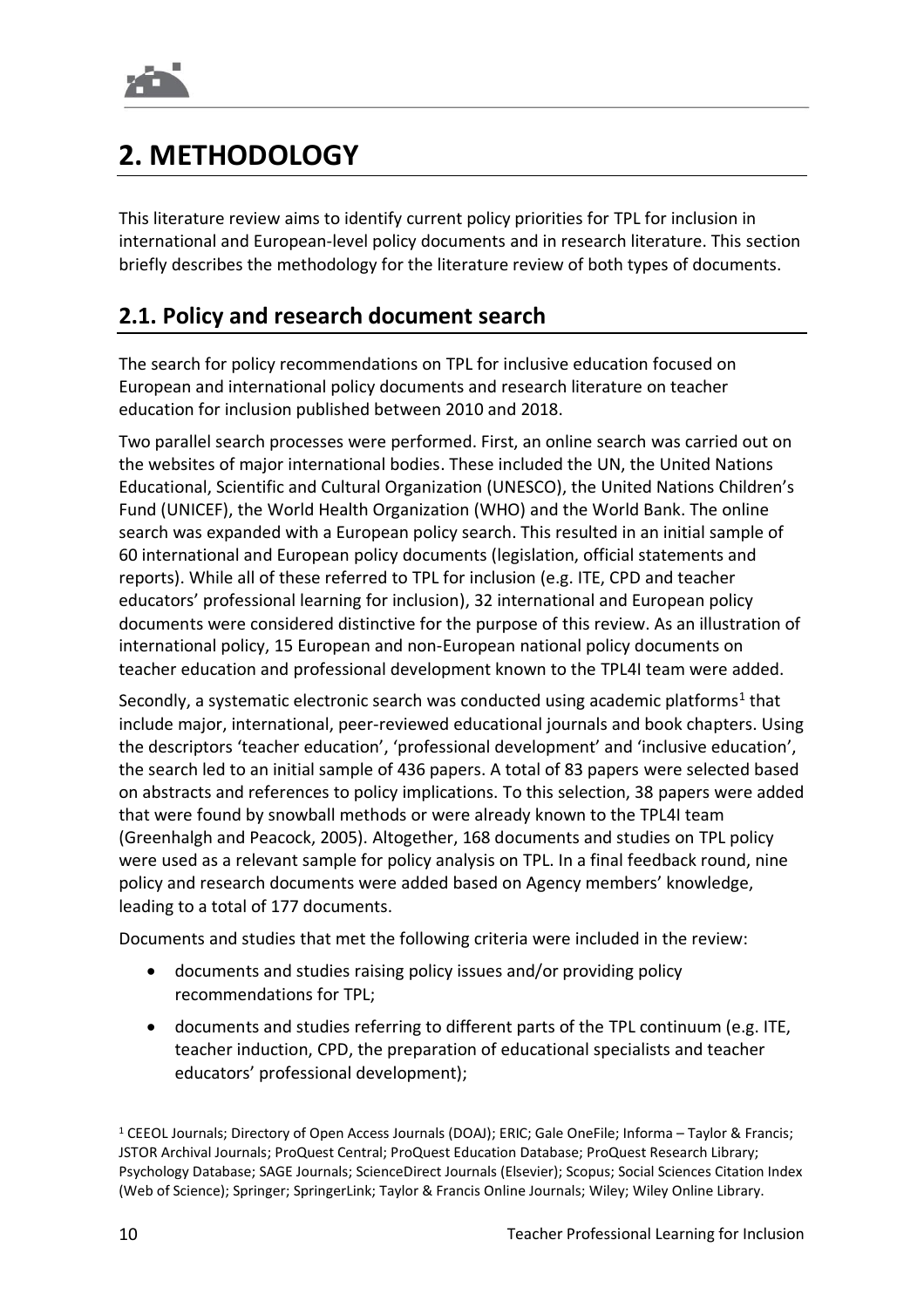# 2. METHODOLOGY

This literature review aims to identify current policy priorities for TPL for inclusion in international and European-level policy documents and in research literature. This section briefly describes the methodology for the literature review of both types of documents.

## 2.1. Policy and research document search

The search for policy recommendations on TPL for inclusive education focused on European and international policy documents and research literature on teacher education for inclusion published between 2010 and 2018.

Two parallel search processes were performed. First, an online search was carried out on the websites of major international bodies. These included the UN, the United Nations Educational, Scientific and Cultural Organization (UNESCO), the United Nations Children's Fund (UNICEF), the World Health Organization (WHO) and the World Bank. The online search was expanded with a European policy search. This resulted in an initial sample of 60 international and European policy documents (legislation, official statements and reports). While all of these referred to TPL for inclusion (e.g. ITE, CPD and teacher educators' professional learning for inclusion), 32 international and European policy documents were considered distinctive for the purpose of this review. As an illustration of international policy, 15 European and non-European national policy documents on teacher education and professional development known to the TPL4I team were added.

Secondly, a systematic electronic search was conducted using academic platforms[1] that include major, international, peer-reviewed educational journals and book chapters. Using the descriptors 'teacher education', 'professional development' and 'inclusive education', the search led to an initial sample of 436 papers. A total of 83 papers were selected based on abstracts and references to policy implications. To this selection, 38 papers were added that were found by snowball methods or were already known to the TPL4I team (Greenhalgh and Peacock, 2005). Altogether, 168 documents and studies on TPL policy were used as a relevant sample for policy analysis on TPL. In a final feedback round, nine policy and research documents were added based on Agency members' knowledge, leading to a total of 177 documents.

Documents and studies that met the following criteria were included in the review:

- documents and studies raising policy issues and/or providing policy recommendations for TPL;
- documents and studies referring to different parts of the TPL continuum (e.g. ITE, teacher induction, CPD, the preparation of educational specialists and teacher educators' professional development);

[1] CEEOL Journals; Directory of Open Access Journals (DOAJ); ERIC; Gale OneFile; Informa – Taylor & Francis; JSTOR Archival Journals; ProQuest Central; ProQuest Education Database; ProQuest Research Library; Psychology Database; SAGE Journals; ScienceDirect Journals (Elsevier); Scopus; Social Sciences Citation Index (Web of Science); Springer; SpringerLink; Taylor & Francis Online Journals; Wiley; Wiley Online Library.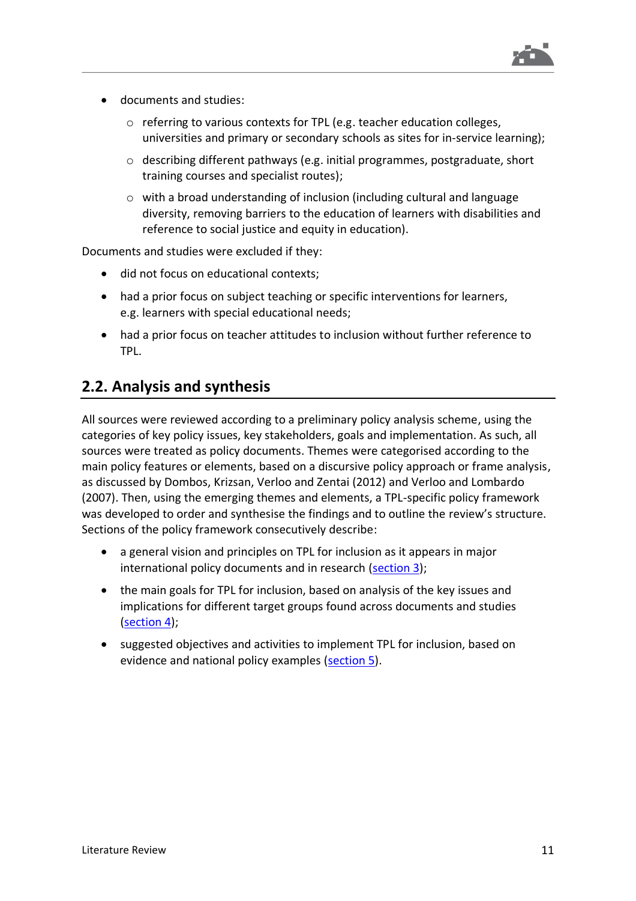- documents and studies:
    - referring to various contexts for TPL (e.g. teacher education colleges, universities and primary or secondary schools as sites for in-service learning);
    - describing different pathways (e.g. initial programmes, postgraduate, short training courses and specialist routes);
    - with a broad understanding of inclusion (including cultural and language diversity, removing barriers to the education of learners with disabilities and reference to social justice and equity in education).

Documents and studies were excluded if they:

- did not focus on educational contexts;
- had a prior focus on subject teaching or specific interventions for learners, e.g. learners with special educational needs;
- had a prior focus on teacher attitudes to inclusion without further reference to TPL.

## 2.2. Analysis and synthesis

All sources were reviewed according to a preliminary policy analysis scheme, using the categories of key policy issues, key stakeholders, goals and implementation. As such, all sources were treated as policy documents. Themes were categorised according to the main policy features or elements, based on a discursive policy approach or frame analysis, as discussed by Dombos, Krizsan, Verloo and Zentai (2012) and Verloo and Lombardo (2007). Then, using the emerging themes and elements, a TPL-specific policy framework was developed to order and synthesise the findings and to outline the review's structure. Sections of the policy framework consecutively describe:

- a general vision and principles on TPL for inclusion as it appears in major international policy documents and in research (section 3);
- the main goals for TPL for inclusion, based on analysis of the key issues and implications for different target groups found across documents and studies (section 4);
- suggested objectives and activities to implement TPL for inclusion, based on evidence and national policy examples (section 5).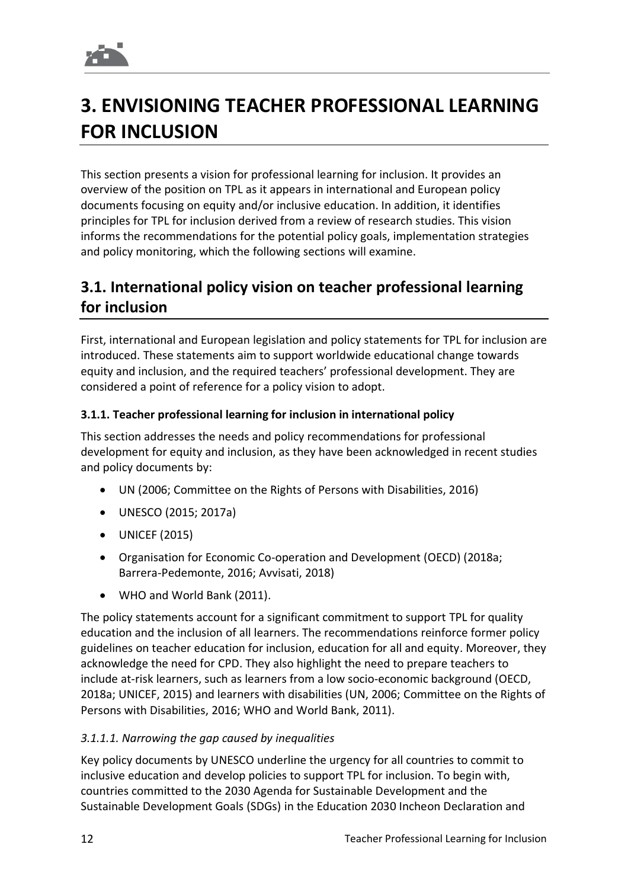# 3. ENVISIONING TEACHER PROFESSIONAL LEARNING FOR INCLUSION

This section presents a vision for professional learning for inclusion. It provides an overview of the position on TPL as it appears in international and European policy documents focusing on equity and/or inclusive education. In addition, it identifies principles for TPL for inclusion derived from a review of research studies. This vision informs the recommendations for the potential policy goals, implementation strategies and policy monitoring, which the following sections will examine.

## 3.1. International policy vision on teacher professional learning for inclusion

First, international and European legislation and policy statements for TPL for inclusion are introduced. These statements aim to support worldwide educational change towards equity and inclusion, and the required teachers' professional development. They are considered a point of reference for a policy vision to adopt.

### 3.1.1. Teacher professional learning for inclusion in international policy

This section addresses the needs and policy recommendations for professional development for equity and inclusion, as they have been acknowledged in recent studies and policy documents by:

- UN (2006; Committee on the Rights of Persons with Disabilities, 2016)
- UNESCO (2015; 2017a)
- UNICEF (2015)
- Organisation for Economic Co-operation and Development (OECD) (2018a; Barrera-Pedemonte, 2016; Avvisati, 2018)
- WHO and World Bank (2011).

The policy statements account for a significant commitment to support TPL for quality education and the inclusion of all learners. The recommendations reinforce former policy guidelines on teacher education for inclusion, education for all and equity. Moreover, they acknowledge the need for CPD. They also highlight the need to prepare teachers to include at-risk learners, such as learners from a low socio-economic background (OECD, 2018a; UNICEF, 2015) and learners with disabilities (UN, 2006; Committee on the Rights of Persons with Disabilities, 2016; WHO and World Bank, 2011).

#### *3.1.1.1. Narrowing the gap caused by inequalities*

Key policy documents by UNESCO underline the urgency for all countries to commit to inclusive education and develop policies to support TPL for inclusion. To begin with, countries committed to the 2030 Agenda for Sustainable Development and the Sustainable Development Goals (SDGs) in the Education 2030 Incheon Declaration and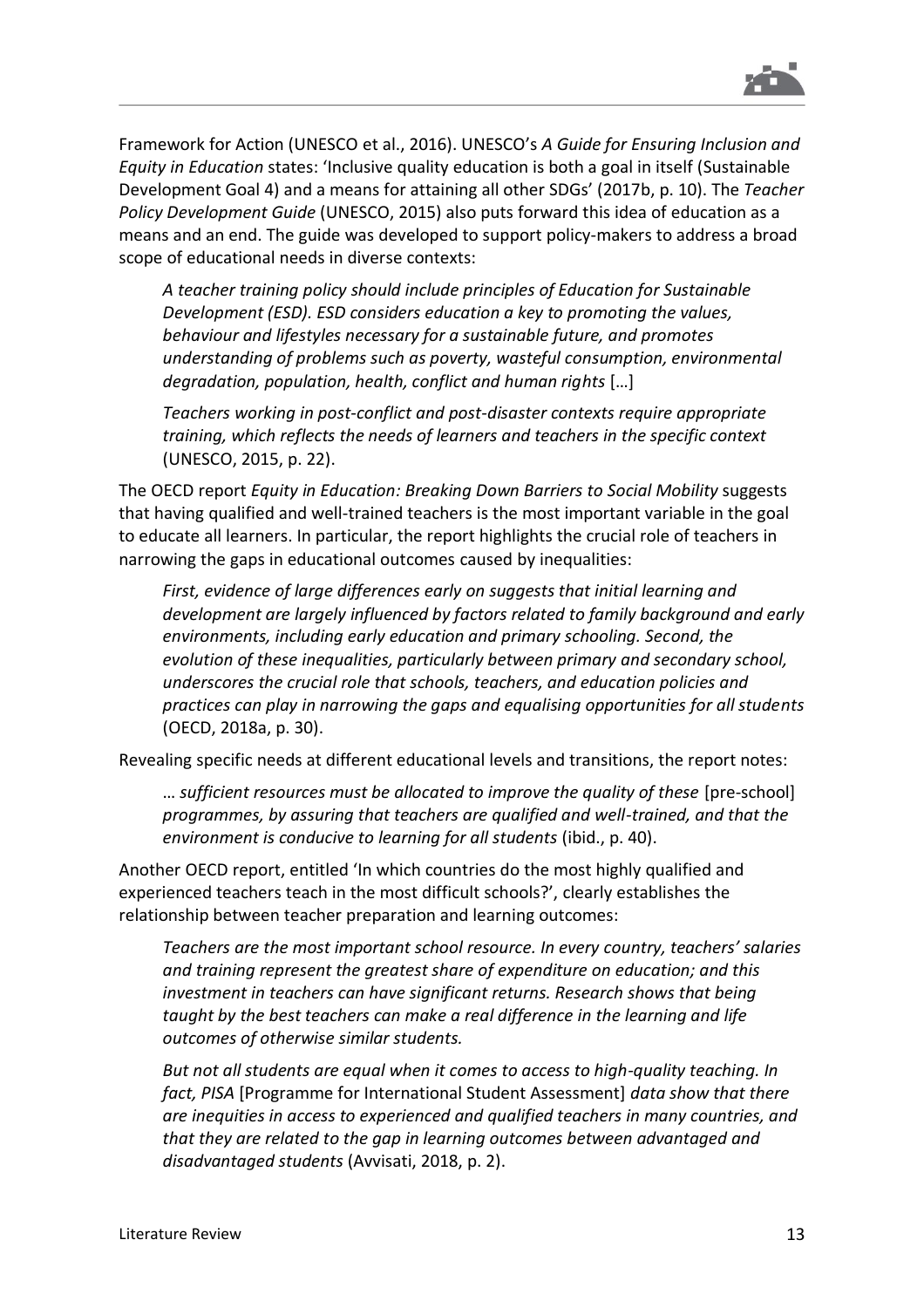Framework for Action (UNESCO et al., 2016). UNESCO's *A Guide for Ensuring Inclusion and Equity in Education* states: 'Inclusive quality education is both a goal in itself (Sustainable Development Goal 4) and a means for attaining all other SDGs' (2017b, p. 10). The *Teacher Policy Development Guide* (UNESCO, 2015) also puts forward this idea of education as a means and an end. The guide was developed to support policy-makers to address a broad scope of educational needs in diverse contexts:

> *A teacher training policy should include principles of Education for Sustainable Development (ESD). ESD considers education a key to promoting the values, behaviour and lifestyles necessary for a sustainable future, and promotes understanding of problems such as poverty, wasteful consumption, environmental degradation, population, health, conflict and human rights* […]
>
> *Teachers working in post-conflict and post-disaster contexts require appropriate training, which reflects the needs of learners and teachers in the specific context* (UNESCO, 2015, p. 22).

The OECD report *Equity in Education: Breaking Down Barriers to Social Mobility* suggests that having qualified and well-trained teachers is the most important variable in the goal to educate all learners. In particular, the report highlights the crucial role of teachers in narrowing the gaps in educational outcomes caused by inequalities:

> *First, evidence of large differences early on suggests that initial learning and development are largely influenced by factors related to family background and early environments, including early education and primary schooling. Second, the evolution of these inequalities, particularly between primary and secondary school, underscores the crucial role that schools, teachers, and education policies and practices can play in narrowing the gaps and equalising opportunities for all students* (OECD, 2018a, p. 30).

Revealing specific needs at different educational levels and transitions, the report notes:

> … *sufficient resources must be allocated to improve the quality of these* [pre-school] *programmes, by assuring that teachers are qualified and well-trained, and that the environment is conducive to learning for all students* (ibid., p. 40).

Another OECD report, entitled 'In which countries do the most highly qualified and experienced teachers teach in the most difficult schools?', clearly establishes the relationship between teacher preparation and learning outcomes:

> *Teachers are the most important school resource. In every country, teachers' salaries and training represent the greatest share of expenditure on education; and this investment in teachers can have significant returns. Research shows that being taught by the best teachers can make a real difference in the learning and life outcomes of otherwise similar students.*
>
> *But not all students are equal when it comes to access to high-quality teaching. In fact, PISA* [Programme for International Student Assessment] *data show that there are inequities in access to experienced and qualified teachers in many countries, and that they are related to the gap in learning outcomes between advantaged and disadvantaged students* (Avvisati, 2018, p. 2).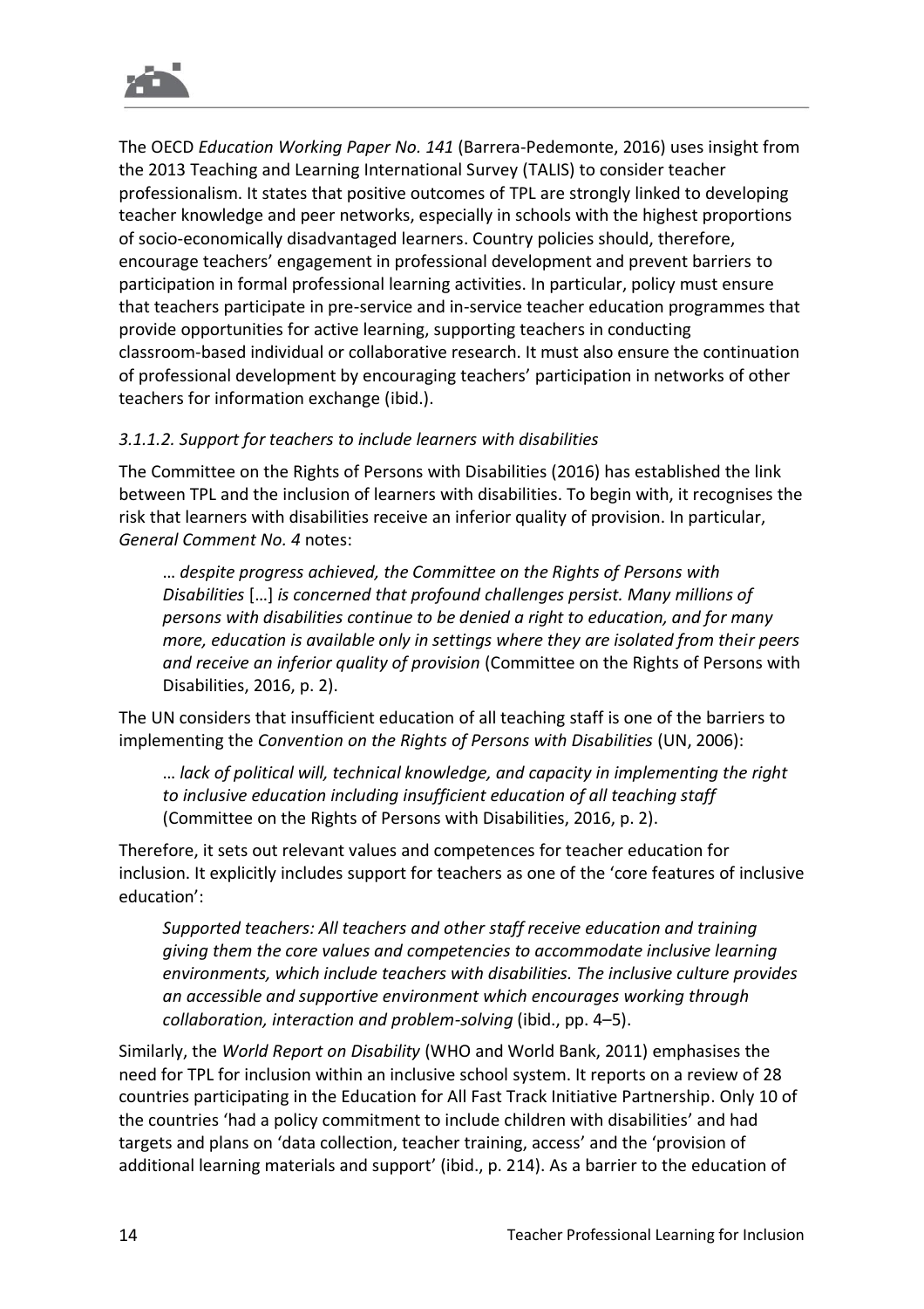The OECD *Education Working Paper No. 141* (Barrera-Pedemonte, 2016) uses insight from the 2013 Teaching and Learning International Survey (TALIS) to consider teacher professionalism. It states that positive outcomes of TPL are strongly linked to developing teacher knowledge and peer networks, especially in schools with the highest proportions of socio-economically disadvantaged learners. Country policies should, therefore, encourage teachers' engagement in professional development and prevent barriers to participation in formal professional learning activities. In particular, policy must ensure that teachers participate in pre-service and in-service teacher education programmes that provide opportunities for active learning, supporting teachers in conducting classroom-based individual or collaborative research. It must also ensure the continuation of professional development by encouraging teachers' participation in networks of other teachers for information exchange (ibid.).

#### *3.1.1.2. Support for teachers to include learners with disabilities*

The Committee on the Rights of Persons with Disabilities (2016) has established the link between TPL and the inclusion of learners with disabilities. To begin with, it recognises the risk that learners with disabilities receive an inferior quality of provision. In particular, *General Comment No. 4* notes:

> … *despite progress achieved, the Committee on the Rights of Persons with Disabilities* […] *is concerned that profound challenges persist. Many millions of persons with disabilities continue to be denied a right to education, and for many more, education is available only in settings where they are isolated from their peers and receive an inferior quality of provision* (Committee on the Rights of Persons with Disabilities, 2016, p. 2).

The UN considers that insufficient education of all teaching staff is one of the barriers to implementing the *Convention on the Rights of Persons with Disabilities* (UN, 2006):

> … *lack of political will, technical knowledge, and capacity in implementing the right to inclusive education including insufficient education of all teaching staff* (Committee on the Rights of Persons with Disabilities, 2016, p. 2).

Therefore, it sets out relevant values and competences for teacher education for inclusion. It explicitly includes support for teachers as one of the 'core features of inclusive education':

> *Supported teachers: All teachers and other staff receive education and training giving them the core values and competencies to accommodate inclusive learning environments, which include teachers with disabilities. The inclusive culture provides an accessible and supportive environment which encourages working through collaboration, interaction and problem-solving* (ibid., pp. 4–5).

Similarly, the *World Report on Disability* (WHO and World Bank, 2011) emphasises the need for TPL for inclusion within an inclusive school system. It reports on a review of 28 countries participating in the Education for All Fast Track Initiative Partnership. Only 10 of the countries 'had a policy commitment to include children with disabilities' and had targets and plans on 'data collection, teacher training, access' and the 'provision of additional learning materials and support' (ibid., p. 214). As a barrier to the education of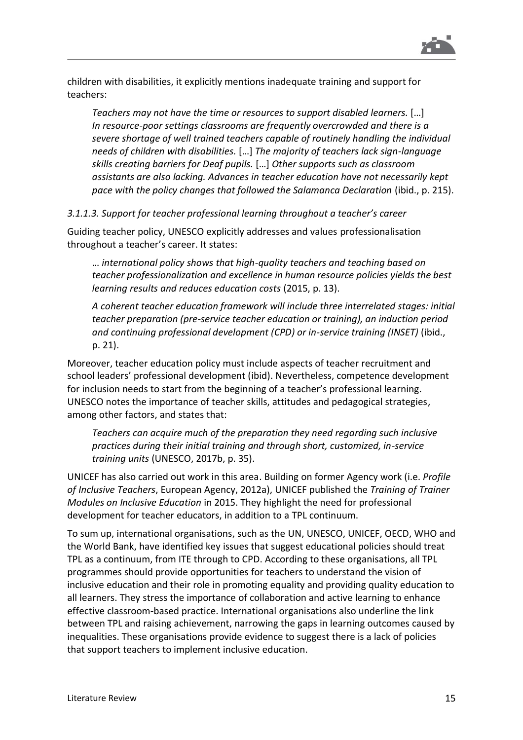children with disabilities, it explicitly mentions inadequate training and support for teachers:

> *Teachers may not have the time or resources to support disabled learners.* […] *In resource-poor settings classrooms are frequently overcrowded and there is a severe shortage of well trained teachers capable of routinely handling the individual needs of children with disabilities.* […] *The majority of teachers lack sign-language skills creating barriers for Deaf pupils.* […] *Other supports such as classroom assistants are also lacking. Advances in teacher education have not necessarily kept pace with the policy changes that followed the Salamanca Declaration* (ibid., p. 215).

#### *3.1.1.3. Support for teacher professional learning throughout a teacher's career*

Guiding teacher policy, UNESCO explicitly addresses and values professionalisation throughout a teacher's career. It states:

> … *international policy shows that high-quality teachers and teaching based on teacher professionalization and excellence in human resource policies yields the best learning results and reduces education costs* (2015, p. 13).

> *A coherent teacher education framework will include three interrelated stages: initial teacher preparation (pre-service teacher education or training), an induction period and continuing professional development (CPD) or in-service training (INSET)* (ibid., p. 21).

Moreover, teacher education policy must include aspects of teacher recruitment and school leaders' professional development (ibid). Nevertheless, competence development for inclusion needs to start from the beginning of a teacher's professional learning. UNESCO notes the importance of teacher skills, attitudes and pedagogical strategies, among other factors, and states that:

> *Teachers can acquire much of the preparation they need regarding such inclusive practices during their initial training and through short, customized, in-service training units* (UNESCO, 2017b, p. 35).

UNICEF has also carried out work in this area. Building on former Agency work (i.e. *Profile of Inclusive Teachers*, European Agency, 2012a), UNICEF published the *Training of Trainer Modules on Inclusive Education* in 2015. They highlight the need for professional development for teacher educators, in addition to a TPL continuum.

To sum up, international organisations, such as the UN, UNESCO, UNICEF, OECD, WHO and the World Bank, have identified key issues that suggest educational policies should treat TPL as a continuum, from ITE through to CPD. According to these organisations, all TPL programmes should provide opportunities for teachers to understand the vision of inclusive education and their role in promoting equality and providing quality education to all learners. They stress the importance of collaboration and active learning to enhance effective classroom-based practice. International organisations also underline the link between TPL and raising achievement, narrowing the gaps in learning outcomes caused by inequalities. These organisations provide evidence to suggest there is a lack of policies that support teachers to implement inclusive education.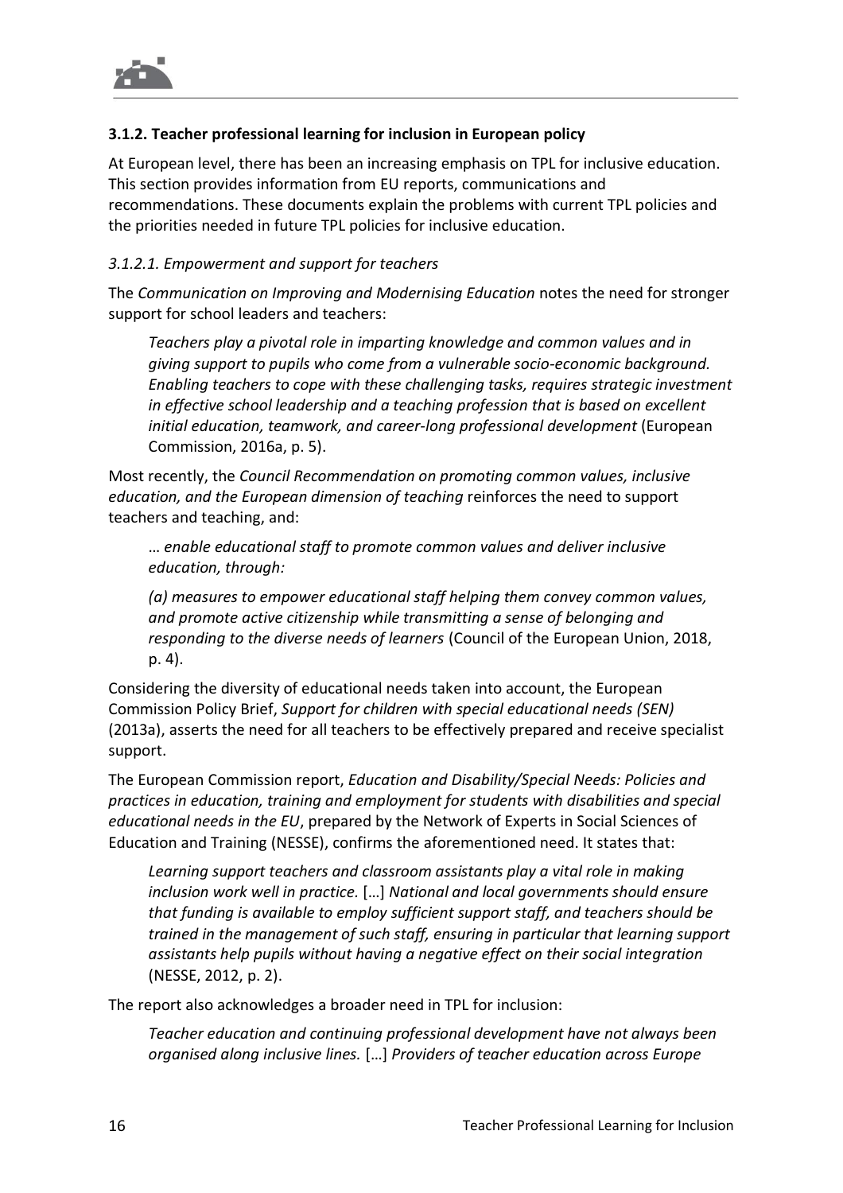### 3.1.2. Teacher professional learning for inclusion in European policy

At European level, there has been an increasing emphasis on TPL for inclusive education. This section provides information from EU reports, communications and recommendations. These documents explain the problems with current TPL policies and the priorities needed in future TPL policies for inclusive education.

#### *3.1.2.1. Empowerment and support for teachers*

The *Communication on Improving and Modernising Education* notes the need for stronger support for school leaders and teachers:

> *Teachers play a pivotal role in imparting knowledge and common values and in giving support to pupils who come from a vulnerable socio-economic background. Enabling teachers to cope with these challenging tasks, requires strategic investment in effective school leadership and a teaching profession that is based on excellent initial education, teamwork, and career-long professional development* (European Commission, 2016a, p. 5).

Most recently, the *Council Recommendation on promoting common values, inclusive education, and the European dimension of teaching* reinforces the need to support teachers and teaching, and:

> … *enable educational staff to promote common values and deliver inclusive education, through:*
>
> *(a) measures to empower educational staff helping them convey common values, and promote active citizenship while transmitting a sense of belonging and responding to the diverse needs of learners* (Council of the European Union, 2018, p. 4).

Considering the diversity of educational needs taken into account, the European Commission Policy Brief, *Support for children with special educational needs (SEN)* (2013a), asserts the need for all teachers to be effectively prepared and receive specialist support.

The European Commission report, *Education and Disability/Special Needs: Policies and practices in education, training and employment for students with disabilities and special educational needs in the EU*, prepared by the Network of Experts in Social Sciences of Education and Training (NESSE), confirms the aforementioned need. It states that:

> *Learning support teachers and classroom assistants play a vital role in making inclusion work well in practice.* […] *National and local governments should ensure that funding is available to employ sufficient support staff, and teachers should be trained in the management of such staff, ensuring in particular that learning support assistants help pupils without having a negative effect on their social integration* (NESSE, 2012, p. 2).

The report also acknowledges a broader need in TPL for inclusion:

> *Teacher education and continuing professional development have not always been organised along inclusive lines.* […] *Providers of teacher education across Europe*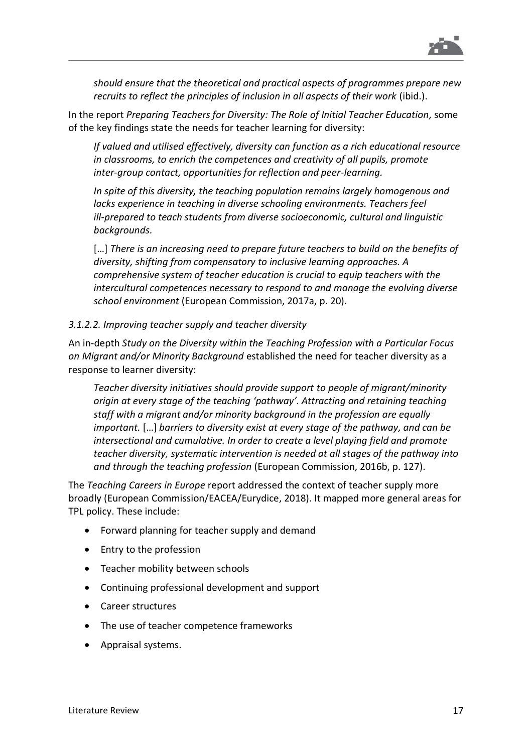> *should ensure that the theoretical and practical aspects of programmes prepare new recruits to reflect the principles of inclusion in all aspects of their work* (ibid.).

In the report *Preparing Teachers for Diversity: The Role of Initial Teacher Education,* some of the key findings state the needs for teacher learning for diversity:

> *If valued and utilised effectively, diversity can function as a rich educational resource in classrooms, to enrich the competences and creativity of all pupils, promote inter-group contact, opportunities for reflection and peer-learning.*
>
> *In spite of this diversity, the teaching population remains largely homogenous and lacks experience in teaching in diverse schooling environments. Teachers feel ill-prepared to teach students from diverse socioeconomic, cultural and linguistic backgrounds.*
>
> […] *There is an increasing need to prepare future teachers to build on the benefits of diversity, shifting from compensatory to inclusive learning approaches. A comprehensive system of teacher education is crucial to equip teachers with the intercultural competences necessary to respond to and manage the evolving diverse school environment* (European Commission, 2017a, p. 20).

#### *3.1.2.2. Improving teacher supply and teacher diversity*

An in-depth *Study on the Diversity within the Teaching Profession with a Particular Focus on Migrant and/or Minority Background* established the need for teacher diversity as a response to learner diversity:

> *Teacher diversity initiatives should provide support to people of migrant/minority origin at every stage of the teaching 'pathway'. Attracting and retaining teaching staff with a migrant and/or minority background in the profession are equally important.* […] *barriers to diversity exist at every stage of the pathway, and can be intersectional and cumulative. In order to create a level playing field and promote teacher diversity, systematic intervention is needed at all stages of the pathway into and through the teaching profession* (European Commission, 2016b, p. 127).

The *Teaching Careers in Europe* report addressed the context of teacher supply more broadly (European Commission/EACEA/Eurydice, 2018). It mapped more general areas for TPL policy. These include:

- Forward planning for teacher supply and demand
- Entry to the profession
- Teacher mobility between schools
- Continuing professional development and support
- Career structures
- The use of teacher competence frameworks
- Appraisal systems.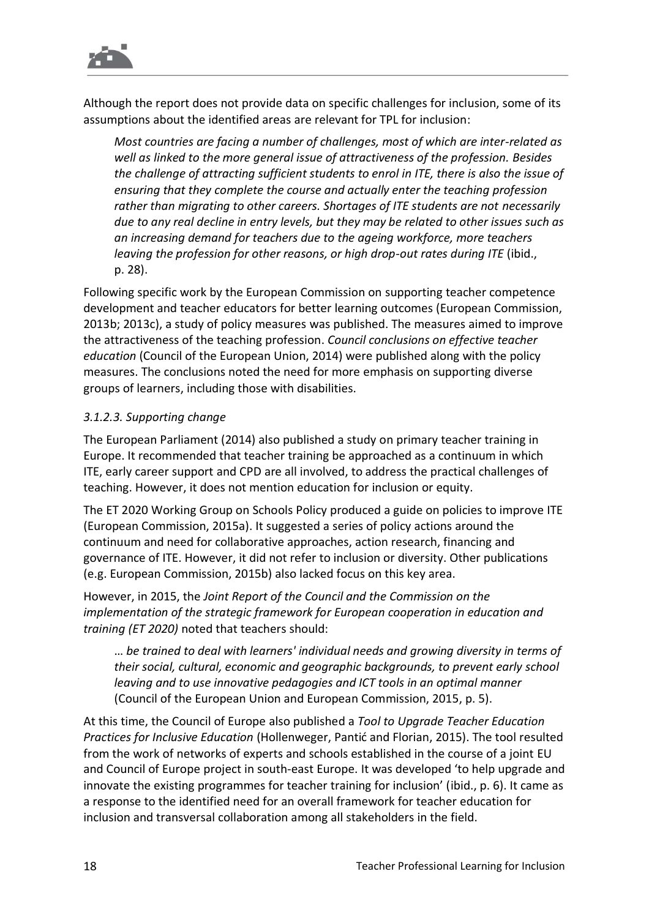Although the report does not provide data on specific challenges for inclusion, some of its assumptions about the identified areas are relevant for TPL for inclusion:

> *Most countries are facing a number of challenges, most of which are inter-related as well as linked to the more general issue of attractiveness of the profession. Besides the challenge of attracting sufficient students to enrol in ITE, there is also the issue of ensuring that they complete the course and actually enter the teaching profession rather than migrating to other careers. Shortages of ITE students are not necessarily due to any real decline in entry levels, but they may be related to other issues such as an increasing demand for teachers due to the ageing workforce, more teachers leaving the profession for other reasons, or high drop-out rates during ITE* (ibid., p. 28).

Following specific work by the European Commission on supporting teacher competence development and teacher educators for better learning outcomes (European Commission, 2013b; 2013c), a study of policy measures was published. The measures aimed to improve the attractiveness of the teaching profession. *Council conclusions on effective teacher education* (Council of the European Union, 2014) were published along with the policy measures. The conclusions noted the need for more emphasis on supporting diverse groups of learners, including those with disabilities.

#### *3.1.2.3. Supporting change*

The European Parliament (2014) also published a study on primary teacher training in Europe. It recommended that teacher training be approached as a continuum in which ITE, early career support and CPD are all involved, to address the practical challenges of teaching. However, it does not mention education for inclusion or equity.

The ET 2020 Working Group on Schools Policy produced a guide on policies to improve ITE (European Commission, 2015a). It suggested a series of policy actions around the continuum and need for collaborative approaches, action research, financing and governance of ITE. However, it did not refer to inclusion or diversity. Other publications (e.g. European Commission, 2015b) also lacked focus on this key area.

However, in 2015, the *Joint Report of the Council and the Commission on the implementation of the strategic framework for European cooperation in education and training (ET 2020)* noted that teachers should:

> *… be trained to deal with learners' individual needs and growing diversity in terms of their social, cultural, economic and geographic backgrounds, to prevent early school leaving and to use innovative pedagogies and ICT tools in an optimal manner* (Council of the European Union and European Commission, 2015, p. 5).

At this time, the Council of Europe also published a *Tool to Upgrade Teacher Education Practices for Inclusive Education* (Hollenweger, Pantić and Florian, 2015). The tool resulted from the work of networks of experts and schools established in the course of a joint EU and Council of Europe project in south-east Europe. It was developed 'to help upgrade and innovate the existing programmes for teacher training for inclusion' (ibid., p. 6). It came as a response to the identified need for an overall framework for teacher education for inclusion and transversal collaboration among all stakeholders in the field.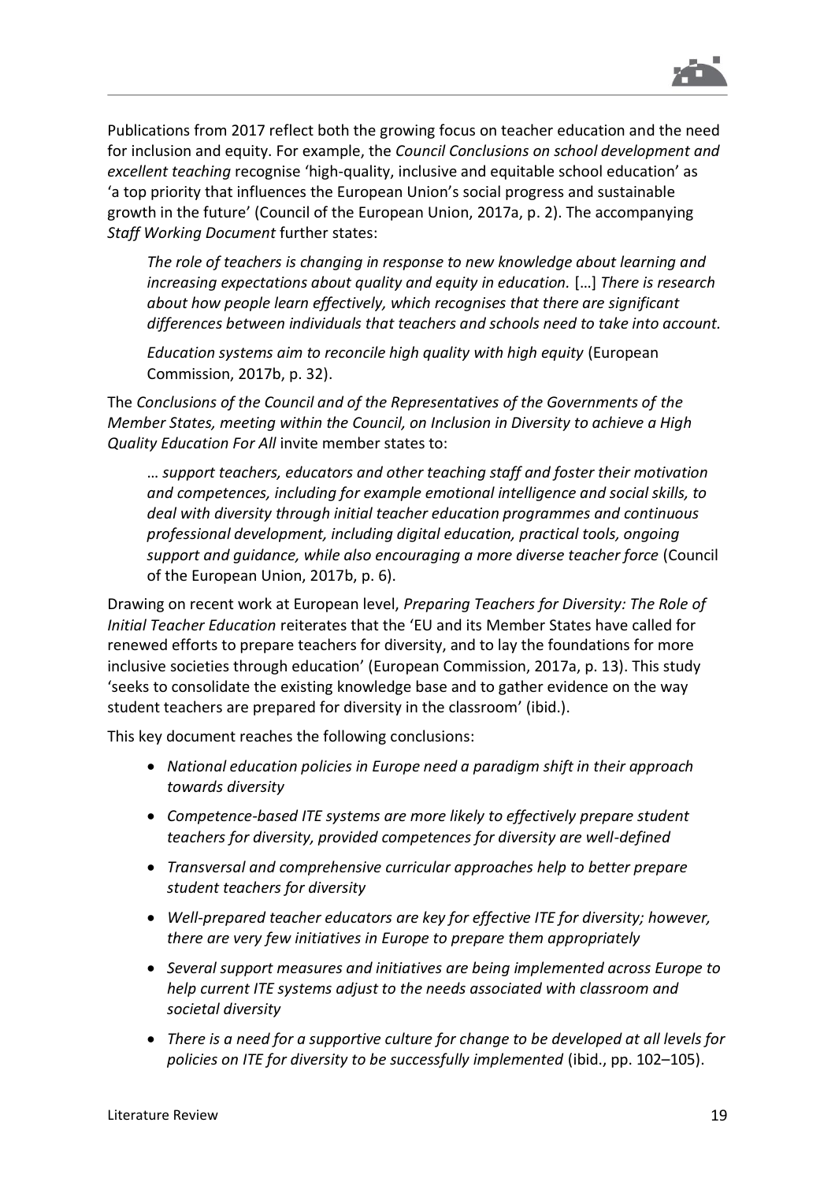Publications from 2017 reflect both the growing focus on teacher education and the need for inclusion and equity. For example, the *Council Conclusions on school development and excellent teaching* recognise 'high-quality, inclusive and equitable school education' as 'a top priority that influences the European Union's social progress and sustainable growth in the future' (Council of the European Union, 2017a, p. 2). The accompanying *Staff Working Document* further states:

> *The role of teachers is changing in response to new knowledge about learning and increasing expectations about quality and equity in education.* […] *There is research about how people learn effectively, which recognises that there are significant differences between individuals that teachers and schools need to take into account.*
>
> *Education systems aim to reconcile high quality with high equity* (European Commission, 2017b, p. 32).

The *Conclusions of the Council and of the Representatives of the Governments of the Member States, meeting within the Council, on Inclusion in Diversity to achieve a High Quality Education For All* invite member states to:

> *… support teachers, educators and other teaching staff and foster their motivation and competences, including for example emotional intelligence and social skills, to deal with diversity through initial teacher education programmes and continuous professional development, including digital education, practical tools, ongoing support and guidance, while also encouraging a more diverse teacher force* (Council of the European Union, 2017b, p. 6).

Drawing on recent work at European level, *Preparing Teachers for Diversity: The Role of Initial Teacher Education* reiterates that the 'EU and its Member States have called for renewed efforts to prepare teachers for diversity, and to lay the foundations for more inclusive societies through education' (European Commission, 2017a, p. 13). This study 'seeks to consolidate the existing knowledge base and to gather evidence on the way student teachers are prepared for diversity in the classroom' (ibid.).

This key document reaches the following conclusions:

- *National education policies in Europe need a paradigm shift in their approach towards diversity*
- *Competence-based ITE systems are more likely to effectively prepare student teachers for diversity, provided competences for diversity are well-defined*
- *Transversal and comprehensive curricular approaches help to better prepare student teachers for diversity*
- *Well-prepared teacher educators are key for effective ITE for diversity; however, there are very few initiatives in Europe to prepare them appropriately*
- *Several support measures and initiatives are being implemented across Europe to help current ITE systems adjust to the needs associated with classroom and societal diversity*
- *There is a need for a supportive culture for change to be developed at all levels for policies on ITE for diversity to be successfully implemented* (ibid., pp. 102–105).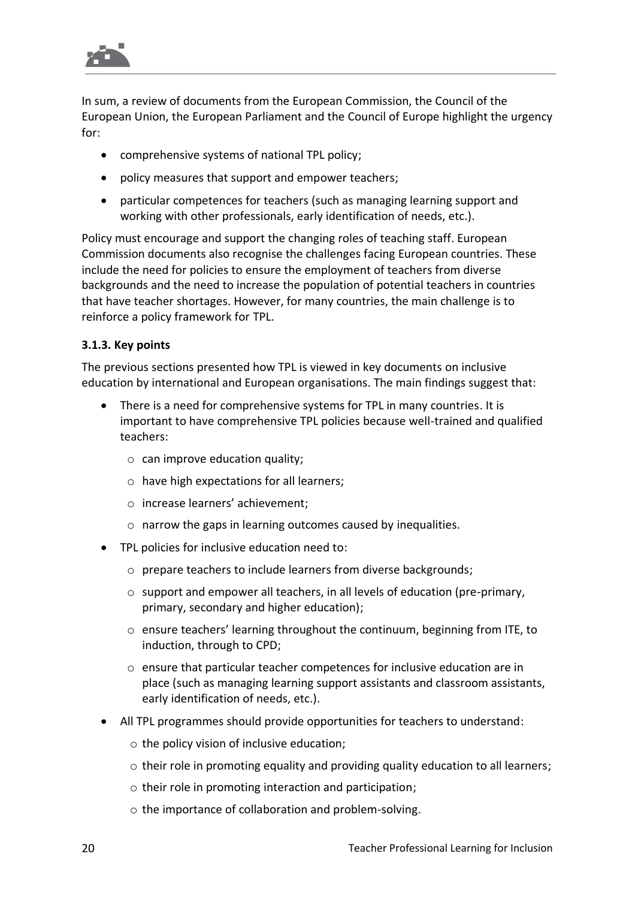In sum, a review of documents from the European Commission, the Council of the European Union, the European Parliament and the Council of Europe highlight the urgency for:

- comprehensive systems of national TPL policy;
- policy measures that support and empower teachers;
- particular competences for teachers (such as managing learning support and working with other professionals, early identification of needs, etc.).

Policy must encourage and support the changing roles of teaching staff. European Commission documents also recognise the challenges facing European countries. These include the need for policies to ensure the employment of teachers from diverse backgrounds and the need to increase the population of potential teachers in countries that have teacher shortages. However, for many countries, the main challenge is to reinforce a policy framework for TPL.

### 3.1.3. Key points

The previous sections presented how TPL is viewed in key documents on inclusive education by international and European organisations. The main findings suggest that:

- There is a need for comprehensive systems for TPL in many countries. It is important to have comprehensive TPL policies because well-trained and qualified teachers:
  - can improve education quality;
  - have high expectations for all learners;
  - increase learners' achievement;
  - narrow the gaps in learning outcomes caused by inequalities.
- TPL policies for inclusive education need to:
  - prepare teachers to include learners from diverse backgrounds;
  - support and empower all teachers, in all levels of education (pre-primary, primary, secondary and higher education);
  - ensure teachers' learning throughout the continuum, beginning from ITE, to induction, through to CPD;
  - ensure that particular teacher competences for inclusive education are in place (such as managing learning support assistants and classroom assistants, early identification of needs, etc.).
- All TPL programmes should provide opportunities for teachers to understand:
  - the policy vision of inclusive education;
  - their role in promoting equality and providing quality education to all learners;
  - their role in promoting interaction and participation;
  - the importance of collaboration and problem-solving.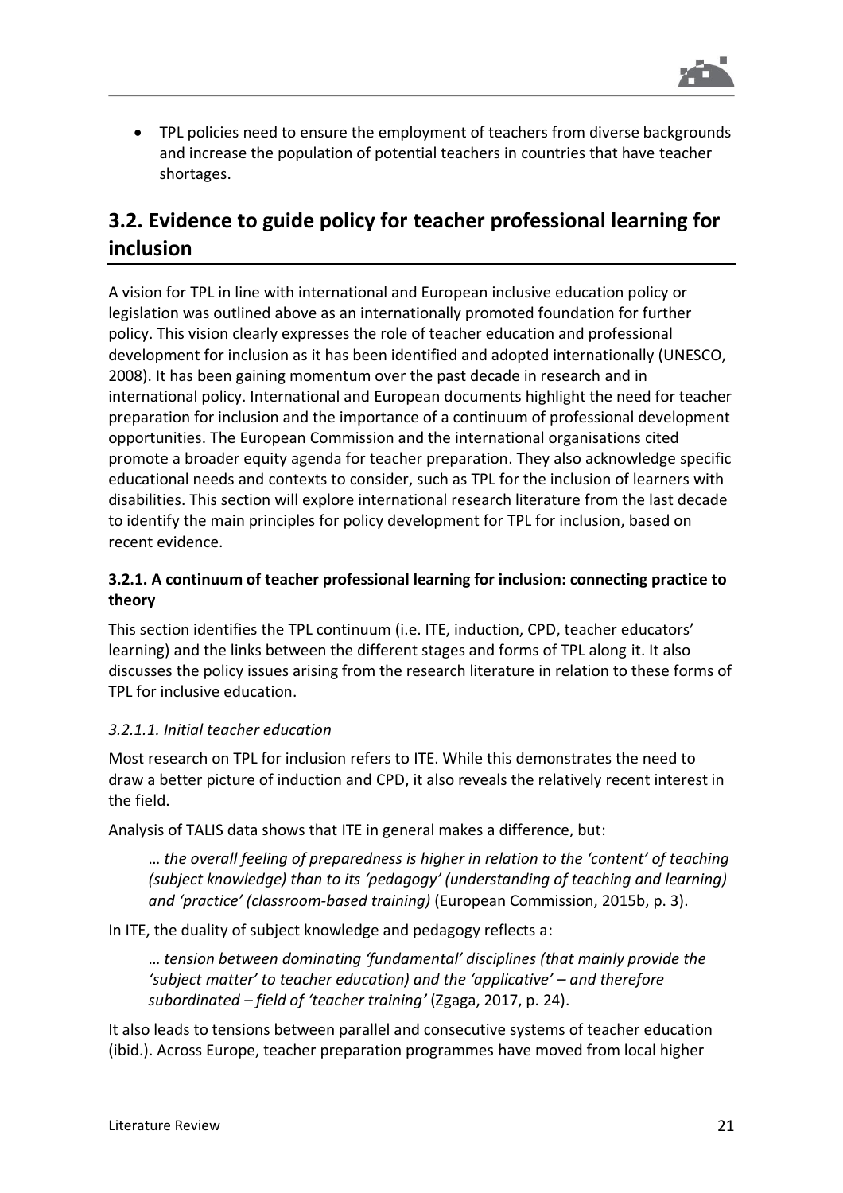- TPL policies need to ensure the employment of teachers from diverse backgrounds and increase the population of potential teachers in countries that have teacher shortages.

## 3.2. Evidence to guide policy for teacher professional learning for inclusion

A vision for TPL in line with international and European inclusive education policy or legislation was outlined above as an internationally promoted foundation for further policy. This vision clearly expresses the role of teacher education and professional development for inclusion as it has been identified and adopted internationally (UNESCO, 2008). It has been gaining momentum over the past decade in research and in international policy. International and European documents highlight the need for teacher preparation for inclusion and the importance of a continuum of professional development opportunities. The European Commission and the international organisations cited promote a broader equity agenda for teacher preparation. They also acknowledge specific educational needs and contexts to consider, such as TPL for the inclusion of learners with disabilities. This section will explore international research literature from the last decade to identify the main principles for policy development for TPL for inclusion, based on recent evidence.

### 3.2.1. A continuum of teacher professional learning for inclusion: connecting practice to theory

This section identifies the TPL continuum (i.e. ITE, induction, CPD, teacher educators' learning) and the links between the different stages and forms of TPL along it. It also discusses the policy issues arising from the research literature in relation to these forms of TPL for inclusive education.

#### *3.2.1.1. Initial teacher education*

Most research on TPL for inclusion refers to ITE. While this demonstrates the need to draw a better picture of induction and CPD, it also reveals the relatively recent interest in the field.

Analysis of TALIS data shows that ITE in general makes a difference, but:

> … *the overall feeling of preparedness is higher in relation to the 'content' of teaching (subject knowledge) than to its 'pedagogy' (understanding of teaching and learning) and 'practice' (classroom-based training)* (European Commission, 2015b, p. 3).

In ITE, the duality of subject knowledge and pedagogy reflects a:

> … *tension between dominating 'fundamental' disciplines (that mainly provide the 'subject matter' to teacher education) and the 'applicative' – and therefore subordinated – field of 'teacher training'* (Zgaga, 2017, p. 24).

It also leads to tensions between parallel and consecutive systems of teacher education (ibid.). Across Europe, teacher preparation programmes have moved from local higher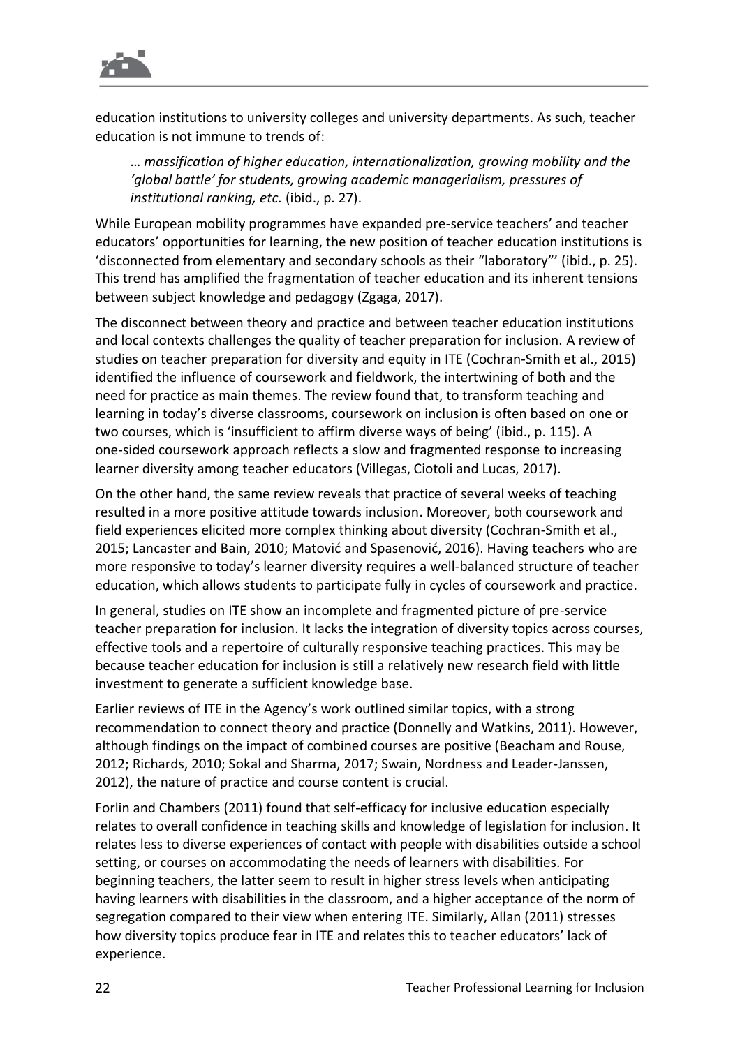education institutions to university colleges and university departments. As such, teacher education is not immune to trends of:

> … *massification of higher education, internationalization, growing mobility and the 'global battle' for students, growing academic managerialism, pressures of institutional ranking, etc.* (ibid., p. 27).

While European mobility programmes have expanded pre-service teachers' and teacher educators' opportunities for learning, the new position of teacher education institutions is 'disconnected from elementary and secondary schools as their "laboratory"' (ibid., p. 25). This trend has amplified the fragmentation of teacher education and its inherent tensions between subject knowledge and pedagogy (Zgaga, 2017).

The disconnect between theory and practice and between teacher education institutions and local contexts challenges the quality of teacher preparation for inclusion. A review of studies on teacher preparation for diversity and equity in ITE (Cochran-Smith et al., 2015) identified the influence of coursework and fieldwork, the intertwining of both and the need for practice as main themes. The review found that, to transform teaching and learning in today's diverse classrooms, coursework on inclusion is often based on one or two courses, which is 'insufficient to affirm diverse ways of being' (ibid., p. 115). A one-sided coursework approach reflects a slow and fragmented response to increasing learner diversity among teacher educators (Villegas, Ciotoli and Lucas, 2017).

On the other hand, the same review reveals that practice of several weeks of teaching resulted in a more positive attitude towards inclusion. Moreover, both coursework and field experiences elicited more complex thinking about diversity (Cochran-Smith et al., 2015; Lancaster and Bain, 2010; Matović and Spasenović, 2016). Having teachers who are more responsive to today's learner diversity requires a well-balanced structure of teacher education, which allows students to participate fully in cycles of coursework and practice.

In general, studies on ITE show an incomplete and fragmented picture of pre-service teacher preparation for inclusion. It lacks the integration of diversity topics across courses, effective tools and a repertoire of culturally responsive teaching practices. This may be because teacher education for inclusion is still a relatively new research field with little investment to generate a sufficient knowledge base.

Earlier reviews of ITE in the Agency's work outlined similar topics, with a strong recommendation to connect theory and practice (Donnelly and Watkins, 2011). However, although findings on the impact of combined courses are positive (Beacham and Rouse, 2012; Richards, 2010; Sokal and Sharma, 2017; Swain, Nordness and Leader-Janssen, 2012), the nature of practice and course content is crucial.

Forlin and Chambers (2011) found that self-efficacy for inclusive education especially relates to overall confidence in teaching skills and knowledge of legislation for inclusion. It relates less to diverse experiences of contact with people with disabilities outside a school setting, or courses on accommodating the needs of learners with disabilities. For beginning teachers, the latter seem to result in higher stress levels when anticipating having learners with disabilities in the classroom, and a higher acceptance of the norm of segregation compared to their view when entering ITE. Similarly, Allan (2011) stresses how diversity topics produce fear in ITE and relates this to teacher educators' lack of experience.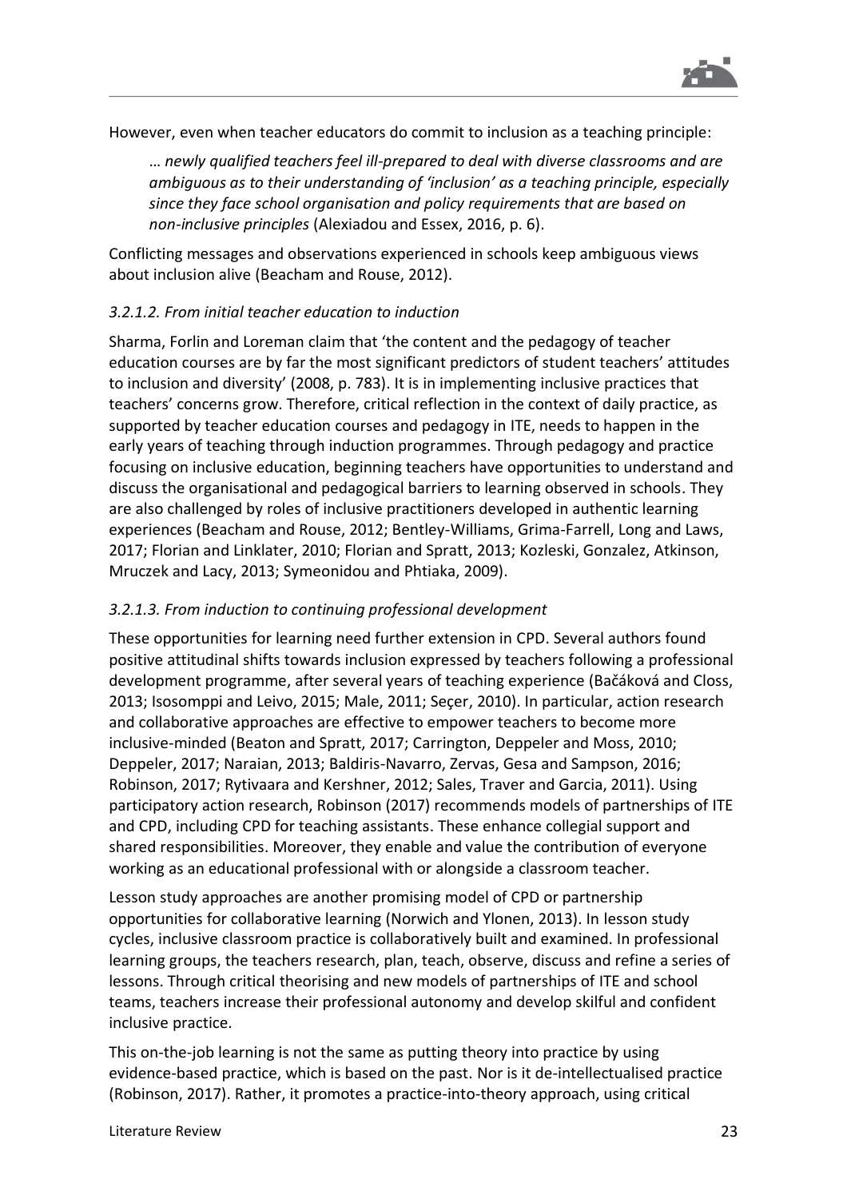However, even when teacher educators do commit to inclusion as a teaching principle:

> *… newly qualified teachers feel ill-prepared to deal with diverse classrooms and are ambiguous as to their understanding of 'inclusion' as a teaching principle, especially since they face school organisation and policy requirements that are based on non-inclusive principles* (Alexiadou and Essex, 2016, p. 6).

Conflicting messages and observations experienced in schools keep ambiguous views about inclusion alive (Beacham and Rouse, 2012).

#### *3.2.1.2. From initial teacher education to induction*

Sharma, Forlin and Loreman claim that 'the content and the pedagogy of teacher education courses are by far the most significant predictors of student teachers' attitudes to inclusion and diversity' (2008, p. 783). It is in implementing inclusive practices that teachers' concerns grow. Therefore, critical reflection in the context of daily practice, as supported by teacher education courses and pedagogy in ITE, needs to happen in the early years of teaching through induction programmes. Through pedagogy and practice focusing on inclusive education, beginning teachers have opportunities to understand and discuss the organisational and pedagogical barriers to learning observed in schools. They are also challenged by roles of inclusive practitioners developed in authentic learning experiences (Beacham and Rouse, 2012; Bentley-Williams, Grima-Farrell, Long and Laws, 2017; Florian and Linklater, 2010; Florian and Spratt, 2013; Kozleski, Gonzalez, Atkinson, Mruczek and Lacy, 2013; Symeonidou and Phtiaka, 2009).

#### *3.2.1.3. From induction to continuing professional development*

These opportunities for learning need further extension in CPD. Several authors found positive attitudinal shifts towards inclusion expressed by teachers following a professional development programme, after several years of teaching experience (Bačáková and Closs, 2013; Isosomppi and Leivo, 2015; Male, 2011; Seçer, 2010). In particular, action research and collaborative approaches are effective to empower teachers to become more inclusive-minded (Beaton and Spratt, 2017; Carrington, Deppeler and Moss, 2010; Deppeler, 2017; Naraian, 2013; Baldiris-Navarro, Zervas, Gesa and Sampson, 2016; Robinson, 2017; Rytivaara and Kershner, 2012; Sales, Traver and Garcia, 2011). Using participatory action research, Robinson (2017) recommends models of partnerships of ITE and CPD, including CPD for teaching assistants. These enhance collegial support and shared responsibilities. Moreover, they enable and value the contribution of everyone working as an educational professional with or alongside a classroom teacher.

Lesson study approaches are another promising model of CPD or partnership opportunities for collaborative learning (Norwich and Ylonen, 2013). In lesson study cycles, inclusive classroom practice is collaboratively built and examined. In professional learning groups, the teachers research, plan, teach, observe, discuss and refine a series of lessons. Through critical theorising and new models of partnerships of ITE and school teams, teachers increase their professional autonomy and develop skilful and confident inclusive practice.

This on-the-job learning is not the same as putting theory into practice by using evidence-based practice, which is based on the past. Nor is it de-intellectualised practice (Robinson, 2017). Rather, it promotes a practice-into-theory approach, using critical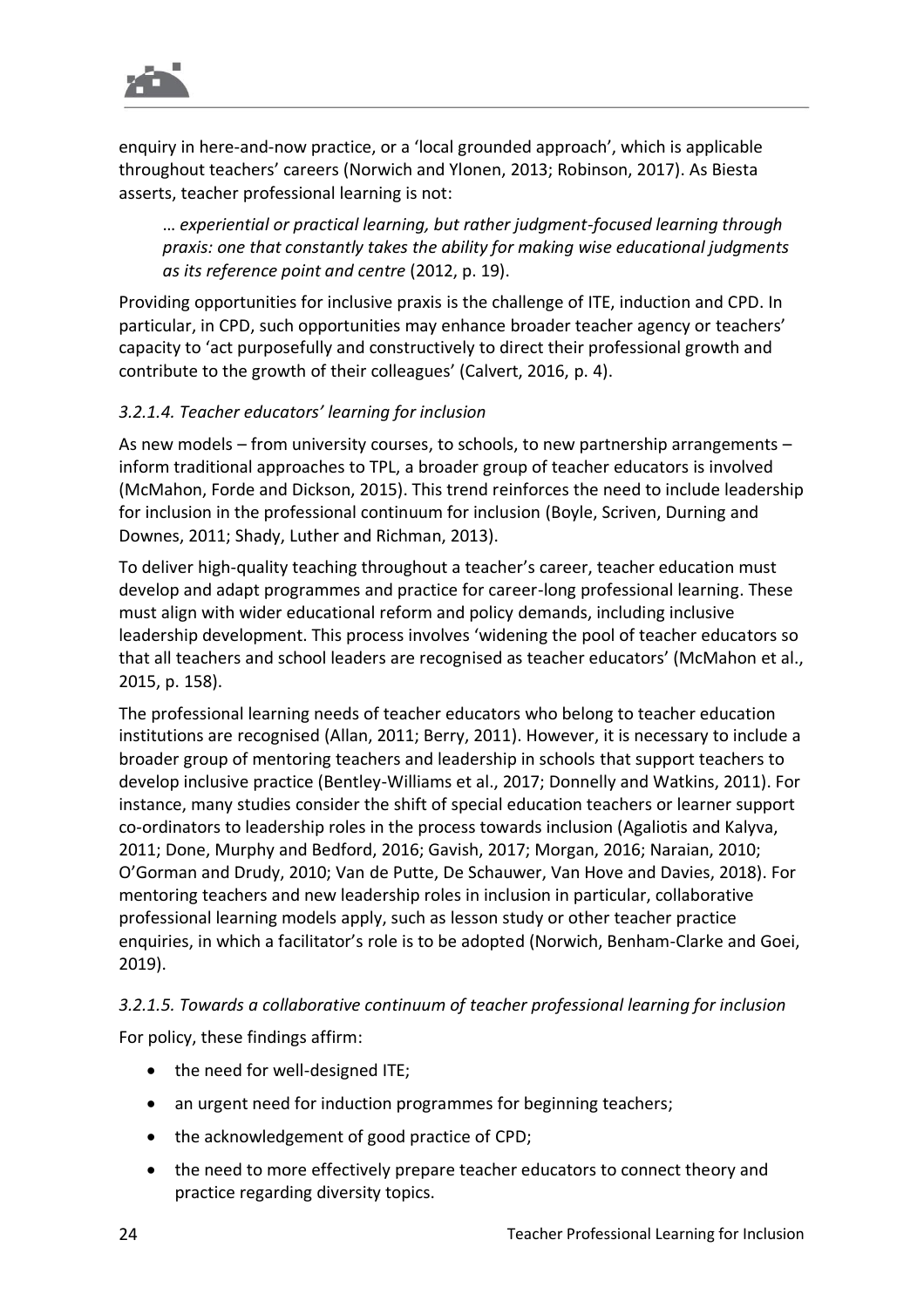enquiry in here-and-now practice, or a 'local grounded approach', which is applicable throughout teachers' careers (Norwich and Ylonen, 2013; Robinson, 2017). As Biesta asserts, teacher professional learning is not:

> … *experiential or practical learning, but rather judgment-focused learning through praxis: one that constantly takes the ability for making wise educational judgments as its reference point and centre* (2012, p. 19).

Providing opportunities for inclusive praxis is the challenge of ITE, induction and CPD. In particular, in CPD, such opportunities may enhance broader teacher agency or teachers' capacity to 'act purposefully and constructively to direct their professional growth and contribute to the growth of their colleagues' (Calvert, 2016, p. 4).

#### *3.2.1.4. Teacher educators' learning for inclusion*

As new models – from university courses, to schools, to new partnership arrangements – inform traditional approaches to TPL, a broader group of teacher educators is involved (McMahon, Forde and Dickson, 2015). This trend reinforces the need to include leadership for inclusion in the professional continuum for inclusion (Boyle, Scriven, Durning and Downes, 2011; Shady, Luther and Richman, 2013).

To deliver high-quality teaching throughout a teacher's career, teacher education must develop and adapt programmes and practice for career-long professional learning. These must align with wider educational reform and policy demands, including inclusive leadership development. This process involves 'widening the pool of teacher educators so that all teachers and school leaders are recognised as teacher educators' (McMahon et al., 2015, p. 158).

The professional learning needs of teacher educators who belong to teacher education institutions are recognised (Allan, 2011; Berry, 2011). However, it is necessary to include a broader group of mentoring teachers and leadership in schools that support teachers to develop inclusive practice (Bentley-Williams et al., 2017; Donnelly and Watkins, 2011). For instance, many studies consider the shift of special education teachers or learner support co-ordinators to leadership roles in the process towards inclusion (Agaliotis and Kalyva, 2011; Done, Murphy and Bedford, 2016; Gavish, 2017; Morgan, 2016; Naraian, 2010; O'Gorman and Drudy, 2010; Van de Putte, De Schauwer, Van Hove and Davies, 2018). For mentoring teachers and new leadership roles in inclusion in particular, collaborative professional learning models apply, such as lesson study or other teacher practice enquiries, in which a facilitator's role is to be adopted (Norwich, Benham-Clarke and Goei, 2019).

#### *3.2.1.5. Towards a collaborative continuum of teacher professional learning for inclusion*

For policy, these findings affirm:

- the need for well-designed ITE;
- an urgent need for induction programmes for beginning teachers;
- the acknowledgement of good practice of CPD;
- the need to more effectively prepare teacher educators to connect theory and practice regarding diversity topics.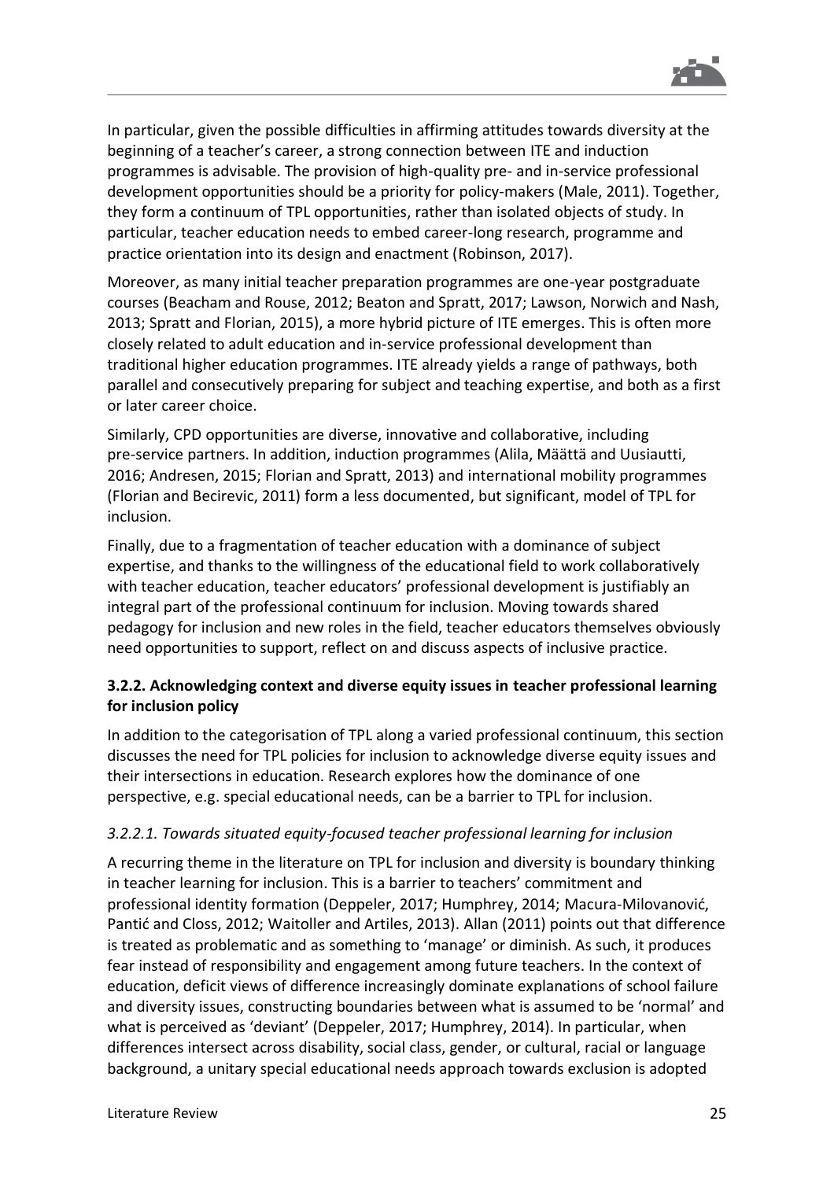In particular, given the possible difficulties in affirming attitudes towards diversity at the beginning of a teacher's career, a strong connection between ITE and induction programmes is advisable. The provision of high-quality pre- and in-service professional development opportunities should be a priority for policy-makers (Male, 2011). Together, they form a continuum of TPL opportunities, rather than isolated objects of study. In particular, teacher education needs to embed career-long research, programme and practice orientation into its design and enactment (Robinson, 2017).

Moreover, as many initial teacher preparation programmes are one-year postgraduate courses (Beacham and Rouse, 2012; Beaton and Spratt, 2017; Lawson, Norwich and Nash, 2013; Spratt and Florian, 2015), a more hybrid picture of ITE emerges. This is often more closely related to adult education and in-service professional development than traditional higher education programmes. ITE already yields a range of pathways, both parallel and consecutively preparing for subject and teaching expertise, and both as a first or later career choice.

Similarly, CPD opportunities are diverse, innovative and collaborative, including pre-service partners. In addition, induction programmes (Alila, Määttä and Uusiautti, 2016; Andresen, 2015; Florian and Spratt, 2013) and international mobility programmes (Florian and Becirevic, 2011) form a less documented, but significant, model of TPL for inclusion.

Finally, due to a fragmentation of teacher education with a dominance of subject expertise, and thanks to the willingness of the educational field to work collaboratively with teacher education, teacher educators' professional development is justifiably an integral part of the professional continuum for inclusion. Moving towards shared pedagogy for inclusion and new roles in the field, teacher educators themselves obviously need opportunities to support, reflect on and discuss aspects of inclusive practice.

### 3.2.2. Acknowledging context and diverse equity issues in teacher professional learning for inclusion policy

In addition to the categorisation of TPL along a varied professional continuum, this section discusses the need for TPL policies for inclusion to acknowledge diverse equity issues and their intersections in education. Research explores how the dominance of one perspective, e.g. special educational needs, can be a barrier to TPL for inclusion.

#### *3.2.2.1. Towards situated equity-focused teacher professional learning for inclusion*

A recurring theme in the literature on TPL for inclusion and diversity is boundary thinking in teacher learning for inclusion. This is a barrier to teachers' commitment and professional identity formation (Deppeler, 2017; Humphrey, 2014; Macura-Milovanović, Pantić and Closs, 2012; Waitoller and Artiles, 2013). Allan (2011) points out that difference is treated as problematic and as something to 'manage' or diminish. As such, it produces fear instead of responsibility and engagement among future teachers. In the context of education, deficit views of difference increasingly dominate explanations of school failure and diversity issues, constructing boundaries between what is assumed to be 'normal' and what is perceived as 'deviant' (Deppeler, 2017; Humphrey, 2014). In particular, when differences intersect across disability, social class, gender, or cultural, racial or language background, a unitary special educational needs approach towards exclusion is adopted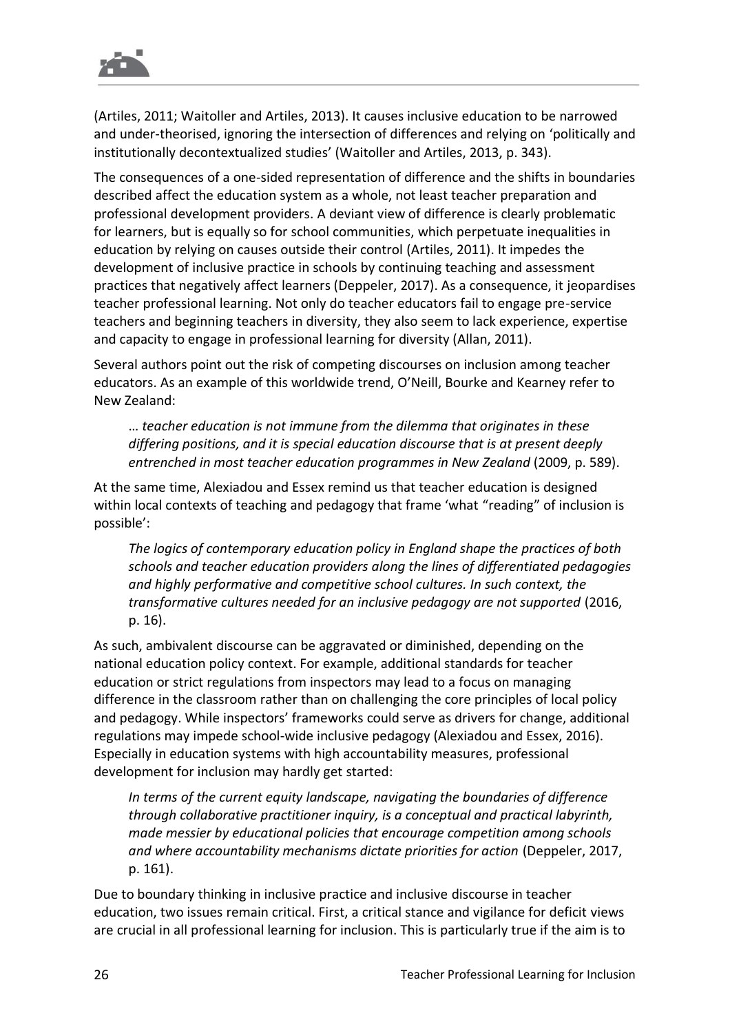(Artiles, 2011; Waitoller and Artiles, 2013). It causes inclusive education to be narrowed and under-theorised, ignoring the intersection of differences and relying on 'politically and institutionally decontextualized studies' (Waitoller and Artiles, 2013, p. 343).

The consequences of a one-sided representation of difference and the shifts in boundaries described affect the education system as a whole, not least teacher preparation and professional development providers. A deviant view of difference is clearly problematic for learners, but is equally so for school communities, which perpetuate inequalities in education by relying on causes outside their control (Artiles, 2011). It impedes the development of inclusive practice in schools by continuing teaching and assessment practices that negatively affect learners (Deppeler, 2017). As a consequence, it jeopardises teacher professional learning. Not only do teacher educators fail to engage pre-service teachers and beginning teachers in diversity, they also seem to lack experience, expertise and capacity to engage in professional learning for diversity (Allan, 2011).

Several authors point out the risk of competing discourses on inclusion among teacher educators. As an example of this worldwide trend, O'Neill, Bourke and Kearney refer to New Zealand:

> *… teacher education is not immune from the dilemma that originates in these differing positions, and it is special education discourse that is at present deeply entrenched in most teacher education programmes in New Zealand* (2009, p. 589).

At the same time, Alexiadou and Essex remind us that teacher education is designed within local contexts of teaching and pedagogy that frame 'what "reading" of inclusion is possible':

> *The logics of contemporary education policy in England shape the practices of both schools and teacher education providers along the lines of differentiated pedagogies and highly performative and competitive school cultures. In such context, the transformative cultures needed for an inclusive pedagogy are not supported* (2016, p. 16).

As such, ambivalent discourse can be aggravated or diminished, depending on the national education policy context. For example, additional standards for teacher education or strict regulations from inspectors may lead to a focus on managing difference in the classroom rather than on challenging the core principles of local policy and pedagogy. While inspectors' frameworks could serve as drivers for change, additional regulations may impede school-wide inclusive pedagogy (Alexiadou and Essex, 2016). Especially in education systems with high accountability measures, professional development for inclusion may hardly get started:

> *In terms of the current equity landscape, navigating the boundaries of difference through collaborative practitioner inquiry, is a conceptual and practical labyrinth, made messier by educational policies that encourage competition among schools and where accountability mechanisms dictate priorities for action* (Deppeler, 2017, p. 161).

Due to boundary thinking in inclusive practice and inclusive discourse in teacher education, two issues remain critical. First, a critical stance and vigilance for deficit views are crucial in all professional learning for inclusion. This is particularly true if the aim is to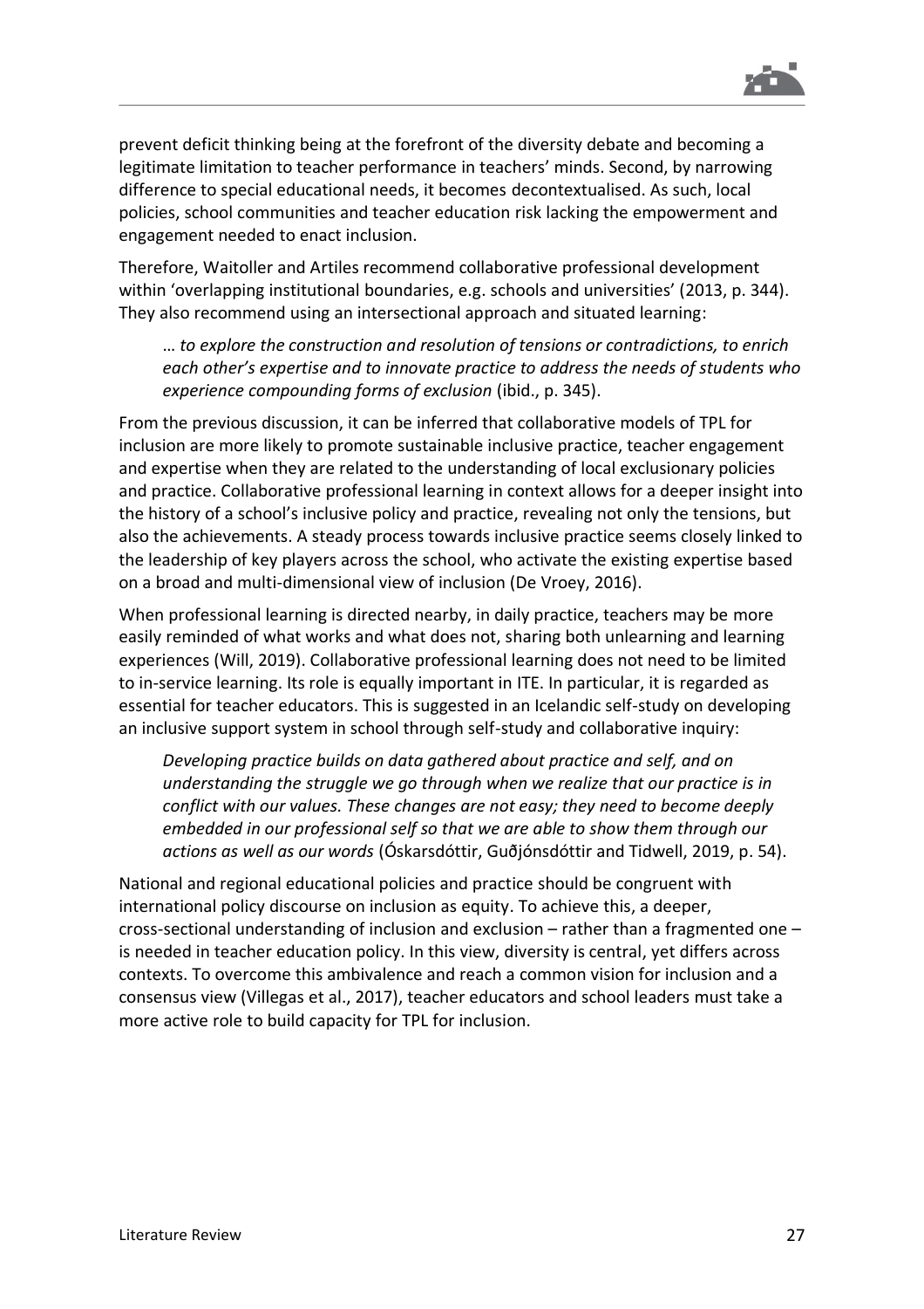prevent deficit thinking being at the forefront of the diversity debate and becoming a legitimate limitation to teacher performance in teachers' minds. Second, by narrowing difference to special educational needs, it becomes decontextualised. As such, local policies, school communities and teacher education risk lacking the empowerment and engagement needed to enact inclusion.

Therefore, Waitoller and Artiles recommend collaborative professional development within 'overlapping institutional boundaries, e.g. schools and universities' (2013, p. 344). They also recommend using an intersectional approach and situated learning:

> … *to explore the construction and resolution of tensions or contradictions, to enrich each other's expertise and to innovate practice to address the needs of students who experience compounding forms of exclusion* (ibid., p. 345).

From the previous discussion, it can be inferred that collaborative models of TPL for inclusion are more likely to promote sustainable inclusive practice, teacher engagement and expertise when they are related to the understanding of local exclusionary policies and practice. Collaborative professional learning in context allows for a deeper insight into the history of a school's inclusive policy and practice, revealing not only the tensions, but also the achievements. A steady process towards inclusive practice seems closely linked to the leadership of key players across the school, who activate the existing expertise based on a broad and multi-dimensional view of inclusion (De Vroey, 2016).

When professional learning is directed nearby, in daily practice, teachers may be more easily reminded of what works and what does not, sharing both unlearning and learning experiences (Will, 2019). Collaborative professional learning does not need to be limited to in-service learning. Its role is equally important in ITE. In particular, it is regarded as essential for teacher educators. This is suggested in an Icelandic self-study on developing an inclusive support system in school through self-study and collaborative inquiry:

> *Developing practice builds on data gathered about practice and self, and on understanding the struggle we go through when we realize that our practice is in conflict with our values. These changes are not easy; they need to become deeply embedded in our professional self so that we are able to show them through our actions as well as our words* (Óskarsdóttir, Guðjónsdóttir and Tidwell, 2019, p. 54).

National and regional educational policies and practice should be congruent with international policy discourse on inclusion as equity. To achieve this, a deeper, cross-sectional understanding of inclusion and exclusion – rather than a fragmented one – is needed in teacher education policy. In this view, diversity is central, yet differs across contexts. To overcome this ambivalence and reach a common vision for inclusion and a consensus view (Villegas et al., 2017), teacher educators and school leaders must take a more active role to build capacity for TPL for inclusion.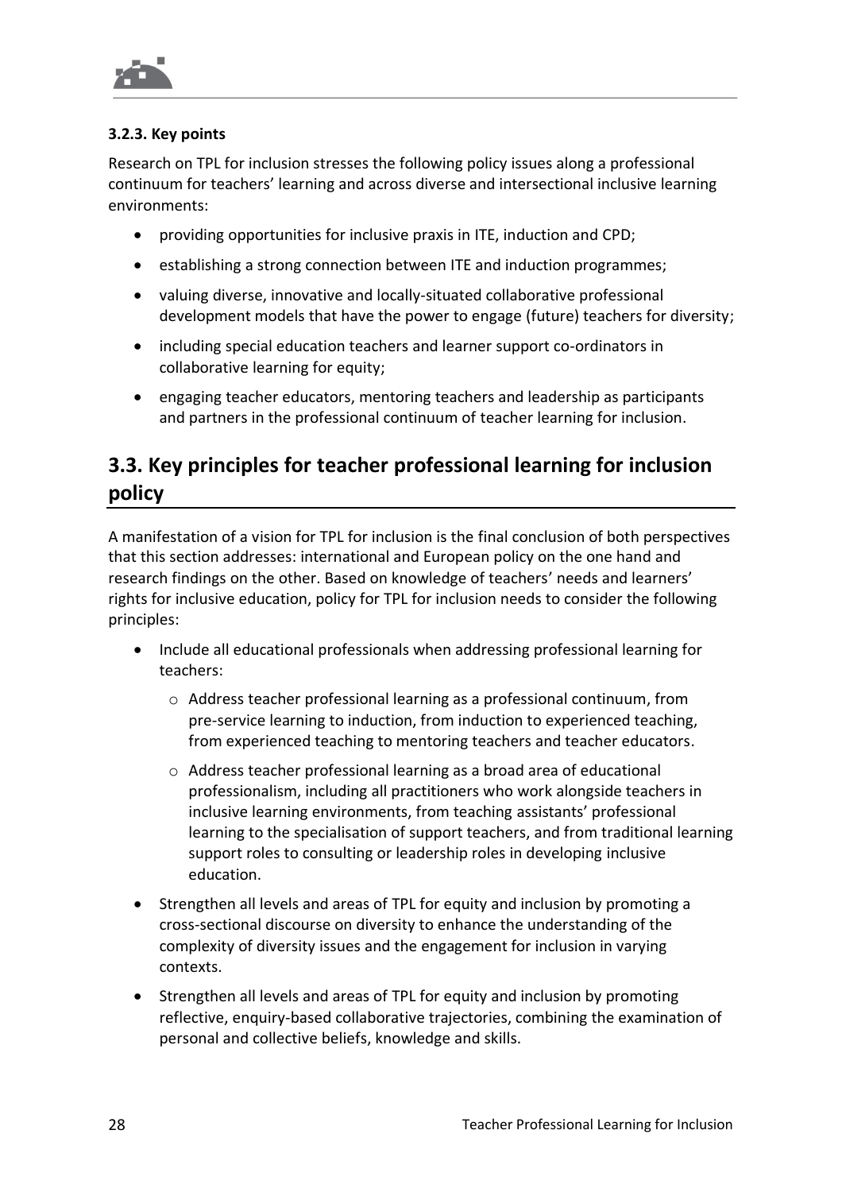### 3.2.3. Key points

Research on TPL for inclusion stresses the following policy issues along a professional continuum for teachers' learning and across diverse and intersectional inclusive learning environments:

- providing opportunities for inclusive praxis in ITE, induction and CPD;
- establishing a strong connection between ITE and induction programmes;
- valuing diverse, innovative and locally-situated collaborative professional development models that have the power to engage (future) teachers for diversity;
- including special education teachers and learner support co-ordinators in collaborative learning for equity;
- engaging teacher educators, mentoring teachers and leadership as participants and partners in the professional continuum of teacher learning for inclusion.

## 3.3. Key principles for teacher professional learning for inclusion policy

A manifestation of a vision for TPL for inclusion is the final conclusion of both perspectives that this section addresses: international and European policy on the one hand and research findings on the other. Based on knowledge of teachers' needs and learners' rights for inclusive education, policy for TPL for inclusion needs to consider the following principles:

- Include all educational professionals when addressing professional learning for teachers:
  - Address teacher professional learning as a professional continuum, from pre-service learning to induction, from induction to experienced teaching, from experienced teaching to mentoring teachers and teacher educators.
  - Address teacher professional learning as a broad area of educational professionalism, including all practitioners who work alongside teachers in inclusive learning environments, from teaching assistants' professional learning to the specialisation of support teachers, and from traditional learning support roles to consulting or leadership roles in developing inclusive education.
- Strengthen all levels and areas of TPL for equity and inclusion by promoting a cross-sectional discourse on diversity to enhance the understanding of the complexity of diversity issues and the engagement for inclusion in varying contexts.
- Strengthen all levels and areas of TPL for equity and inclusion by promoting reflective, enquiry-based collaborative trajectories, combining the examination of personal and collective beliefs, knowledge and skills.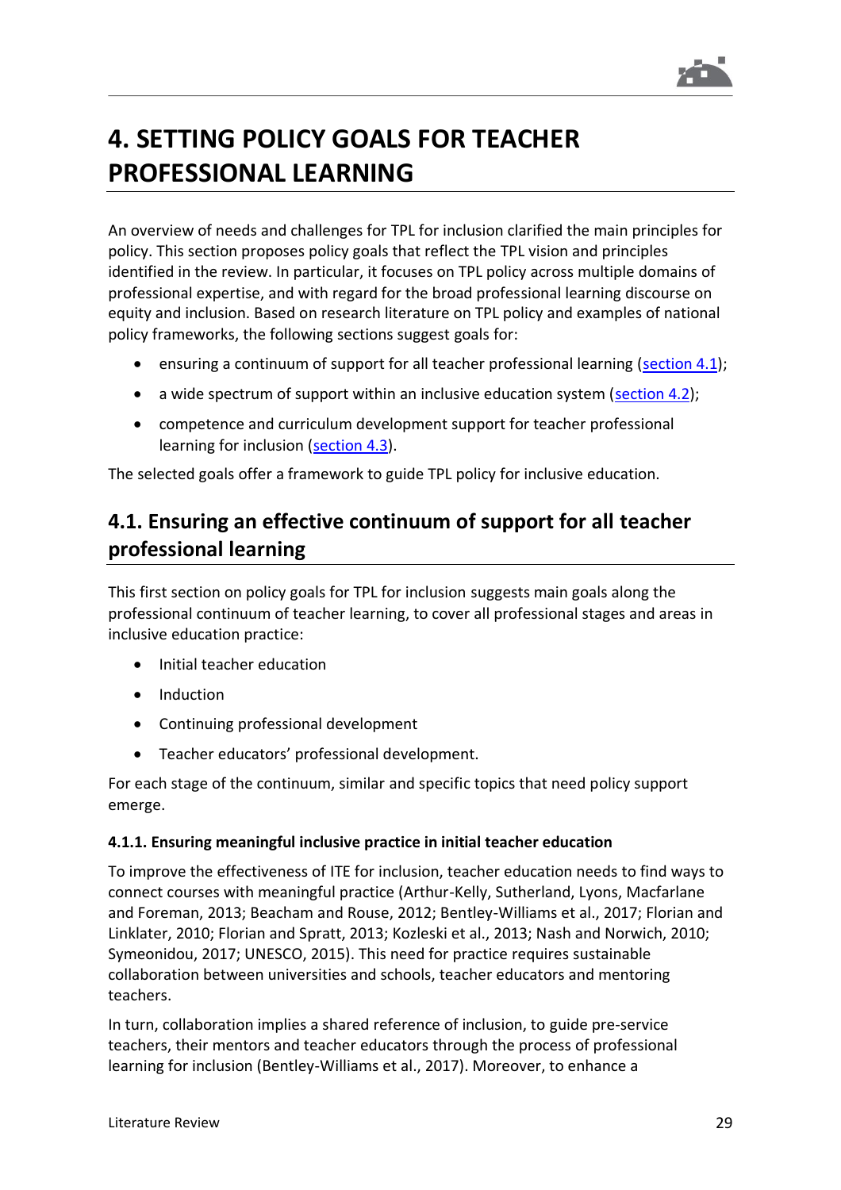# 4. SETTING POLICY GOALS FOR TEACHER PROFESSIONAL LEARNING

An overview of needs and challenges for TPL for inclusion clarified the main principles for policy. This section proposes policy goals that reflect the TPL vision and principles identified in the review. In particular, it focuses on TPL policy across multiple domains of professional expertise, and with regard for the broad professional learning discourse on equity and inclusion. Based on research literature on TPL policy and examples of national policy frameworks, the following sections suggest goals for:

- ensuring a continuum of support for all teacher professional learning (section 4.1);
- a wide spectrum of support within an inclusive education system (section 4.2);
- competence and curriculum development support for teacher professional learning for inclusion (section 4.3).

The selected goals offer a framework to guide TPL policy for inclusive education.

## 4.1. Ensuring an effective continuum of support for all teacher professional learning

This first section on policy goals for TPL for inclusion suggests main goals along the professional continuum of teacher learning, to cover all professional stages and areas in inclusive education practice:

- Initial teacher education
- Induction
- Continuing professional development
- Teacher educators' professional development.

For each stage of the continuum, similar and specific topics that need policy support emerge.

### 4.1.1. Ensuring meaningful inclusive practice in initial teacher education

To improve the effectiveness of ITE for inclusion, teacher education needs to find ways to connect courses with meaningful practice (Arthur-Kelly, Sutherland, Lyons, Macfarlane and Foreman, 2013; Beacham and Rouse, 2012; Bentley-Williams et al., 2017; Florian and Linklater, 2010; Florian and Spratt, 2013; Kozleski et al., 2013; Nash and Norwich, 2010; Symeonidou, 2017; UNESCO, 2015). This need for practice requires sustainable collaboration between universities and schools, teacher educators and mentoring teachers.

In turn, collaboration implies a shared reference of inclusion, to guide pre-service teachers, their mentors and teacher educators through the process of professional learning for inclusion (Bentley-Williams et al., 2017). Moreover, to enhance a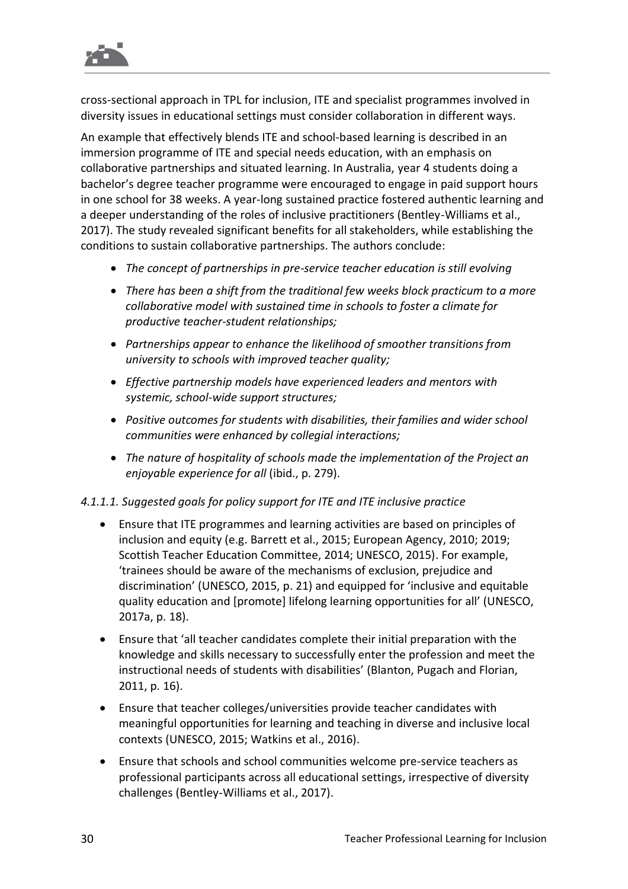cross-sectional approach in TPL for inclusion, ITE and specialist programmes involved in diversity issues in educational settings must consider collaboration in different ways.

An example that effectively blends ITE and school-based learning is described in an immersion programme of ITE and special needs education, with an emphasis on collaborative partnerships and situated learning. In Australia, year 4 students doing a bachelor's degree teacher programme were encouraged to engage in paid support hours in one school for 38 weeks. A year-long sustained practice fostered authentic learning and a deeper understanding of the roles of inclusive practitioners (Bentley-Williams et al., 2017). The study revealed significant benefits for all stakeholders, while establishing the conditions to sustain collaborative partnerships. The authors conclude:

- *The concept of partnerships in pre-service teacher education is still evolving*
- *There has been a shift from the traditional few weeks block practicum to a more collaborative model with sustained time in schools to foster a climate for productive teacher-student relationships;*
- *Partnerships appear to enhance the likelihood of smoother transitions from university to schools with improved teacher quality;*
- *Effective partnership models have experienced leaders and mentors with systemic, school-wide support structures;*
- *Positive outcomes for students with disabilities, their families and wider school communities were enhanced by collegial interactions;*
- *The nature of hospitality of schools made the implementation of the Project an enjoyable experience for all* (ibid., p. 279).

*4.1.1.1. Suggested goals for policy support for ITE and ITE inclusive practice*

- Ensure that ITE programmes and learning activities are based on principles of inclusion and equity (e.g. Barrett et al., 2015; European Agency, 2010; 2019; Scottish Teacher Education Committee, 2014; UNESCO, 2015). For example, 'trainees should be aware of the mechanisms of exclusion, prejudice and discrimination' (UNESCO, 2015, p. 21) and equipped for 'inclusive and equitable quality education and [promote] lifelong learning opportunities for all' (UNESCO, 2017a, p. 18).
- Ensure that 'all teacher candidates complete their initial preparation with the knowledge and skills necessary to successfully enter the profession and meet the instructional needs of students with disabilities' (Blanton, Pugach and Florian, 2011, p. 16).
- Ensure that teacher colleges/universities provide teacher candidates with meaningful opportunities for learning and teaching in diverse and inclusive local contexts (UNESCO, 2015; Watkins et al., 2016).
- Ensure that schools and school communities welcome pre-service teachers as professional participants across all educational settings, irrespective of diversity challenges (Bentley-Williams et al., 2017).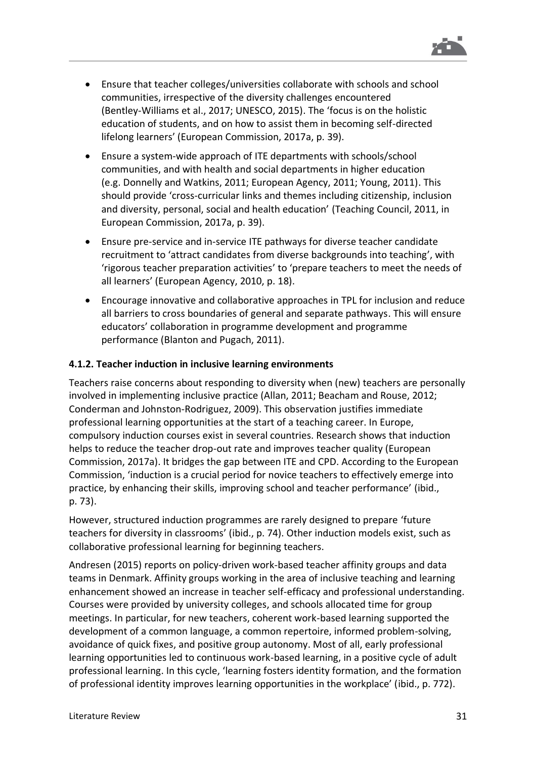- Ensure that teacher colleges/universities collaborate with schools and school communities, irrespective of the diversity challenges encountered (Bentley-Williams et al., 2017; UNESCO, 2015). The 'focus is on the holistic education of students, and on how to assist them in becoming self-directed lifelong learners' (European Commission, 2017a, p. 39).
- Ensure a system-wide approach of ITE departments with schools/school communities, and with health and social departments in higher education (e.g. Donnelly and Watkins, 2011; European Agency, 2011; Young, 2011). This should provide 'cross-curricular links and themes including citizenship, inclusion and diversity, personal, social and health education' (Teaching Council, 2011, in European Commission, 2017a, p. 39).
- Ensure pre-service and in-service ITE pathways for diverse teacher candidate recruitment to 'attract candidates from diverse backgrounds into teaching', with 'rigorous teacher preparation activities' to 'prepare teachers to meet the needs of all learners' (European Agency, 2010, p. 18).
- Encourage innovative and collaborative approaches in TPL for inclusion and reduce all barriers to cross boundaries of general and separate pathways. This will ensure educators' collaboration in programme development and programme performance (Blanton and Pugach, 2011).

#### 4.1.2. Teacher induction in inclusive learning environments

Teachers raise concerns about responding to diversity when (new) teachers are personally involved in implementing inclusive practice (Allan, 2011; Beacham and Rouse, 2012; Conderman and Johnston-Rodriguez, 2009). This observation justifies immediate professional learning opportunities at the start of a teaching career. In Europe, compulsory induction courses exist in several countries. Research shows that induction helps to reduce the teacher drop-out rate and improves teacher quality (European Commission, 2017a). It bridges the gap between ITE and CPD. According to the European Commission, 'induction is a crucial period for novice teachers to effectively emerge into practice, by enhancing their skills, improving school and teacher performance' (ibid., p. 73).

However, structured induction programmes are rarely designed to prepare 'future teachers for diversity in classrooms' (ibid., p. 74). Other induction models exist, such as collaborative professional learning for beginning teachers.

Andresen (2015) reports on policy-driven work-based teacher affinity groups and data teams in Denmark. Affinity groups working in the area of inclusive teaching and learning enhancement showed an increase in teacher self-efficacy and professional understanding. Courses were provided by university colleges, and schools allocated time for group meetings. In particular, for new teachers, coherent work-based learning supported the development of a common language, a common repertoire, informed problem-solving, avoidance of quick fixes, and positive group autonomy. Most of all, early professional learning opportunities led to continuous work-based learning, in a positive cycle of adult professional learning. In this cycle, 'learning fosters identity formation, and the formation of professional identity improves learning opportunities in the workplace' (ibid., p. 772).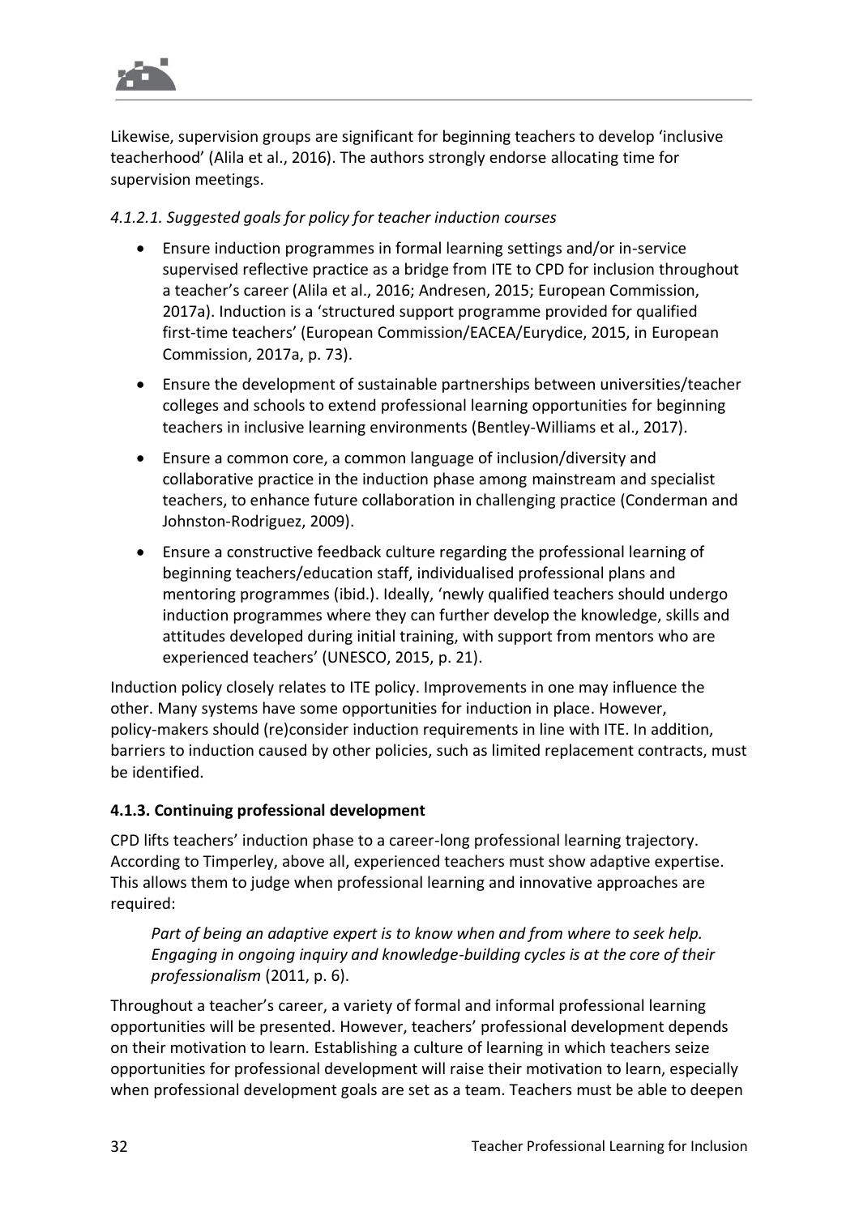Likewise, supervision groups are significant for beginning teachers to develop 'inclusive teacherhood' (Alila et al., 2016). The authors strongly endorse allocating time for supervision meetings.

*4.1.2.1. Suggested goals for policy for teacher induction courses*

- Ensure induction programmes in formal learning settings and/or in-service supervised reflective practice as a bridge from ITE to CPD for inclusion throughout a teacher's career (Alila et al., 2016; Andresen, 2015; European Commission, 2017a). Induction is a 'structured support programme provided for qualified first-time teachers' (European Commission/EACEA/Eurydice, 2015, in European Commission, 2017a, p. 73).
- Ensure the development of sustainable partnerships between universities/teacher colleges and schools to extend professional learning opportunities for beginning teachers in inclusive learning environments (Bentley-Williams et al., 2017).
- Ensure a common core, a common language of inclusion/diversity and collaborative practice in the induction phase among mainstream and specialist teachers, to enhance future collaboration in challenging practice (Conderman and Johnston-Rodriguez, 2009).
- Ensure a constructive feedback culture regarding the professional learning of beginning teachers/education staff, individualised professional plans and mentoring programmes (ibid.). Ideally, 'newly qualified teachers should undergo induction programmes where they can further develop the knowledge, skills and attitudes developed during initial training, with support from mentors who are experienced teachers' (UNESCO, 2015, p. 21).

Induction policy closely relates to ITE policy. Improvements in one may influence the other. Many systems have some opportunities for induction in place. However, policy-makers should (re)consider induction requirements in line with ITE. In addition, barriers to induction caused by other policies, such as limited replacement contracts, must be identified.

### 4.1.3. Continuing professional development

CPD lifts teachers' induction phase to a career-long professional learning trajectory. According to Timperley, above all, experienced teachers must show adaptive expertise. This allows them to judge when professional learning and innovative approaches are required:

> *Part of being an adaptive expert is to know when and from where to seek help. Engaging in ongoing inquiry and knowledge-building cycles is at the core of their professionalism* (2011, p. 6).

Throughout a teacher's career, a variety of formal and informal professional learning opportunities will be presented. However, teachers' professional development depends on their motivation to learn. Establishing a culture of learning in which teachers seize opportunities for professional development will raise their motivation to learn, especially when professional development goals are set as a team. Teachers must be able to deepen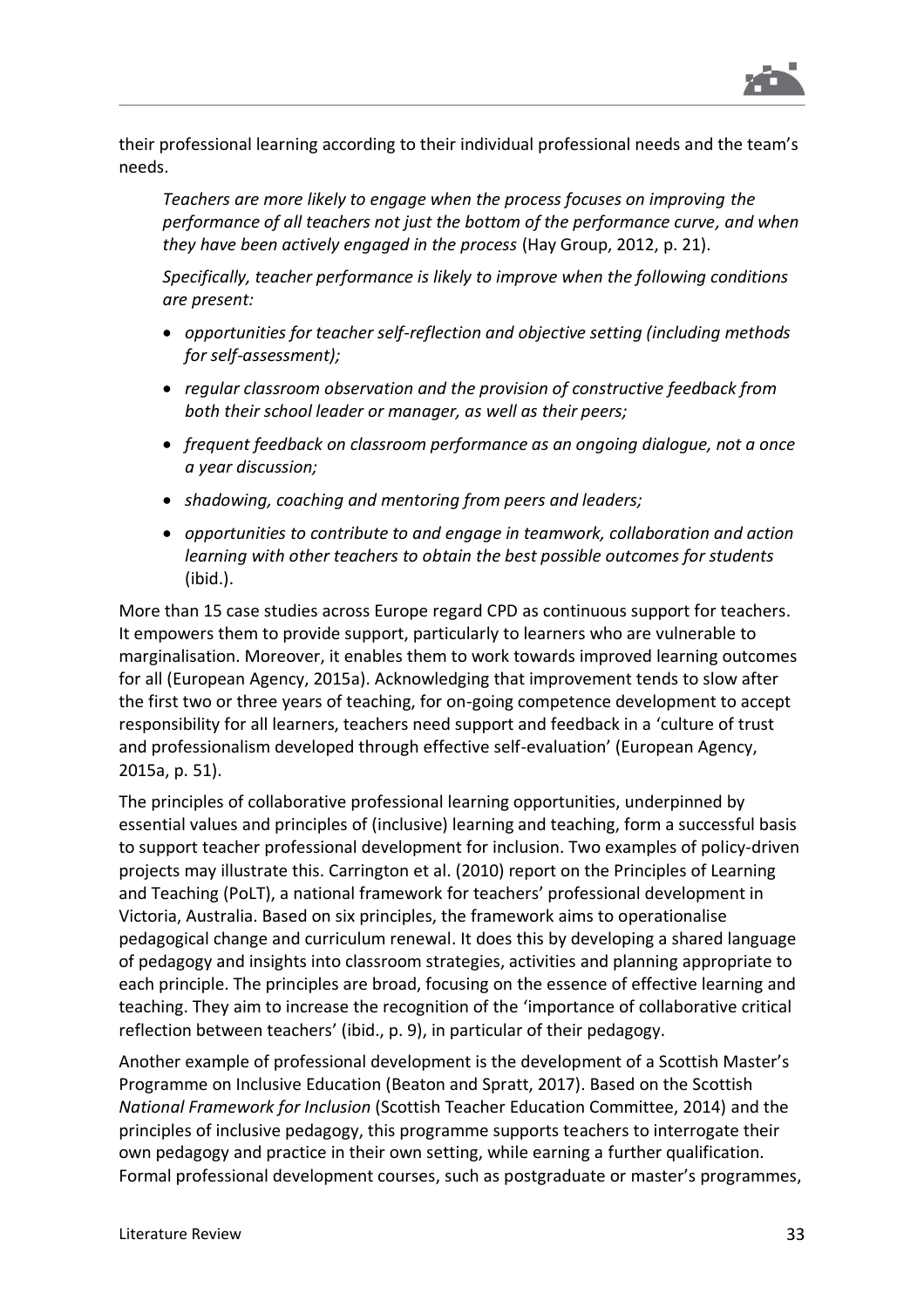their professional learning according to their individual professional needs and the team's needs.

> *Teachers are more likely to engage when the process focuses on improving the performance of all teachers not just the bottom of the performance curve, and when they have been actively engaged in the process* (Hay Group, 2012, p. 21).
>
> *Specifically, teacher performance is likely to improve when the following conditions are present:*
>
> - *opportunities for teacher self-reflection and objective setting (including methods for self-assessment);*
> - *regular classroom observation and the provision of constructive feedback from both their school leader or manager, as well as their peers;*
> - *frequent feedback on classroom performance as an ongoing dialogue, not a once a year discussion;*
> - *shadowing, coaching and mentoring from peers and leaders;*
> - *opportunities to contribute to and engage in teamwork, collaboration and action learning with other teachers to obtain the best possible outcomes for students* (ibid.).

More than 15 case studies across Europe regard CPD as continuous support for teachers. It empowers them to provide support, particularly to learners who are vulnerable to marginalisation. Moreover, it enables them to work towards improved learning outcomes for all (European Agency, 2015a). Acknowledging that improvement tends to slow after the first two or three years of teaching, for on-going competence development to accept responsibility for all learners, teachers need support and feedback in a 'culture of trust and professionalism developed through effective self-evaluation' (European Agency, 2015a, p. 51).

The principles of collaborative professional learning opportunities, underpinned by essential values and principles of (inclusive) learning and teaching, form a successful basis to support teacher professional development for inclusion. Two examples of policy-driven projects may illustrate this. Carrington et al. (2010) report on the Principles of Learning and Teaching (PoLT), a national framework for teachers' professional development in Victoria, Australia. Based on six principles, the framework aims to operationalise pedagogical change and curriculum renewal. It does this by developing a shared language of pedagogy and insights into classroom strategies, activities and planning appropriate to each principle. The principles are broad, focusing on the essence of effective learning and teaching. They aim to increase the recognition of the 'importance of collaborative critical reflection between teachers' (ibid., p. 9), in particular of their pedagogy.

Another example of professional development is the development of a Scottish Master's Programme on Inclusive Education (Beaton and Spratt, 2017). Based on the Scottish *National Framework for Inclusion* (Scottish Teacher Education Committee, 2014) and the principles of inclusive pedagogy, this programme supports teachers to interrogate their own pedagogy and practice in their own setting, while earning a further qualification. Formal professional development courses, such as postgraduate or master's programmes,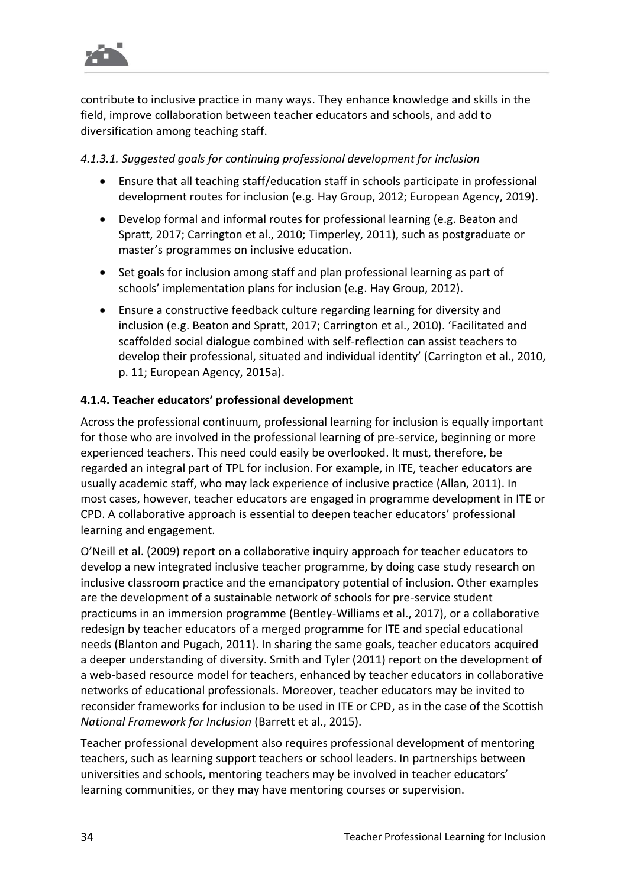contribute to inclusive practice in many ways. They enhance knowledge and skills in the field, improve collaboration between teacher educators and schools, and add to diversification among teaching staff.

*4.1.3.1. Suggested goals for continuing professional development for inclusion*

- Ensure that all teaching staff/education staff in schools participate in professional development routes for inclusion (e.g. Hay Group, 2012; European Agency, 2019).
- Develop formal and informal routes for professional learning (e.g. Beaton and Spratt, 2017; Carrington et al., 2010; Timperley, 2011), such as postgraduate or master's programmes on inclusive education.
- Set goals for inclusion among staff and plan professional learning as part of schools' implementation plans for inclusion (e.g. Hay Group, 2012).
- Ensure a constructive feedback culture regarding learning for diversity and inclusion (e.g. Beaton and Spratt, 2017; Carrington et al., 2010). 'Facilitated and scaffolded social dialogue combined with self-reflection can assist teachers to develop their professional, situated and individual identity' (Carrington et al., 2010, p. 11; European Agency, 2015a).

#### 4.1.4. Teacher educators' professional development

Across the professional continuum, professional learning for inclusion is equally important for those who are involved in the professional learning of pre-service, beginning or more experienced teachers. This need could easily be overlooked. It must, therefore, be regarded an integral part of TPL for inclusion. For example, in ITE, teacher educators are usually academic staff, who may lack experience of inclusive practice (Allan, 2011). In most cases, however, teacher educators are engaged in programme development in ITE or CPD. A collaborative approach is essential to deepen teacher educators' professional learning and engagement.

O'Neill et al. (2009) report on a collaborative inquiry approach for teacher educators to develop a new integrated inclusive teacher programme, by doing case study research on inclusive classroom practice and the emancipatory potential of inclusion. Other examples are the development of a sustainable network of schools for pre-service student practicums in an immersion programme (Bentley-Williams et al., 2017), or a collaborative redesign by teacher educators of a merged programme for ITE and special educational needs (Blanton and Pugach, 2011). In sharing the same goals, teacher educators acquired a deeper understanding of diversity. Smith and Tyler (2011) report on the development of a web-based resource model for teachers, enhanced by teacher educators in collaborative networks of educational professionals. Moreover, teacher educators may be invited to reconsider frameworks for inclusion to be used in ITE or CPD, as in the case of the Scottish *National Framework for Inclusion* (Barrett et al., 2015).

Teacher professional development also requires professional development of mentoring teachers, such as learning support teachers or school leaders. In partnerships between universities and schools, mentoring teachers may be involved in teacher educators' learning communities, or they may have mentoring courses or supervision.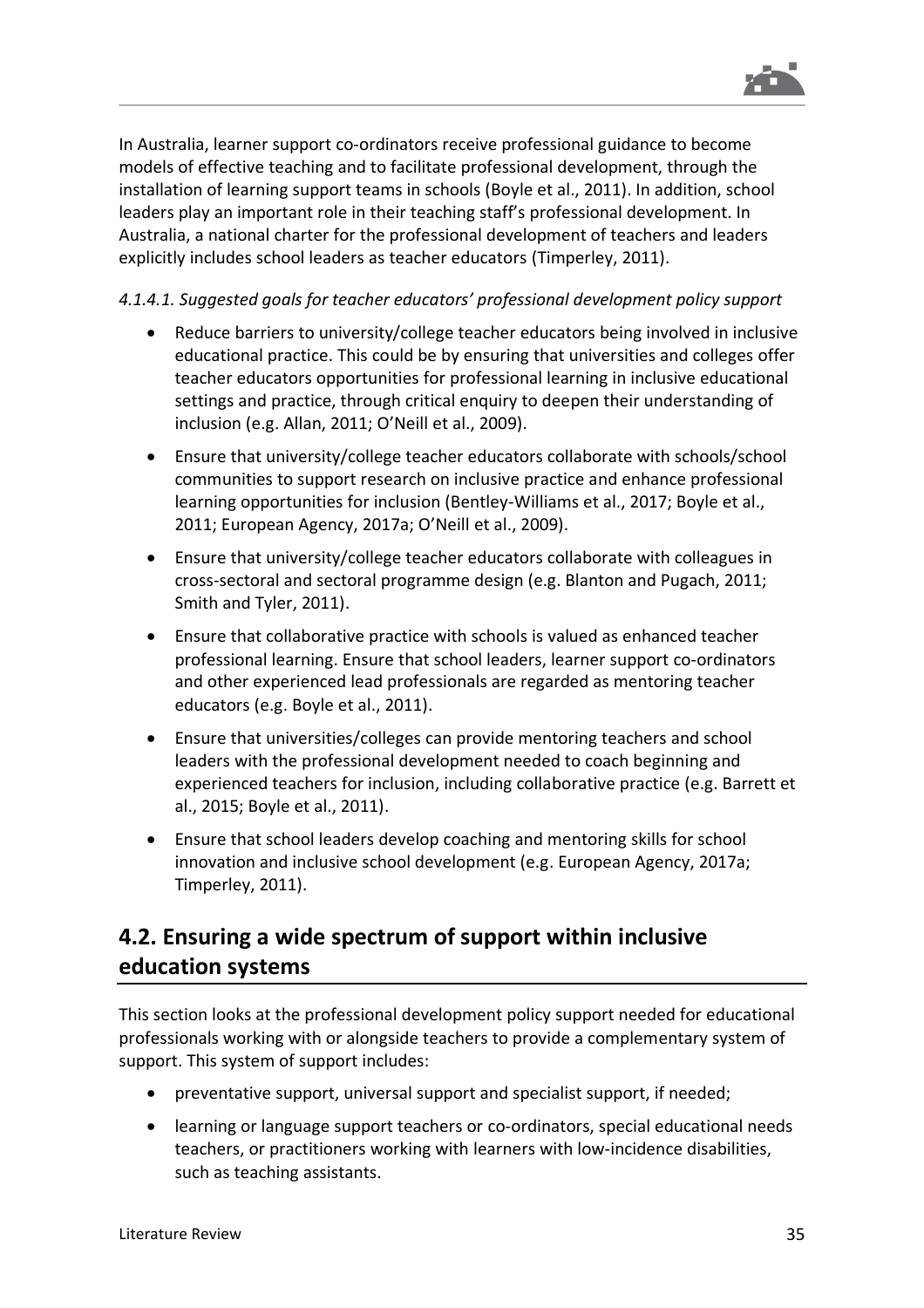In Australia, learner support co-ordinators receive professional guidance to become models of effective teaching and to facilitate professional development, through the installation of learning support teams in schools (Boyle et al., 2011). In addition, school leaders play an important role in their teaching staff's professional development. In Australia, a national charter for the professional development of teachers and leaders explicitly includes school leaders as teacher educators (Timperley, 2011).

*4.1.4.1. Suggested goals for teacher educators' professional development policy support*

- Reduce barriers to university/college teacher educators being involved in inclusive educational practice. This could be by ensuring that universities and colleges offer teacher educators opportunities for professional learning in inclusive educational settings and practice, through critical enquiry to deepen their understanding of inclusion (e.g. Allan, 2011; O'Neill et al., 2009).
- Ensure that university/college teacher educators collaborate with schools/school communities to support research on inclusive practice and enhance professional learning opportunities for inclusion (Bentley-Williams et al., 2017; Boyle et al., 2011; European Agency, 2017a; O'Neill et al., 2009).
- Ensure that university/college teacher educators collaborate with colleagues in cross-sectoral and sectoral programme design (e.g. Blanton and Pugach, 2011; Smith and Tyler, 2011).
- Ensure that collaborative practice with schools is valued as enhanced teacher professional learning. Ensure that school leaders, learner support co-ordinators and other experienced lead professionals are regarded as mentoring teacher educators (e.g. Boyle et al., 2011).
- Ensure that universities/colleges can provide mentoring teachers and school leaders with the professional development needed to coach beginning and experienced teachers for inclusion, including collaborative practice (e.g. Barrett et al., 2015; Boyle et al., 2011).
- Ensure that school leaders develop coaching and mentoring skills for school innovation and inclusive school development (e.g. European Agency, 2017a; Timperley, 2011).

## 4.2. Ensuring a wide spectrum of support within inclusive education systems

This section looks at the professional development policy support needed for educational professionals working with or alongside teachers to provide a complementary system of support. This system of support includes:

- preventative support, universal support and specialist support, if needed;
- learning or language support teachers or co-ordinators, special educational needs teachers, or practitioners working with learners with low-incidence disabilities, such as teaching assistants.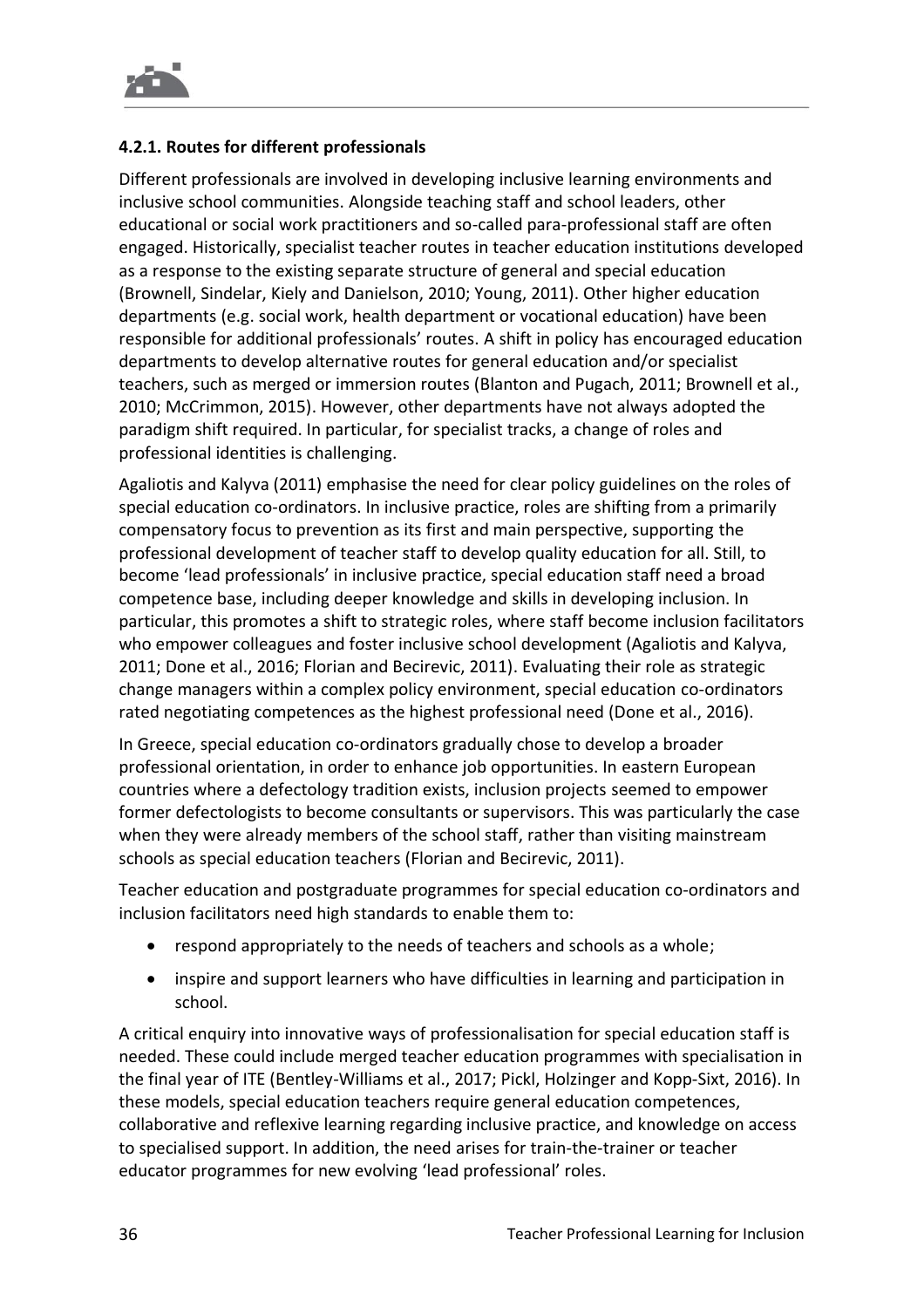#### 4.2.1. Routes for different professionals

Different professionals are involved in developing inclusive learning environments and inclusive school communities. Alongside teaching staff and school leaders, other educational or social work practitioners and so-called para-professional staff are often engaged. Historically, specialist teacher routes in teacher education institutions developed as a response to the existing separate structure of general and special education (Brownell, Sindelar, Kiely and Danielson, 2010; Young, 2011). Other higher education departments (e.g. social work, health department or vocational education) have been responsible for additional professionals' routes. A shift in policy has encouraged education departments to develop alternative routes for general education and/or specialist teachers, such as merged or immersion routes (Blanton and Pugach, 2011; Brownell et al., 2010; McCrimmon, 2015). However, other departments have not always adopted the paradigm shift required. In particular, for specialist tracks, a change of roles and professional identities is challenging.

Agaliotis and Kalyva (2011) emphasise the need for clear policy guidelines on the roles of special education co-ordinators. In inclusive practice, roles are shifting from a primarily compensatory focus to prevention as its first and main perspective, supporting the professional development of teacher staff to develop quality education for all. Still, to become 'lead professionals' in inclusive practice, special education staff need a broad competence base, including deeper knowledge and skills in developing inclusion. In particular, this promotes a shift to strategic roles, where staff become inclusion facilitators who empower colleagues and foster inclusive school development (Agaliotis and Kalyva, 2011; Done et al., 2016; Florian and Becirevic, 2011). Evaluating their role as strategic change managers within a complex policy environment, special education co-ordinators rated negotiating competences as the highest professional need (Done et al., 2016).

In Greece, special education co-ordinators gradually chose to develop a broader professional orientation, in order to enhance job opportunities. In eastern European countries where a defectology tradition exists, inclusion projects seemed to empower former defectologists to become consultants or supervisors. This was particularly the case when they were already members of the school staff, rather than visiting mainstream schools as special education teachers (Florian and Becirevic, 2011).

Teacher education and postgraduate programmes for special education co-ordinators and inclusion facilitators need high standards to enable them to:

- respond appropriately to the needs of teachers and schools as a whole;
- inspire and support learners who have difficulties in learning and participation in school.

A critical enquiry into innovative ways of professionalisation for special education staff is needed. These could include merged teacher education programmes with specialisation in the final year of ITE (Bentley-Williams et al., 2017; Pickl, Holzinger and Kopp-Sixt, 2016). In these models, special education teachers require general education competences, collaborative and reflexive learning regarding inclusive practice, and knowledge on access to specialised support. In addition, the need arises for train-the-trainer or teacher educator programmes for new evolving 'lead professional' roles.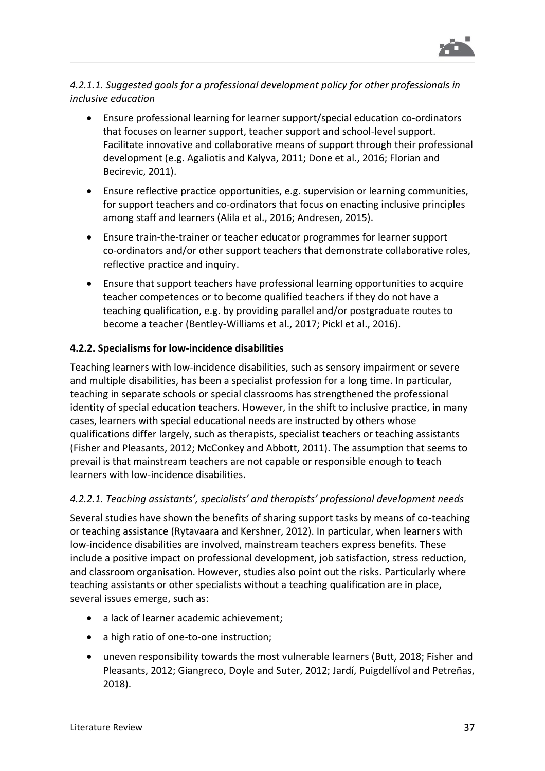*4.2.1.1. Suggested goals for a professional development policy for other professionals in inclusive education*

- Ensure professional learning for learner support/special education co-ordinators that focuses on learner support, teacher support and school-level support. Facilitate innovative and collaborative means of support through their professional development (e.g. Agaliotis and Kalyva, 2011; Done et al., 2016; Florian and Becirevic, 2011).
- Ensure reflective practice opportunities, e.g. supervision or learning communities, for support teachers and co-ordinators that focus on enacting inclusive principles among staff and learners (Alila et al., 2016; Andresen, 2015).
- Ensure train-the-trainer or teacher educator programmes for learner support co-ordinators and/or other support teachers that demonstrate collaborative roles, reflective practice and inquiry.
- Ensure that support teachers have professional learning opportunities to acquire teacher competences or to become qualified teachers if they do not have a teaching qualification, e.g. by providing parallel and/or postgraduate routes to become a teacher (Bentley-Williams et al., 2017; Pickl et al., 2016).

**4.2.2. Specialisms for low-incidence disabilities**

Teaching learners with low-incidence disabilities, such as sensory impairment or severe and multiple disabilities, has been a specialist profession for a long time. In particular, teaching in separate schools or special classrooms has strengthened the professional identity of special education teachers. However, in the shift to inclusive practice, in many cases, learners with special educational needs are instructed by others whose qualifications differ largely, such as therapists, specialist teachers or teaching assistants (Fisher and Pleasants, 2012; McConkey and Abbott, 2011). The assumption that seems to prevail is that mainstream teachers are not capable or responsible enough to teach learners with low-incidence disabilities.

*4.2.2.1. Teaching assistants', specialists' and therapists' professional development needs*

Several studies have shown the benefits of sharing support tasks by means of co-teaching or teaching assistance (Rytavaara and Kershner, 2012). In particular, when learners with low-incidence disabilities are involved, mainstream teachers express benefits. These include a positive impact on professional development, job satisfaction, stress reduction, and classroom organisation. However, studies also point out the risks. Particularly where teaching assistants or other specialists without a teaching qualification are in place, several issues emerge, such as:

- a lack of learner academic achievement;
- a high ratio of one-to-one instruction;
- uneven responsibility towards the most vulnerable learners (Butt, 2018; Fisher and Pleasants, 2012; Giangreco, Doyle and Suter, 2012; Jardí, Puigdellívol and Petreñas, 2018).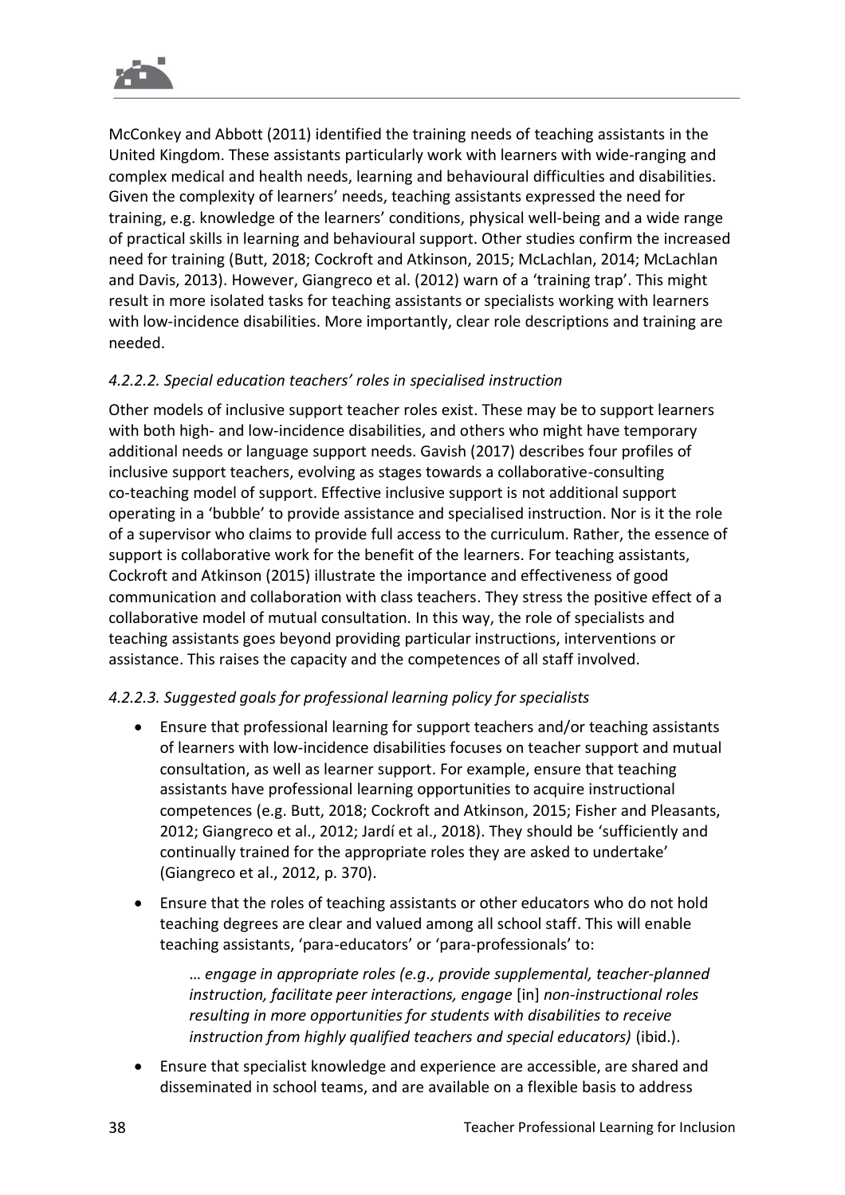McConkey and Abbott (2011) identified the training needs of teaching assistants in the United Kingdom. These assistants particularly work with learners with wide-ranging and complex medical and health needs, learning and behavioural difficulties and disabilities. Given the complexity of learners' needs, teaching assistants expressed the need for training, e.g. knowledge of the learners' conditions, physical well-being and a wide range of practical skills in learning and behavioural support. Other studies confirm the increased need for training (Butt, 2018; Cockroft and Atkinson, 2015; McLachlan, 2014; McLachlan and Davis, 2013). However, Giangreco et al. (2012) warn of a 'training trap'. This might result in more isolated tasks for teaching assistants or specialists working with learners with low-incidence disabilities. More importantly, clear role descriptions and training are needed.

#### *4.2.2.2. Special education teachers' roles in specialised instruction*

Other models of inclusive support teacher roles exist. These may be to support learners with both high- and low-incidence disabilities, and others who might have temporary additional needs or language support needs. Gavish (2017) describes four profiles of inclusive support teachers, evolving as stages towards a collaborative-consulting co-teaching model of support. Effective inclusive support is not additional support operating in a 'bubble' to provide assistance and specialised instruction. Nor is it the role of a supervisor who claims to provide full access to the curriculum. Rather, the essence of support is collaborative work for the benefit of the learners. For teaching assistants, Cockroft and Atkinson (2015) illustrate the importance and effectiveness of good communication and collaboration with class teachers. They stress the positive effect of a collaborative model of mutual consultation. In this way, the role of specialists and teaching assistants goes beyond providing particular instructions, interventions or assistance. This raises the capacity and the competences of all staff involved.

#### *4.2.2.3. Suggested goals for professional learning policy for specialists*

- Ensure that professional learning for support teachers and/or teaching assistants of learners with low-incidence disabilities focuses on teacher support and mutual consultation, as well as learner support. For example, ensure that teaching assistants have professional learning opportunities to acquire instructional competences (e.g. Butt, 2018; Cockroft and Atkinson, 2015; Fisher and Pleasants, 2012; Giangreco et al., 2012; Jardí et al., 2018). They should be 'sufficiently and continually trained for the appropriate roles they are asked to undertake' (Giangreco et al., 2012, p. 370).
- Ensure that the roles of teaching assistants or other educators who do not hold teaching degrees are clear and valued among all school staff. This will enable teaching assistants, 'para-educators' or 'para-professionals' to:

  > *… engage in appropriate roles (e.g., provide supplemental, teacher-planned instruction, facilitate peer interactions, engage* [in] *non-instructional roles resulting in more opportunities for students with disabilities to receive instruction from highly qualified teachers and special educators)* (ibid.).

- Ensure that specialist knowledge and experience are accessible, are shared and disseminated in school teams, and are available on a flexible basis to address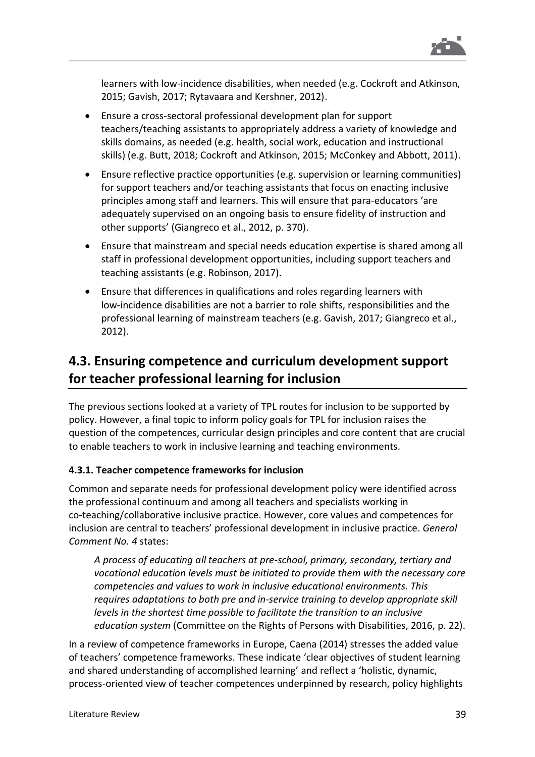learners with low-incidence disabilities, when needed (e.g. Cockroft and Atkinson, 2015; Gavish, 2017; Rytavaara and Kershner, 2012).

- Ensure a cross-sectoral professional development plan for support teachers/teaching assistants to appropriately address a variety of knowledge and skills domains, as needed (e.g. health, social work, education and instructional skills) (e.g. Butt, 2018; Cockroft and Atkinson, 2015; McConkey and Abbott, 2011).
- Ensure reflective practice opportunities (e.g. supervision or learning communities) for support teachers and/or teaching assistants that focus on enacting inclusive principles among staff and learners. This will ensure that para-educators 'are adequately supervised on an ongoing basis to ensure fidelity of instruction and other supports' (Giangreco et al., 2012, p. 370).
- Ensure that mainstream and special needs education expertise is shared among all staff in professional development opportunities, including support teachers and teaching assistants (e.g. Robinson, 2017).
- Ensure that differences in qualifications and roles regarding learners with low-incidence disabilities are not a barrier to role shifts, responsibilities and the professional learning of mainstream teachers (e.g. Gavish, 2017; Giangreco et al., 2012).

## 4.3. Ensuring competence and curriculum development support for teacher professional learning for inclusion

The previous sections looked at a variety of TPL routes for inclusion to be supported by policy. However, a final topic to inform policy goals for TPL for inclusion raises the question of the competences, curricular design principles and core content that are crucial to enable teachers to work in inclusive learning and teaching environments.

### 4.3.1. Teacher competence frameworks for inclusion

Common and separate needs for professional development policy were identified across the professional continuum and among all teachers and specialists working in co-teaching/collaborative inclusive practice. However, core values and competences for inclusion are central to teachers' professional development in inclusive practice. *General Comment No. 4* states:

> *A process of educating all teachers at pre-school, primary, secondary, tertiary and vocational education levels must be initiated to provide them with the necessary core competencies and values to work in inclusive educational environments. This requires adaptations to both pre and in-service training to develop appropriate skill levels in the shortest time possible to facilitate the transition to an inclusive education system* (Committee on the Rights of Persons with Disabilities, 2016, p. 22).

In a review of competence frameworks in Europe, Caena (2014) stresses the added value of teachers' competence frameworks. These indicate 'clear objectives of student learning and shared understanding of accomplished learning' and reflect a 'holistic, dynamic, process-oriented view of teacher competences underpinned by research, policy highlights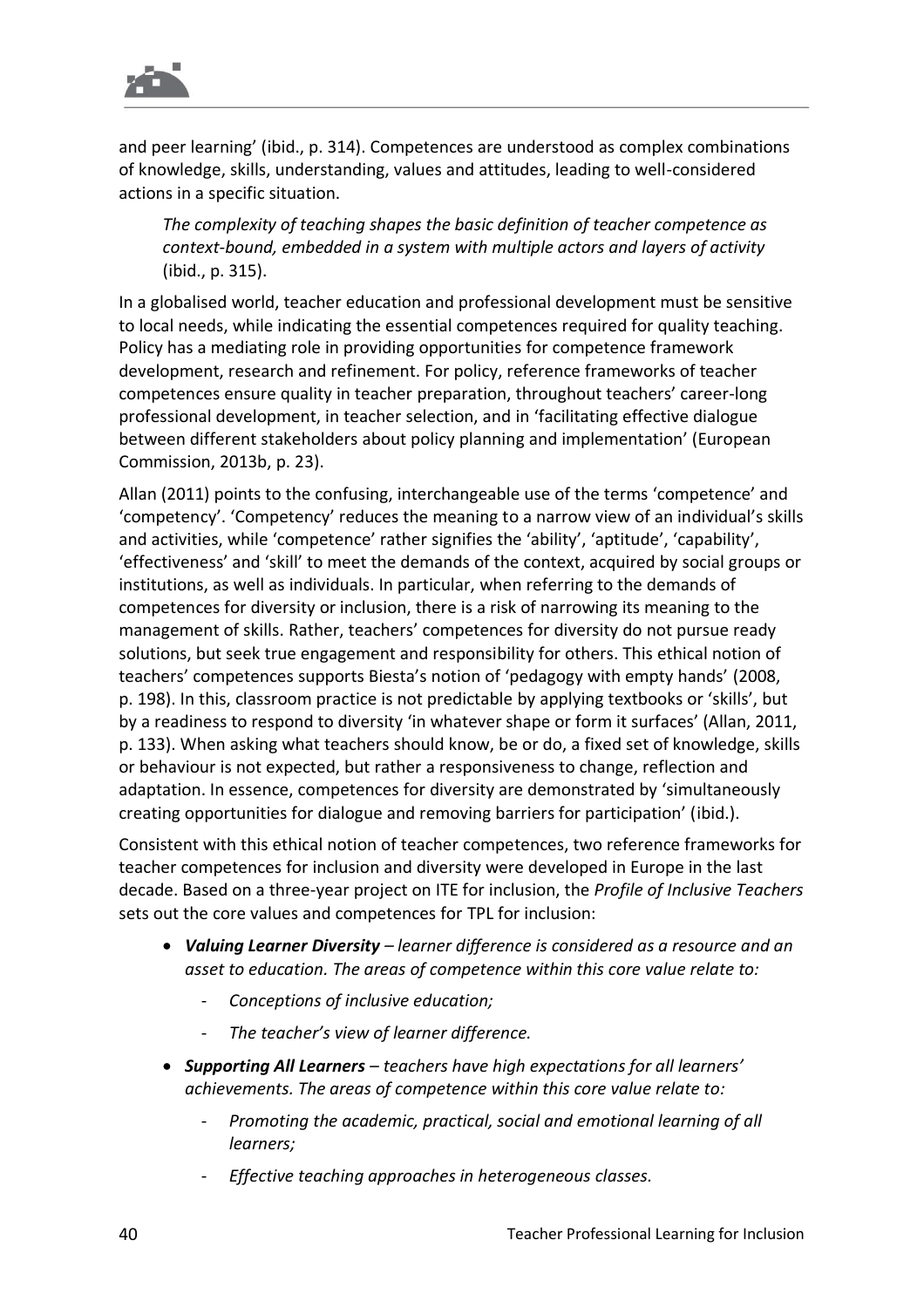and peer learning' (ibid., p. 314). Competences are understood as complex combinations of knowledge, skills, understanding, values and attitudes, leading to well-considered actions in a specific situation.

> *The complexity of teaching shapes the basic definition of teacher competence as context-bound, embedded in a system with multiple actors and layers of activity* (ibid., p. 315).

In a globalised world, teacher education and professional development must be sensitive to local needs, while indicating the essential competences required for quality teaching. Policy has a mediating role in providing opportunities for competence framework development, research and refinement. For policy, reference frameworks of teacher competences ensure quality in teacher preparation, throughout teachers' career-long professional development, in teacher selection, and in 'facilitating effective dialogue between different stakeholders about policy planning and implementation' (European Commission, 2013b, p. 23).

Allan (2011) points to the confusing, interchangeable use of the terms 'competence' and 'competency'. 'Competency' reduces the meaning to a narrow view of an individual's skills and activities, while 'competence' rather signifies the 'ability', 'aptitude', 'capability', 'effectiveness' and 'skill' to meet the demands of the context, acquired by social groups or institutions, as well as individuals. In particular, when referring to the demands of competences for diversity or inclusion, there is a risk of narrowing its meaning to the management of skills. Rather, teachers' competences for diversity do not pursue ready solutions, but seek true engagement and responsibility for others. This ethical notion of teachers' competences supports Biesta's notion of 'pedagogy with empty hands' (2008, p. 198). In this, classroom practice is not predictable by applying textbooks or 'skills', but by a readiness to respond to diversity 'in whatever shape or form it surfaces' (Allan, 2011, p. 133). When asking what teachers should know, be or do, a fixed set of knowledge, skills or behaviour is not expected, but rather a responsiveness to change, reflection and adaptation. In essence, competences for diversity are demonstrated by 'simultaneously creating opportunities for dialogue and removing barriers for participation' (ibid.).

Consistent with this ethical notion of teacher competences, two reference frameworks for teacher competences for inclusion and diversity were developed in Europe in the last decade. Based on a three-year project on ITE for inclusion, the *Profile of Inclusive Teachers* sets out the core values and competences for TPL for inclusion:

- ***Valuing Learner Diversity*** *– learner difference is considered as a resource and an asset to education. The areas of competence within this core value relate to:*
  - *Conceptions of inclusive education;*
  - *The teacher's view of learner difference.*
- ***Supporting All Learners*** *– teachers have high expectations for all learners' achievements. The areas of competence within this core value relate to:*
  - *Promoting the academic, practical, social and emotional learning of all learners;*
  - *Effective teaching approaches in heterogeneous classes.*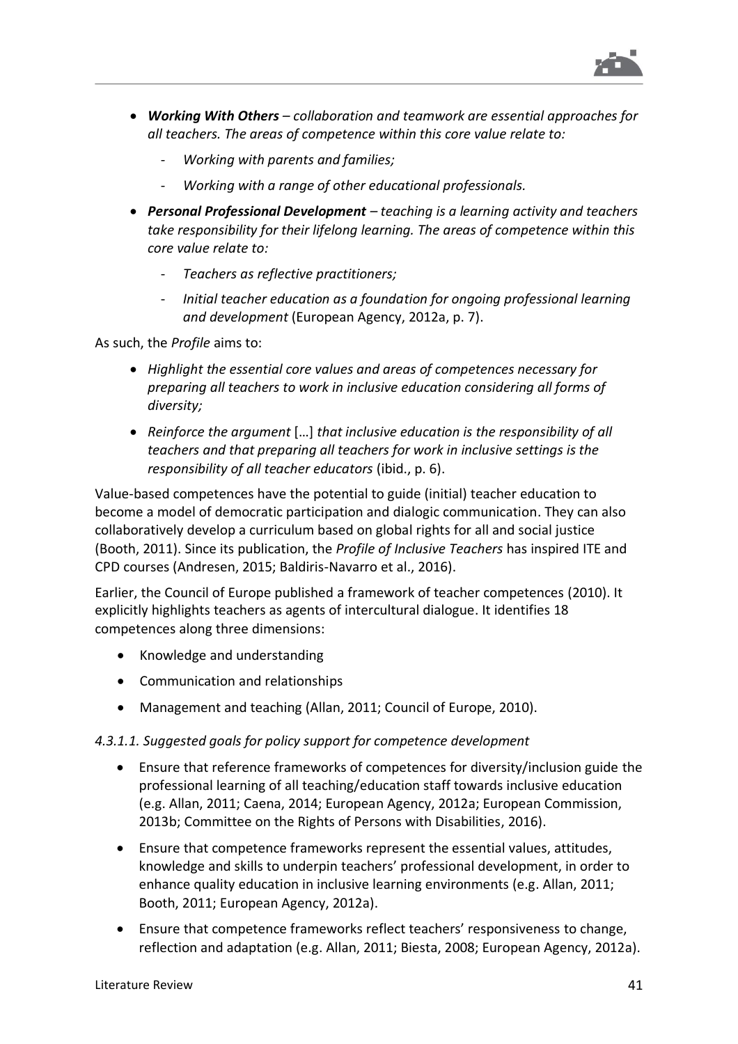- ***Working With Others*** – *collaboration and teamwork are essential approaches for all teachers. The areas of competence within this core value relate to:*
  - *Working with parents and families;*
  - *Working with a range of other educational professionals.*
- ***Personal Professional Development*** – *teaching is a learning activity and teachers take responsibility for their lifelong learning. The areas of competence within this core value relate to:*
  - *Teachers as reflective practitioners;*
  - *Initial teacher education as a foundation for ongoing professional learning and development* (European Agency, 2012a, p. 7).

As such, the *Profile* aims to:

- *Highlight the essential core values and areas of competences necessary for preparing all teachers to work in inclusive education considering all forms of diversity;*
- *Reinforce the argument* […] *that inclusive education is the responsibility of all teachers and that preparing all teachers for work in inclusive settings is the responsibility of all teacher educators* (ibid., p. 6).

Value-based competences have the potential to guide (initial) teacher education to become a model of democratic participation and dialogic communication. They can also collaboratively develop a curriculum based on global rights for all and social justice (Booth, 2011). Since its publication, the *Profile of Inclusive Teachers* has inspired ITE and CPD courses (Andresen, 2015; Baldiris-Navarro et al., 2016).

Earlier, the Council of Europe published a framework of teacher competences (2010). It explicitly highlights teachers as agents of intercultural dialogue. It identifies 18 competences along three dimensions:

- Knowledge and understanding
- Communication and relationships
- Management and teaching (Allan, 2011; Council of Europe, 2010).

*4.3.1.1. Suggested goals for policy support for competence development*

- Ensure that reference frameworks of competences for diversity/inclusion guide the professional learning of all teaching/education staff towards inclusive education (e.g. Allan, 2011; Caena, 2014; European Agency, 2012a; European Commission, 2013b; Committee on the Rights of Persons with Disabilities, 2016).
- Ensure that competence frameworks represent the essential values, attitudes, knowledge and skills to underpin teachers' professional development, in order to enhance quality education in inclusive learning environments (e.g. Allan, 2011; Booth, 2011; European Agency, 2012a).
- Ensure that competence frameworks reflect teachers' responsiveness to change, reflection and adaptation (e.g. Allan, 2011; Biesta, 2008; European Agency, 2012a).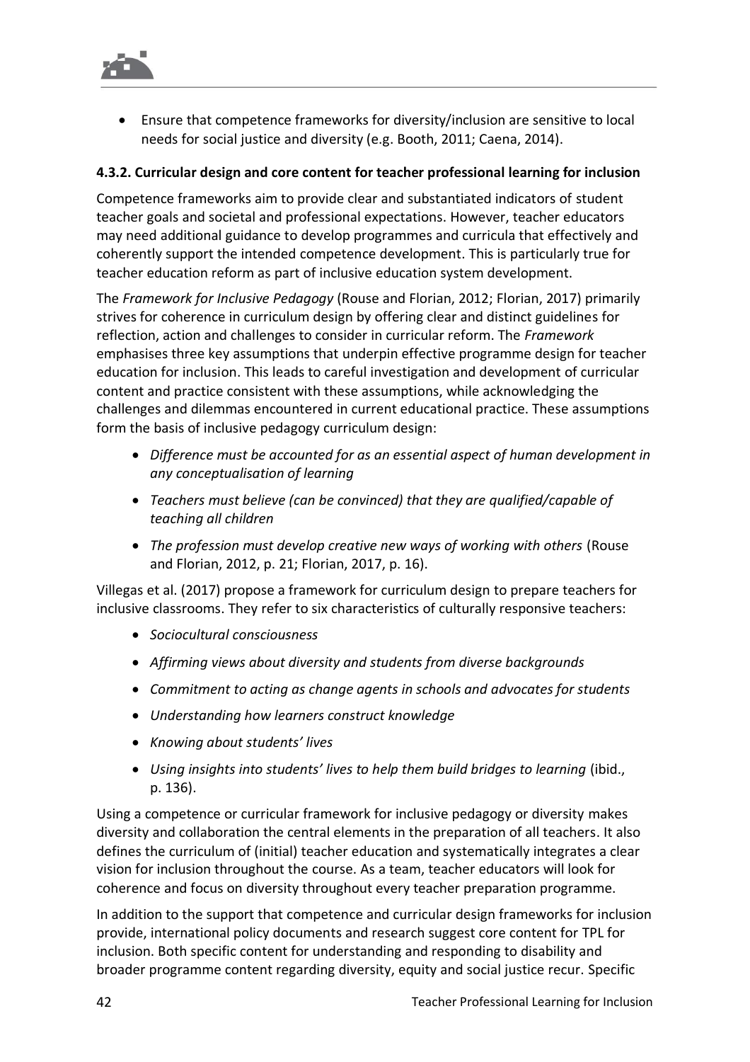- Ensure that competence frameworks for diversity/inclusion are sensitive to local needs for social justice and diversity (e.g. Booth, 2011; Caena, 2014).

### 4.3.2. Curricular design and core content for teacher professional learning for inclusion

Competence frameworks aim to provide clear and substantiated indicators of student teacher goals and societal and professional expectations. However, teacher educators may need additional guidance to develop programmes and curricula that effectively and coherently support the intended competence development. This is particularly true for teacher education reform as part of inclusive education system development.

The *Framework for Inclusive Pedagogy* (Rouse and Florian, 2012; Florian, 2017) primarily strives for coherence in curriculum design by offering clear and distinct guidelines for reflection, action and challenges to consider in curricular reform. The *Framework* emphasises three key assumptions that underpin effective programme design for teacher education for inclusion. This leads to careful investigation and development of curricular content and practice consistent with these assumptions, while acknowledging the challenges and dilemmas encountered in current educational practice. These assumptions form the basis of inclusive pedagogy curriculum design:

- *Difference must be accounted for as an essential aspect of human development in any conceptualisation of learning*
- *Teachers must believe (can be convinced) that they are qualified/capable of teaching all children*
- *The profession must develop creative new ways of working with others* (Rouse and Florian, 2012, p. 21; Florian, 2017, p. 16).

Villegas et al. (2017) propose a framework for curriculum design to prepare teachers for inclusive classrooms. They refer to six characteristics of culturally responsive teachers:

- *Sociocultural consciousness*
- *Affirming views about diversity and students from diverse backgrounds*
- *Commitment to acting as change agents in schools and advocates for students*
- *Understanding how learners construct knowledge*
- *Knowing about students' lives*
- *Using insights into students' lives to help them build bridges to learning* (ibid., p. 136).

Using a competence or curricular framework for inclusive pedagogy or diversity makes diversity and collaboration the central elements in the preparation of all teachers. It also defines the curriculum of (initial) teacher education and systematically integrates a clear vision for inclusion throughout the course. As a team, teacher educators will look for coherence and focus on diversity throughout every teacher preparation programme.

In addition to the support that competence and curricular design frameworks for inclusion provide, international policy documents and research suggest core content for TPL for inclusion. Both specific content for understanding and responding to disability and broader programme content regarding diversity, equity and social justice recur. Specific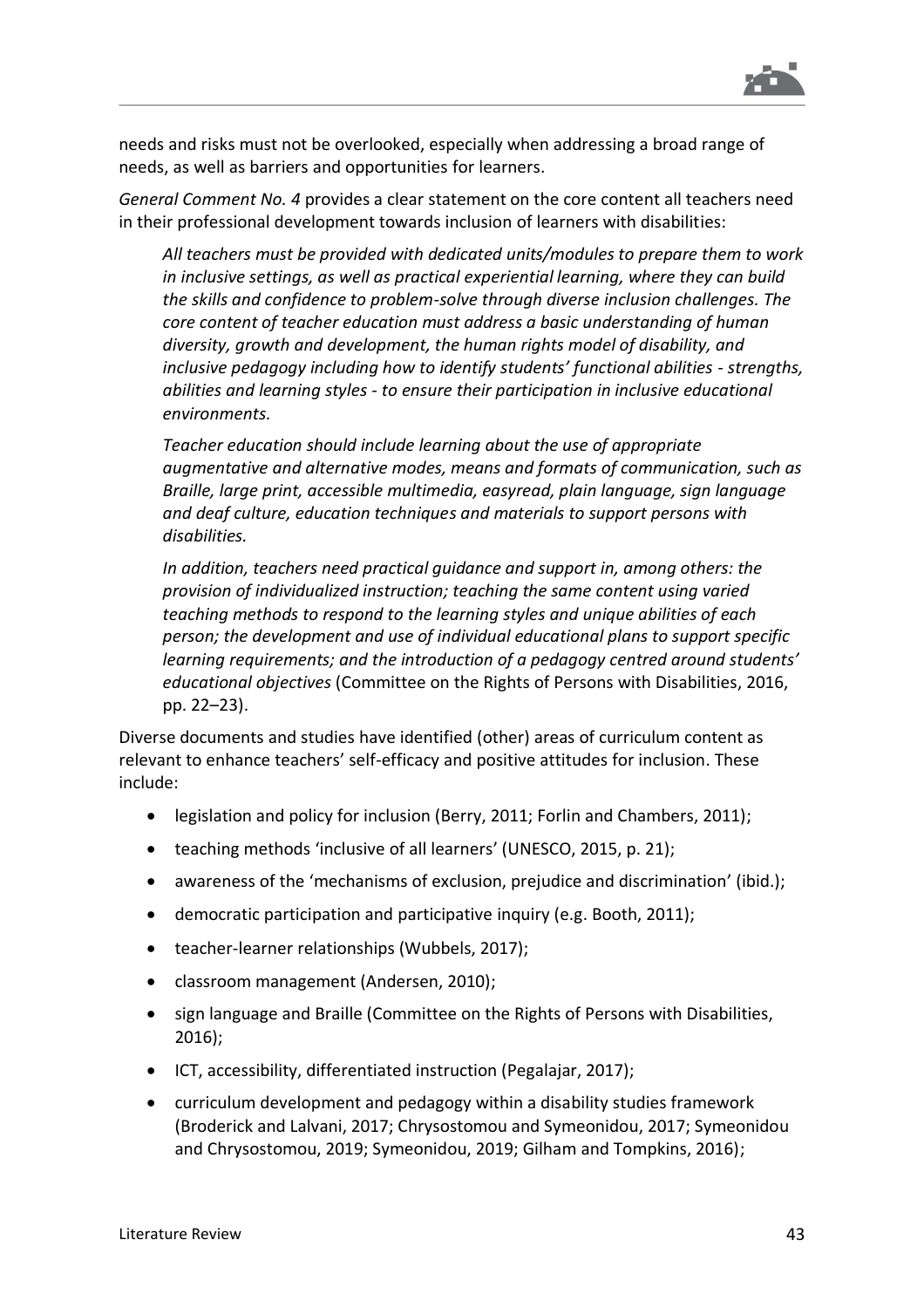needs and risks must not be overlooked, especially when addressing a broad range of needs, as well as barriers and opportunities for learners.

*General Comment No. 4* provides a clear statement on the core content all teachers need in their professional development towards inclusion of learners with disabilities:

> *All teachers must be provided with dedicated units/modules to prepare them to work in inclusive settings, as well as practical experiential learning, where they can build the skills and confidence to problem-solve through diverse inclusion challenges. The core content of teacher education must address a basic understanding of human diversity, growth and development, the human rights model of disability, and inclusive pedagogy including how to identify students' functional abilities - strengths, abilities and learning styles - to ensure their participation in inclusive educational environments.*
>
> *Teacher education should include learning about the use of appropriate augmentative and alternative modes, means and formats of communication, such as Braille, large print, accessible multimedia, easyread, plain language, sign language and deaf culture, education techniques and materials to support persons with disabilities.*
>
> *In addition, teachers need practical guidance and support in, among others: the provision of individualized instruction; teaching the same content using varied teaching methods to respond to the learning styles and unique abilities of each person; the development and use of individual educational plans to support specific learning requirements; and the introduction of a pedagogy centred around students' educational objectives* (Committee on the Rights of Persons with Disabilities, 2016, pp. 22–23).

Diverse documents and studies have identified (other) areas of curriculum content as relevant to enhance teachers' self-efficacy and positive attitudes for inclusion. These include:

- legislation and policy for inclusion (Berry, 2011; Forlin and Chambers, 2011);
- teaching methods 'inclusive of all learners' (UNESCO, 2015, p. 21);
- awareness of the 'mechanisms of exclusion, prejudice and discrimination' (ibid.);
- democratic participation and participative inquiry (e.g. Booth, 2011);
- teacher-learner relationships (Wubbels, 2017);
- classroom management (Andersen, 2010);
- sign language and Braille (Committee on the Rights of Persons with Disabilities, 2016);
- ICT, accessibility, differentiated instruction (Pegalajar, 2017);
- curriculum development and pedagogy within a disability studies framework (Broderick and Lalvani, 2017; Chrysostomou and Symeonidou, 2017; Symeonidou and Chrysostomou, 2019; Symeonidou, 2019; Gilham and Tompkins, 2016);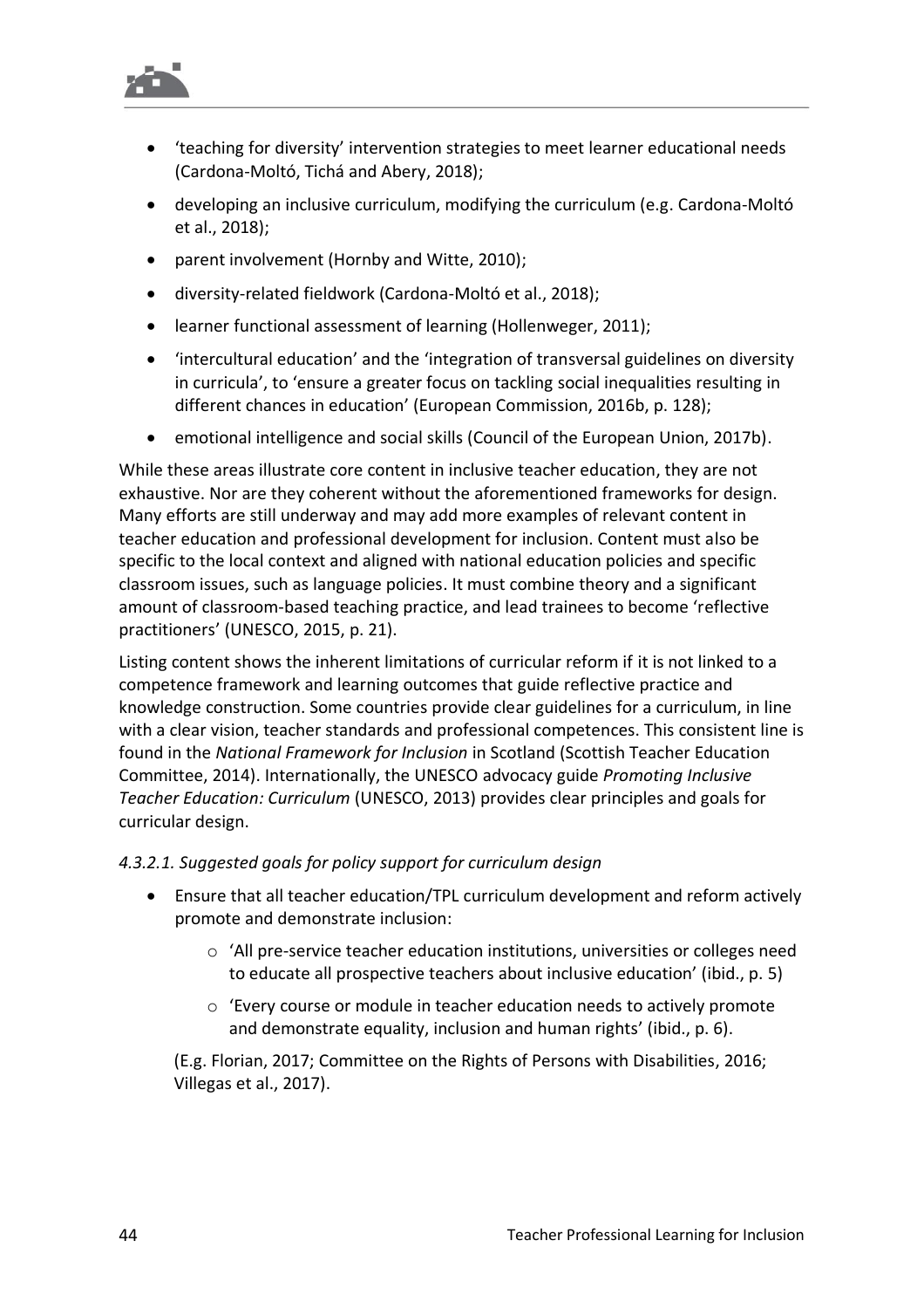- 'teaching for diversity' intervention strategies to meet learner educational needs (Cardona-Moltó, Tichá and Abery, 2018);
- developing an inclusive curriculum, modifying the curriculum (e.g. Cardona-Moltó et al., 2018);
- parent involvement (Hornby and Witte, 2010);
- diversity-related fieldwork (Cardona-Moltó et al., 2018);
- learner functional assessment of learning (Hollenweger, 2011);
- 'intercultural education' and the 'integration of transversal guidelines on diversity in curricula', to 'ensure a greater focus on tackling social inequalities resulting in different chances in education' (European Commission, 2016b, p. 128);
- emotional intelligence and social skills (Council of the European Union, 2017b).

While these areas illustrate core content in inclusive teacher education, they are not exhaustive. Nor are they coherent without the aforementioned frameworks for design. Many efforts are still underway and may add more examples of relevant content in teacher education and professional development for inclusion. Content must also be specific to the local context and aligned with national education policies and specific classroom issues, such as language policies. It must combine theory and a significant amount of classroom-based teaching practice, and lead trainees to become 'reflective practitioners' (UNESCO, 2015, p. 21).

Listing content shows the inherent limitations of curricular reform if it is not linked to a competence framework and learning outcomes that guide reflective practice and knowledge construction. Some countries provide clear guidelines for a curriculum, in line with a clear vision, teacher standards and professional competences. This consistent line is found in the *National Framework for Inclusion* in Scotland (Scottish Teacher Education Committee, 2014). Internationally, the UNESCO advocacy guide *Promoting Inclusive Teacher Education: Curriculum* (UNESCO, 2013) provides clear principles and goals for curricular design.

#### *4.3.2.1. Suggested goals for policy support for curriculum design*

- Ensure that all teacher education/TPL curriculum development and reform actively promote and demonstrate inclusion:
  - 'All pre-service teacher education institutions, universities or colleges need to educate all prospective teachers about inclusive education' (ibid., p. 5)
  - 'Every course or module in teacher education needs to actively promote and demonstrate equality, inclusion and human rights' (ibid., p. 6).

  (E.g. Florian, 2017; Committee on the Rights of Persons with Disabilities, 2016; Villegas et al., 2017).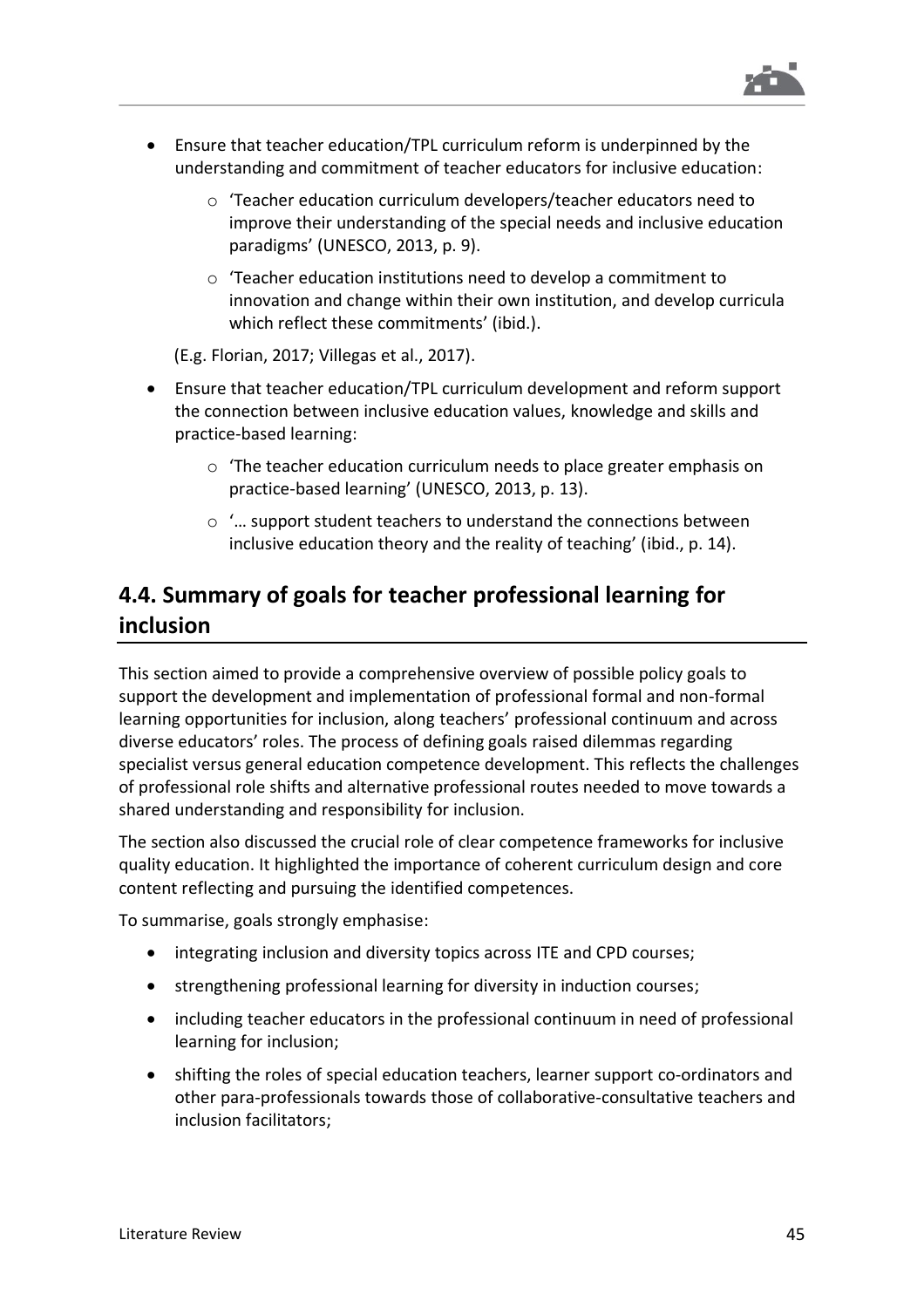- Ensure that teacher education/TPL curriculum reform is underpinned by the understanding and commitment of teacher educators for inclusive education:
    - 'Teacher education curriculum developers/teacher educators need to improve their understanding of the special needs and inclusive education paradigms' (UNESCO, 2013, p. 9).
    - 'Teacher education institutions need to develop a commitment to innovation and change within their own institution, and develop curricula which reflect these commitments' (ibid.).

  (E.g. Florian, 2017; Villegas et al., 2017).

- Ensure that teacher education/TPL curriculum development and reform support the connection between inclusive education values, knowledge and skills and practice-based learning:
    - 'The teacher education curriculum needs to place greater emphasis on practice-based learning' (UNESCO, 2013, p. 13).
    - '… support student teachers to understand the connections between inclusive education theory and the reality of teaching' (ibid., p. 14).

## 4.4. Summary of goals for teacher professional learning for inclusion

This section aimed to provide a comprehensive overview of possible policy goals to support the development and implementation of professional formal and non-formal learning opportunities for inclusion, along teachers' professional continuum and across diverse educators' roles. The process of defining goals raised dilemmas regarding specialist versus general education competence development. This reflects the challenges of professional role shifts and alternative professional routes needed to move towards a shared understanding and responsibility for inclusion.

The section also discussed the crucial role of clear competence frameworks for inclusive quality education. It highlighted the importance of coherent curriculum design and core content reflecting and pursuing the identified competences.

To summarise, goals strongly emphasise:

- integrating inclusion and diversity topics across ITE and CPD courses;
- strengthening professional learning for diversity in induction courses;
- including teacher educators in the professional continuum in need of professional learning for inclusion;
- shifting the roles of special education teachers, learner support co-ordinators and other para-professionals towards those of collaborative-consultative teachers and inclusion facilitators;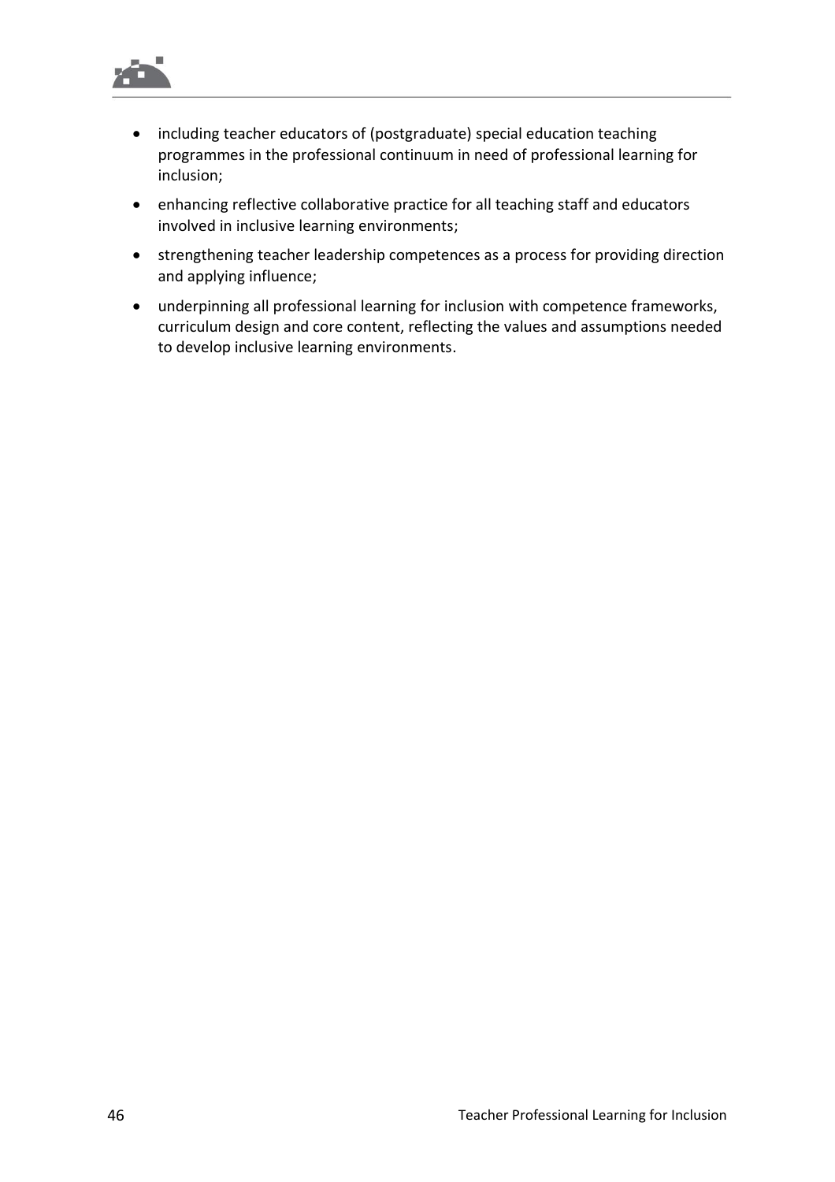- including teacher educators of (postgraduate) special education teaching programmes in the professional continuum in need of professional learning for inclusion;
- enhancing reflective collaborative practice for all teaching staff and educators involved in inclusive learning environments;
- strengthening teacher leadership competences as a process for providing direction and applying influence;
- underpinning all professional learning for inclusion with competence frameworks, curriculum design and core content, reflecting the values and assumptions needed to develop inclusive learning environments.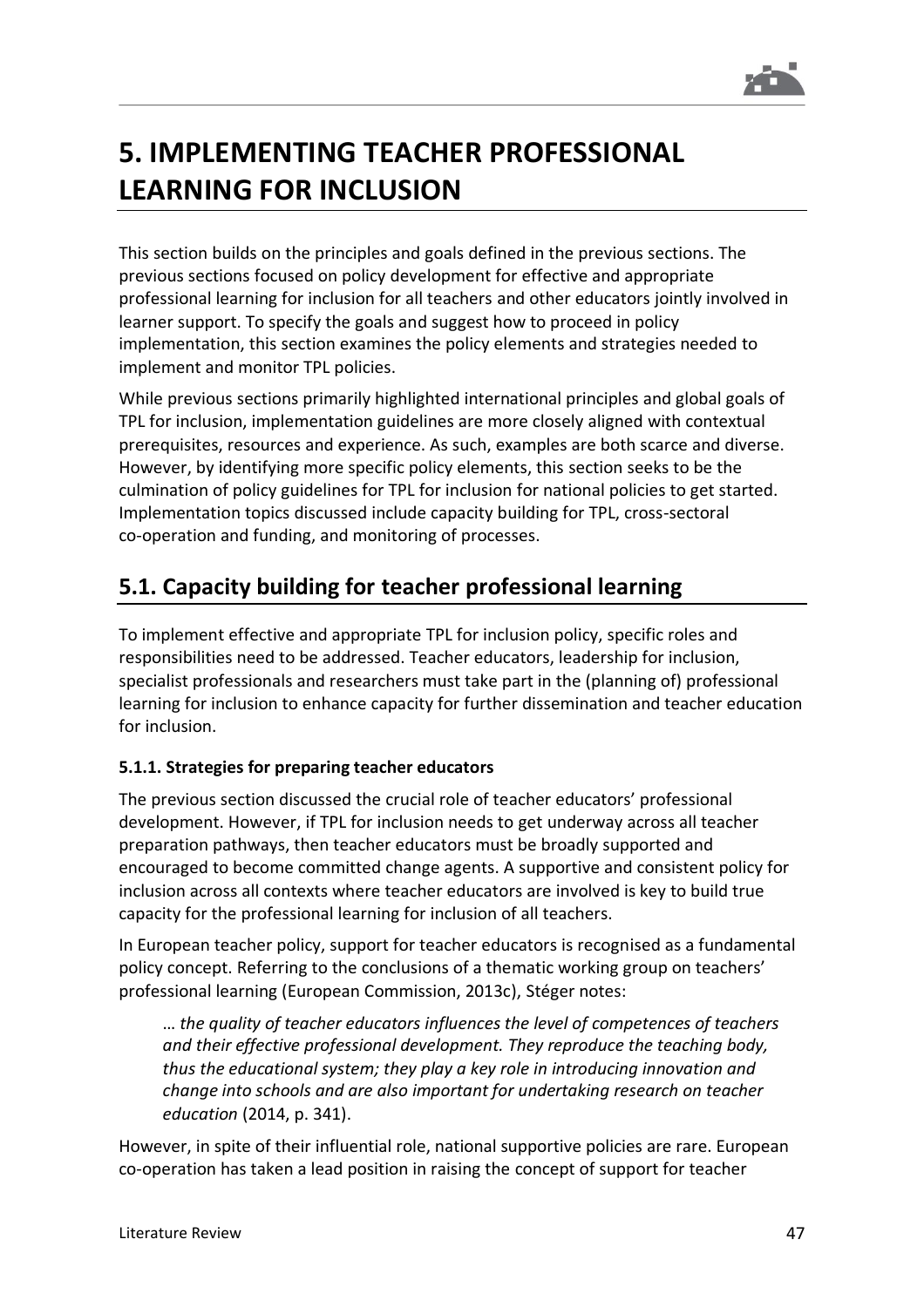# 5. IMPLEMENTING TEACHER PROFESSIONAL LEARNING FOR INCLUSION

This section builds on the principles and goals defined in the previous sections. The previous sections focused on policy development for effective and appropriate professional learning for inclusion for all teachers and other educators jointly involved in learner support. To specify the goals and suggest how to proceed in policy implementation, this section examines the policy elements and strategies needed to implement and monitor TPL policies.

While previous sections primarily highlighted international principles and global goals of TPL for inclusion, implementation guidelines are more closely aligned with contextual prerequisites, resources and experience. As such, examples are both scarce and diverse. However, by identifying more specific policy elements, this section seeks to be the culmination of policy guidelines for TPL for inclusion for national policies to get started. Implementation topics discussed include capacity building for TPL, cross-sectoral co-operation and funding, and monitoring of processes.

## 5.1. Capacity building for teacher professional learning

To implement effective and appropriate TPL for inclusion policy, specific roles and responsibilities need to be addressed. Teacher educators, leadership for inclusion, specialist professionals and researchers must take part in the (planning of) professional learning for inclusion to enhance capacity for further dissemination and teacher education for inclusion.

### 5.1.1. Strategies for preparing teacher educators

The previous section discussed the crucial role of teacher educators' professional development. However, if TPL for inclusion needs to get underway across all teacher preparation pathways, then teacher educators must be broadly supported and encouraged to become committed change agents. A supportive and consistent policy for inclusion across all contexts where teacher educators are involved is key to build true capacity for the professional learning for inclusion of all teachers.

In European teacher policy, support for teacher educators is recognised as a fundamental policy concept. Referring to the conclusions of a thematic working group on teachers' professional learning (European Commission, 2013c), Stéger notes:

> … *the quality of teacher educators influences the level of competences of teachers and their effective professional development. They reproduce the teaching body, thus the educational system; they play a key role in introducing innovation and change into schools and are also important for undertaking research on teacher education* (2014, p. 341).

However, in spite of their influential role, national supportive policies are rare. European co-operation has taken a lead position in raising the concept of support for teacher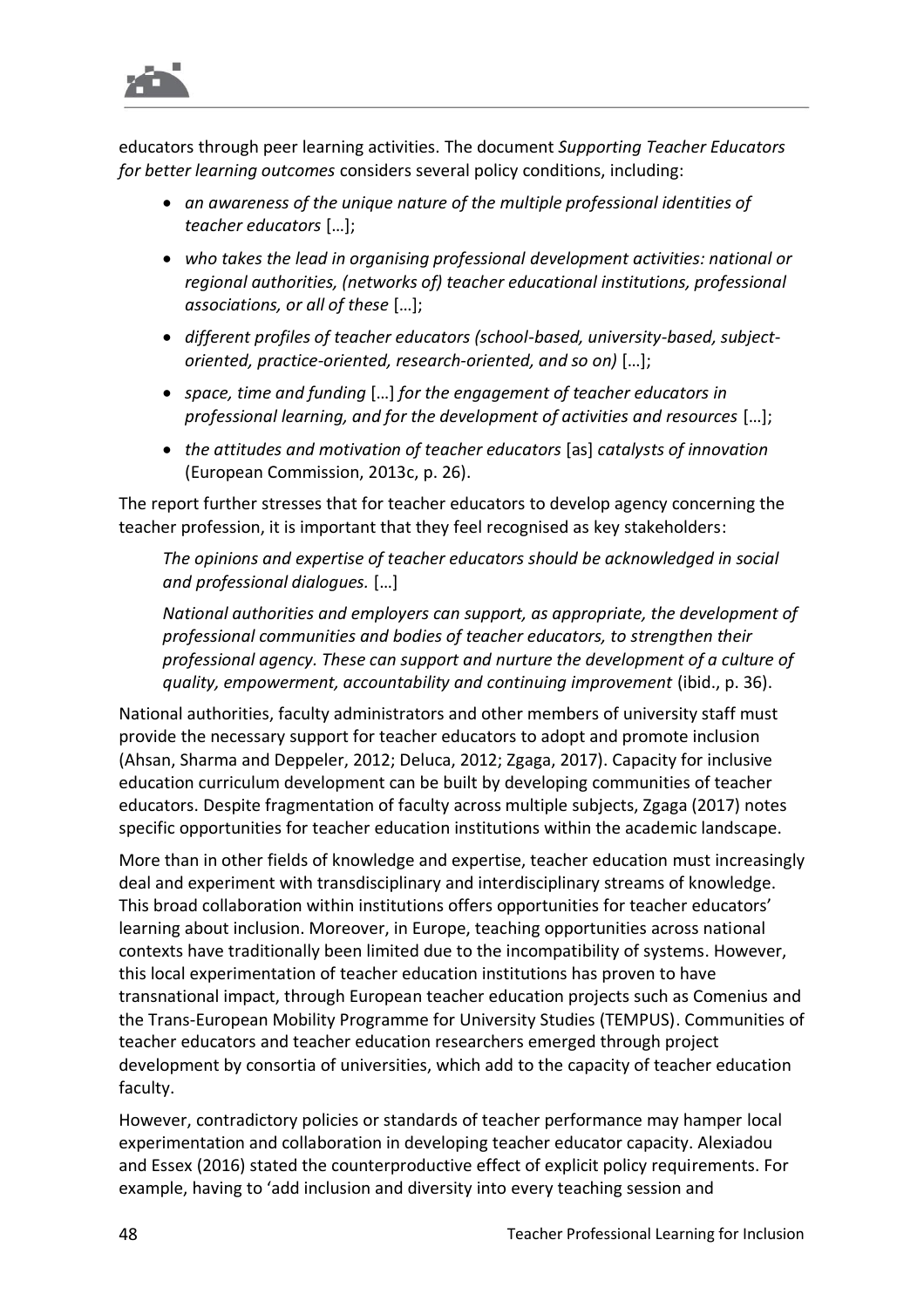educators through peer learning activities. The document *Supporting Teacher Educators for better learning outcomes* considers several policy conditions, including:

- *an awareness of the unique nature of the multiple professional identities of teacher educators* […];
- *who takes the lead in organising professional development activities: national or regional authorities, (networks of) teacher educational institutions, professional associations, or all of these* […];
- *different profiles of teacher educators (school-based, university-based, subject-oriented, practice-oriented, research-oriented, and so on)* […];
- *space, time and funding* […] *for the engagement of teacher educators in professional learning, and for the development of activities and resources* […];
- *the attitudes and motivation of teacher educators* [as] *catalysts of innovation* (European Commission, 2013c, p. 26).

The report further stresses that for teacher educators to develop agency concerning the teacher profession, it is important that they feel recognised as key stakeholders:

> *The opinions and expertise of teacher educators should be acknowledged in social and professional dialogues.* […]
>
> *National authorities and employers can support, as appropriate, the development of professional communities and bodies of teacher educators, to strengthen their professional agency. These can support and nurture the development of a culture of quality, empowerment, accountability and continuing improvement* (ibid., p. 36).

National authorities, faculty administrators and other members of university staff must provide the necessary support for teacher educators to adopt and promote inclusion (Ahsan, Sharma and Deppeler, 2012; Deluca, 2012; Zgaga, 2017). Capacity for inclusive education curriculum development can be built by developing communities of teacher educators. Despite fragmentation of faculty across multiple subjects, Zgaga (2017) notes specific opportunities for teacher education institutions within the academic landscape.

More than in other fields of knowledge and expertise, teacher education must increasingly deal and experiment with transdisciplinary and interdisciplinary streams of knowledge. This broad collaboration within institutions offers opportunities for teacher educators' learning about inclusion. Moreover, in Europe, teaching opportunities across national contexts have traditionally been limited due to the incompatibility of systems. However, this local experimentation of teacher education institutions has proven to have transnational impact, through European teacher education projects such as Comenius and the Trans-European Mobility Programme for University Studies (TEMPUS). Communities of teacher educators and teacher education researchers emerged through project development by consortia of universities, which add to the capacity of teacher education faculty.

However, contradictory policies or standards of teacher performance may hamper local experimentation and collaboration in developing teacher educator capacity. Alexiadou and Essex (2016) stated the counterproductive effect of explicit policy requirements. For example, having to 'add inclusion and diversity into every teaching session and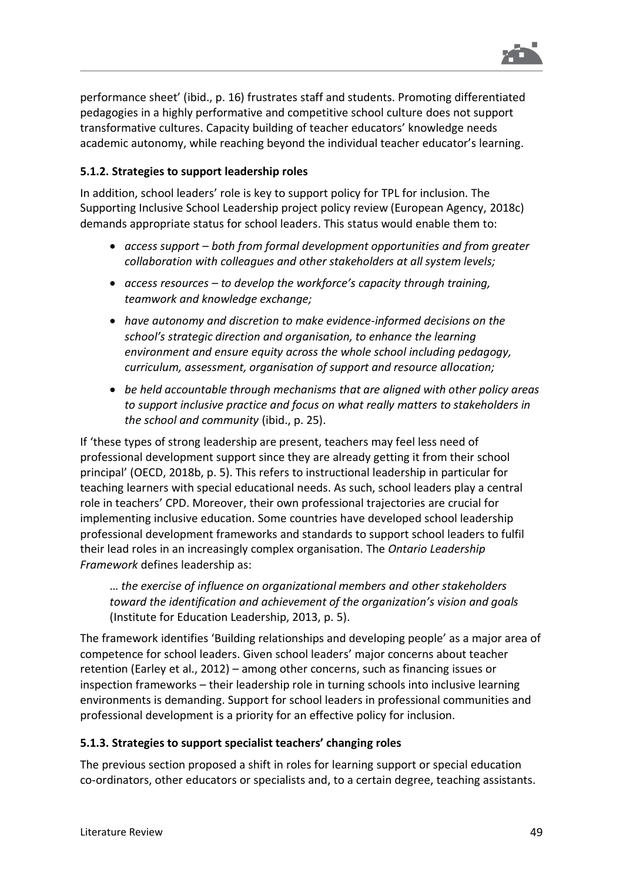performance sheet' (ibid., p. 16) frustrates staff and students. Promoting differentiated pedagogies in a highly performative and competitive school culture does not support transformative cultures. Capacity building of teacher educators' knowledge needs academic autonomy, while reaching beyond the individual teacher educator's learning.

### 5.1.2. Strategies to support leadership roles

In addition, school leaders' role is key to support policy for TPL for inclusion. The Supporting Inclusive School Leadership project policy review (European Agency, 2018c) demands appropriate status for school leaders. This status would enable them to:

- *access support – both from formal development opportunities and from greater collaboration with colleagues and other stakeholders at all system levels;*
- *access resources – to develop the workforce's capacity through training, teamwork and knowledge exchange;*
- *have autonomy and discretion to make evidence-informed decisions on the school's strategic direction and organisation, to enhance the learning environment and ensure equity across the whole school including pedagogy, curriculum, assessment, organisation of support and resource allocation;*
- *be held accountable through mechanisms that are aligned with other policy areas to support inclusive practice and focus on what really matters to stakeholders in the school and community* (ibid., p. 25).

If 'these types of strong leadership are present, teachers may feel less need of professional development support since they are already getting it from their school principal' (OECD, 2018b, p. 5). This refers to instructional leadership in particular for teaching learners with special educational needs. As such, school leaders play a central role in teachers' CPD. Moreover, their own professional trajectories are crucial for implementing inclusive education. Some countries have developed school leadership professional development frameworks and standards to support school leaders to fulfil their lead roles in an increasingly complex organisation. The *Ontario Leadership Framework* defines leadership as:

> … *the exercise of influence on organizational members and other stakeholders toward the identification and achievement of the organization's vision and goals* (Institute for Education Leadership, 2013, p. 5).

The framework identifies 'Building relationships and developing people' as a major area of competence for school leaders. Given school leaders' major concerns about teacher retention (Earley et al., 2012) – among other concerns, such as financing issues or inspection frameworks – their leadership role in turning schools into inclusive learning environments is demanding. Support for school leaders in professional communities and professional development is a priority for an effective policy for inclusion.

### 5.1.3. Strategies to support specialist teachers' changing roles

The previous section proposed a shift in roles for learning support or special education co-ordinators, other educators or specialists and, to a certain degree, teaching assistants.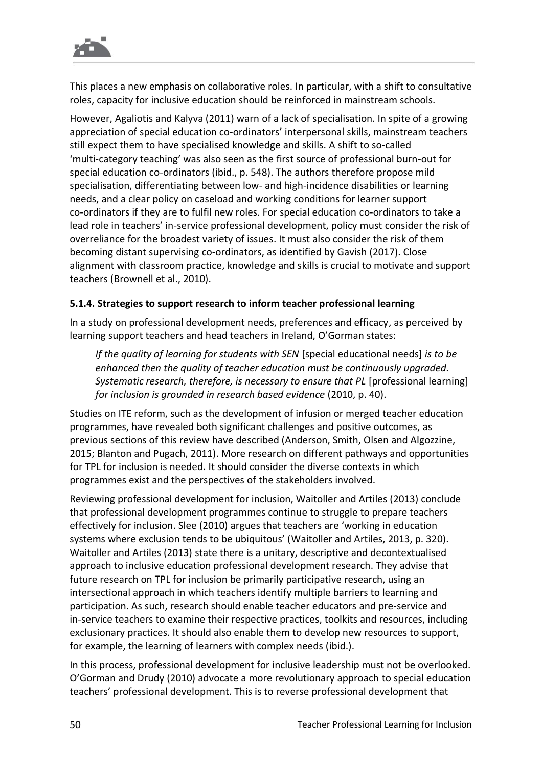This places a new emphasis on collaborative roles. In particular, with a shift to consultative roles, capacity for inclusive education should be reinforced in mainstream schools.

However, Agaliotis and Kalyva (2011) warn of a lack of specialisation. In spite of a growing appreciation of special education co-ordinators' interpersonal skills, mainstream teachers still expect them to have specialised knowledge and skills. A shift to so-called 'multi-category teaching' was also seen as the first source of professional burn-out for special education co-ordinators (ibid., p. 548). The authors therefore propose mild specialisation, differentiating between low- and high-incidence disabilities or learning needs, and a clear policy on caseload and working conditions for learner support co-ordinators if they are to fulfil new roles. For special education co-ordinators to take a lead role in teachers' in-service professional development, policy must consider the risk of overreliance for the broadest variety of issues. It must also consider the risk of them becoming distant supervising co-ordinators, as identified by Gavish (2017). Close alignment with classroom practice, knowledge and skills is crucial to motivate and support teachers (Brownell et al., 2010).

#### 5.1.4. Strategies to support research to inform teacher professional learning

In a study on professional development needs, preferences and efficacy, as perceived by learning support teachers and head teachers in Ireland, O'Gorman states:

> *If the quality of learning for students with SEN* [special educational needs] *is to be enhanced then the quality of teacher education must be continuously upgraded. Systematic research, therefore, is necessary to ensure that PL* [professional learning] *for inclusion is grounded in research based evidence* (2010, p. 40).

Studies on ITE reform, such as the development of infusion or merged teacher education programmes, have revealed both significant challenges and positive outcomes, as previous sections of this review have described (Anderson, Smith, Olsen and Algozzine, 2015; Blanton and Pugach, 2011). More research on different pathways and opportunities for TPL for inclusion is needed. It should consider the diverse contexts in which programmes exist and the perspectives of the stakeholders involved.

Reviewing professional development for inclusion, Waitoller and Artiles (2013) conclude that professional development programmes continue to struggle to prepare teachers effectively for inclusion. Slee (2010) argues that teachers are 'working in education systems where exclusion tends to be ubiquitous' (Waitoller and Artiles, 2013, p. 320). Waitoller and Artiles (2013) state there is a unitary, descriptive and decontextualised approach to inclusive education professional development research. They advise that future research on TPL for inclusion be primarily participative research, using an intersectional approach in which teachers identify multiple barriers to learning and participation. As such, research should enable teacher educators and pre-service and in-service teachers to examine their respective practices, toolkits and resources, including exclusionary practices. It should also enable them to develop new resources to support, for example, the learning of learners with complex needs (ibid.).

In this process, professional development for inclusive leadership must not be overlooked. O'Gorman and Drudy (2010) advocate a more revolutionary approach to special education teachers' professional development. This is to reverse professional development that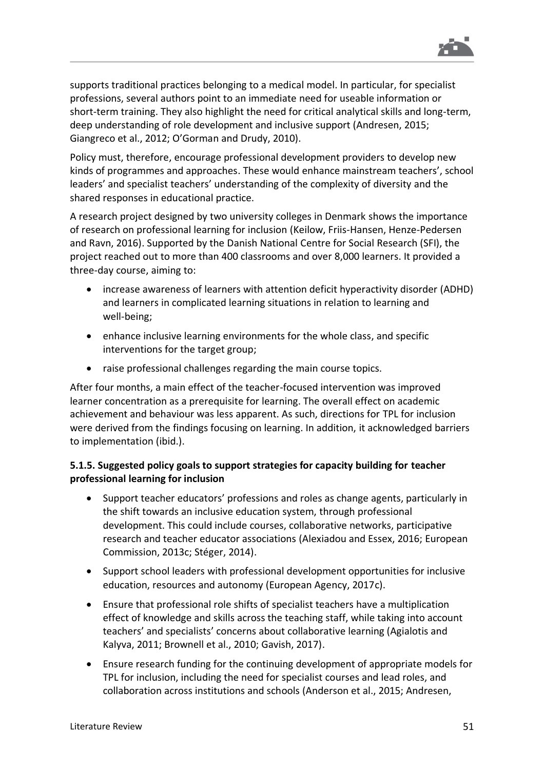supports traditional practices belonging to a medical model. In particular, for specialist professions, several authors point to an immediate need for useable information or short-term training. They also highlight the need for critical analytical skills and long-term, deep understanding of role development and inclusive support (Andresen, 2015; Giangreco et al., 2012; O'Gorman and Drudy, 2010).

Policy must, therefore, encourage professional development providers to develop new kinds of programmes and approaches. These would enhance mainstream teachers', school leaders' and specialist teachers' understanding of the complexity of diversity and the shared responses in educational practice.

A research project designed by two university colleges in Denmark shows the importance of research on professional learning for inclusion (Keilow, Friis-Hansen, Henze-Pedersen and Ravn, 2016). Supported by the Danish National Centre for Social Research (SFI), the project reached out to more than 400 classrooms and over 8,000 learners. It provided a three-day course, aiming to:

- increase awareness of learners with attention deficit hyperactivity disorder (ADHD) and learners in complicated learning situations in relation to learning and well-being;
- enhance inclusive learning environments for the whole class, and specific interventions for the target group;
- raise professional challenges regarding the main course topics.

After four months, a main effect of the teacher-focused intervention was improved learner concentration as a prerequisite for learning. The overall effect on academic achievement and behaviour was less apparent. As such, directions for TPL for inclusion were derived from the findings focusing on learning. In addition, it acknowledged barriers to implementation (ibid.).

#### 5.1.5. Suggested policy goals to support strategies for capacity building for teacher professional learning for inclusion

- Support teacher educators' professions and roles as change agents, particularly in the shift towards an inclusive education system, through professional development. This could include courses, collaborative networks, participative research and teacher educator associations (Alexiadou and Essex, 2016; European Commission, 2013c; Stéger, 2014).
- Support school leaders with professional development opportunities for inclusive education, resources and autonomy (European Agency, 2017c).
- Ensure that professional role shifts of specialist teachers have a multiplication effect of knowledge and skills across the teaching staff, while taking into account teachers' and specialists' concerns about collaborative learning (Agialotis and Kalyva, 2011; Brownell et al., 2010; Gavish, 2017).
- Ensure research funding for the continuing development of appropriate models for TPL for inclusion, including the need for specialist courses and lead roles, and collaboration across institutions and schools (Anderson et al., 2015; Andresen,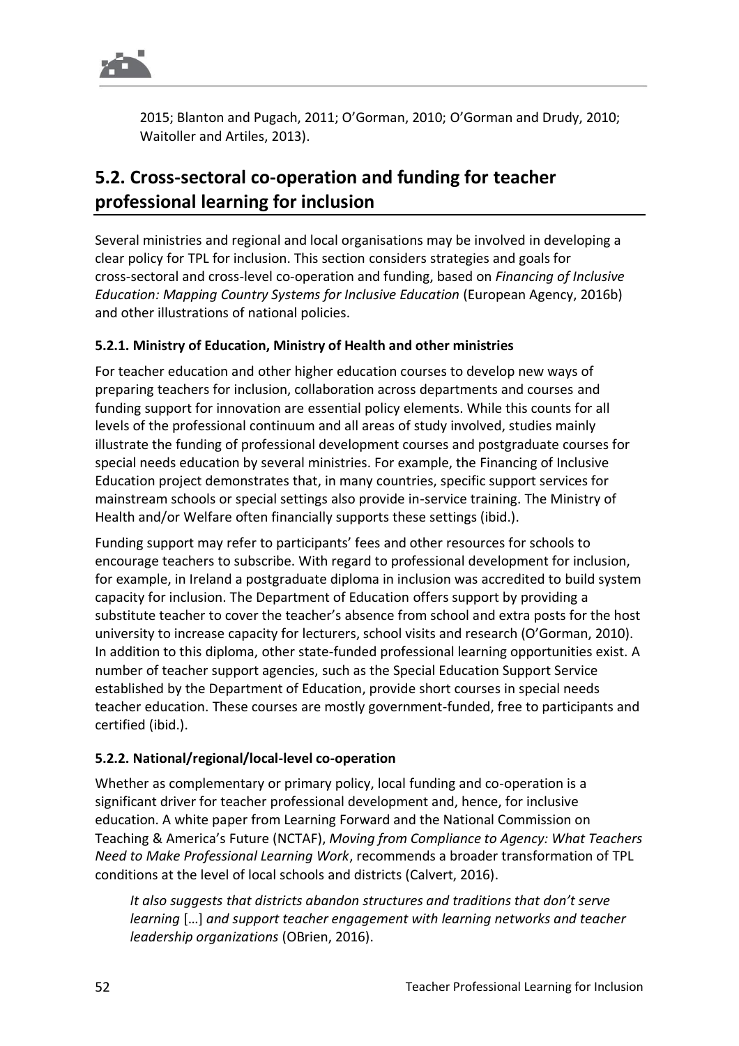2015; Blanton and Pugach, 2011; O'Gorman, 2010; O'Gorman and Drudy, 2010; Waitoller and Artiles, 2013).

## 5.2. Cross-sectoral co-operation and funding for teacher professional learning for inclusion

Several ministries and regional and local organisations may be involved in developing a clear policy for TPL for inclusion. This section considers strategies and goals for cross-sectoral and cross-level co-operation and funding, based on *Financing of Inclusive Education: Mapping Country Systems for Inclusive Education* (European Agency, 2016b) and other illustrations of national policies.

### 5.2.1. Ministry of Education, Ministry of Health and other ministries

For teacher education and other higher education courses to develop new ways of preparing teachers for inclusion, collaboration across departments and courses and funding support for innovation are essential policy elements. While this counts for all levels of the professional continuum and all areas of study involved, studies mainly illustrate the funding of professional development courses and postgraduate courses for special needs education by several ministries. For example, the Financing of Inclusive Education project demonstrates that, in many countries, specific support services for mainstream schools or special settings also provide in-service training. The Ministry of Health and/or Welfare often financially supports these settings (ibid.).

Funding support may refer to participants' fees and other resources for schools to encourage teachers to subscribe. With regard to professional development for inclusion, for example, in Ireland a postgraduate diploma in inclusion was accredited to build system capacity for inclusion. The Department of Education offers support by providing a substitute teacher to cover the teacher's absence from school and extra posts for the host university to increase capacity for lecturers, school visits and research (O'Gorman, 2010). In addition to this diploma, other state-funded professional learning opportunities exist. A number of teacher support agencies, such as the Special Education Support Service established by the Department of Education, provide short courses in special needs teacher education. These courses are mostly government-funded, free to participants and certified (ibid.).

### 5.2.2. National/regional/local-level co-operation

Whether as complementary or primary policy, local funding and co-operation is a significant driver for teacher professional development and, hence, for inclusive education. A white paper from Learning Forward and the National Commission on Teaching & America's Future (NCTAF), *Moving from Compliance to Agency: What Teachers Need to Make Professional Learning Work*, recommends a broader transformation of TPL conditions at the level of local schools and districts (Calvert, 2016).

> *It also suggests that districts abandon structures and traditions that don't serve learning* […] *and support teacher engagement with learning networks and teacher leadership organizations* (OBrien, 2016).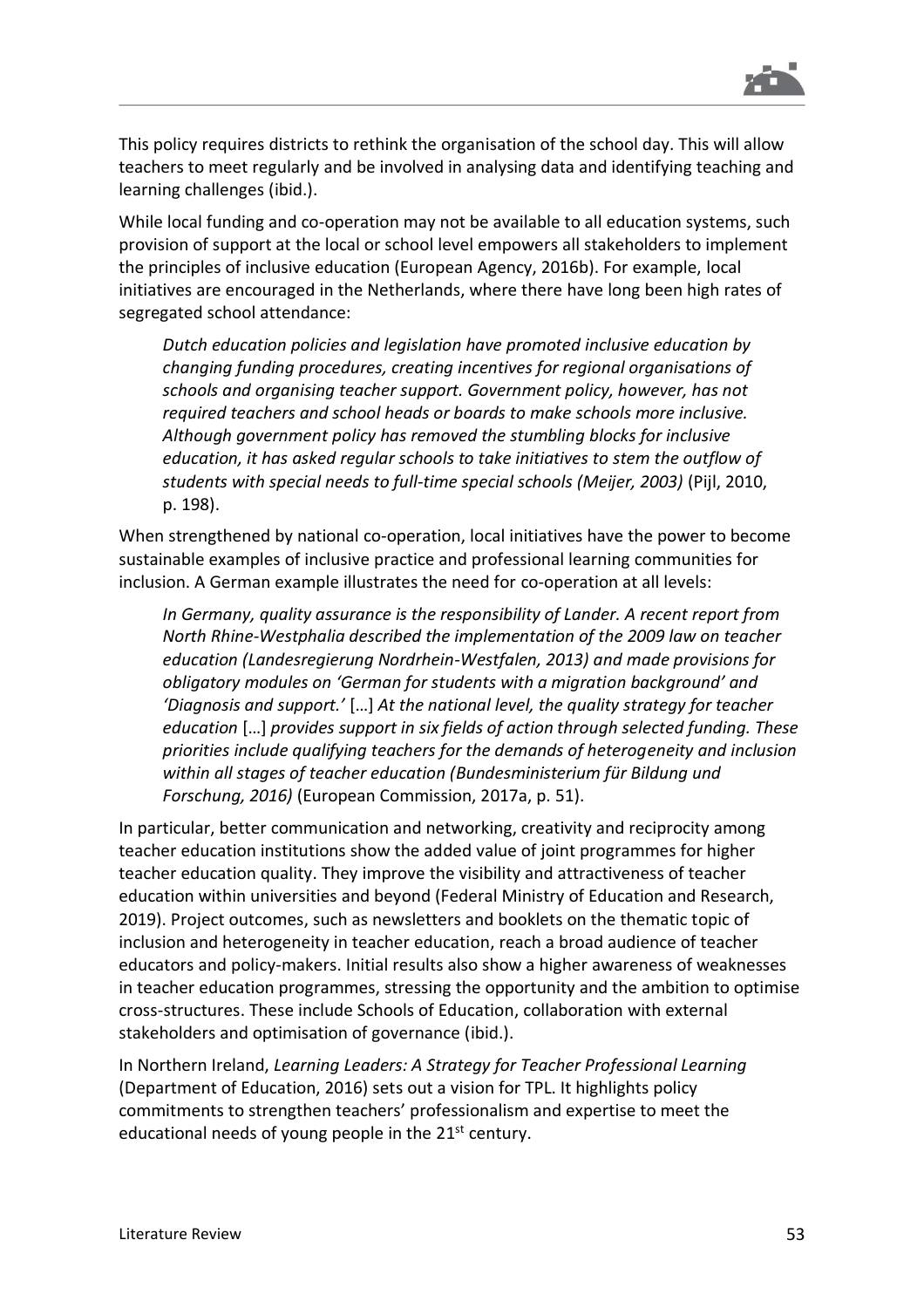This policy requires districts to rethink the organisation of the school day. This will allow teachers to meet regularly and be involved in analysing data and identifying teaching and learning challenges (ibid.).

While local funding and co-operation may not be available to all education systems, such provision of support at the local or school level empowers all stakeholders to implement the principles of inclusive education (European Agency, 2016b). For example, local initiatives are encouraged in the Netherlands, where there have long been high rates of segregated school attendance:

> *Dutch education policies and legislation have promoted inclusive education by changing funding procedures, creating incentives for regional organisations of schools and organising teacher support. Government policy, however, has not required teachers and school heads or boards to make schools more inclusive. Although government policy has removed the stumbling blocks for inclusive education, it has asked regular schools to take initiatives to stem the outflow of students with special needs to full-time special schools (Meijer, 2003)* (Pijl, 2010, p. 198).

When strengthened by national co-operation, local initiatives have the power to become sustainable examples of inclusive practice and professional learning communities for inclusion. A German example illustrates the need for co-operation at all levels:

> *In Germany, quality assurance is the responsibility of Lander. A recent report from North Rhine-Westphalia described the implementation of the 2009 law on teacher education (Landesregierung Nordrhein-Westfalen, 2013) and made provisions for obligatory modules on 'German for students with a migration background' and 'Diagnosis and support.'* […] *At the national level, the quality strategy for teacher education* […] *provides support in six fields of action through selected funding. These priorities include qualifying teachers for the demands of heterogeneity and inclusion within all stages of teacher education (Bundesministerium für Bildung und Forschung, 2016)* (European Commission, 2017a, p. 51).

In particular, better communication and networking, creativity and reciprocity among teacher education institutions show the added value of joint programmes for higher teacher education quality. They improve the visibility and attractiveness of teacher education within universities and beyond (Federal Ministry of Education and Research, 2019). Project outcomes, such as newsletters and booklets on the thematic topic of inclusion and heterogeneity in teacher education, reach a broad audience of teacher educators and policy-makers. Initial results also show a higher awareness of weaknesses in teacher education programmes, stressing the opportunity and the ambition to optimise cross-structures. These include Schools of Education, collaboration with external stakeholders and optimisation of governance (ibid.).

In Northern Ireland, *Learning Leaders: A Strategy for Teacher Professional Learning* (Department of Education, 2016) sets out a vision for TPL. It highlights policy commitments to strengthen teachers' professionalism and expertise to meet the educational needs of young people in the 21st century.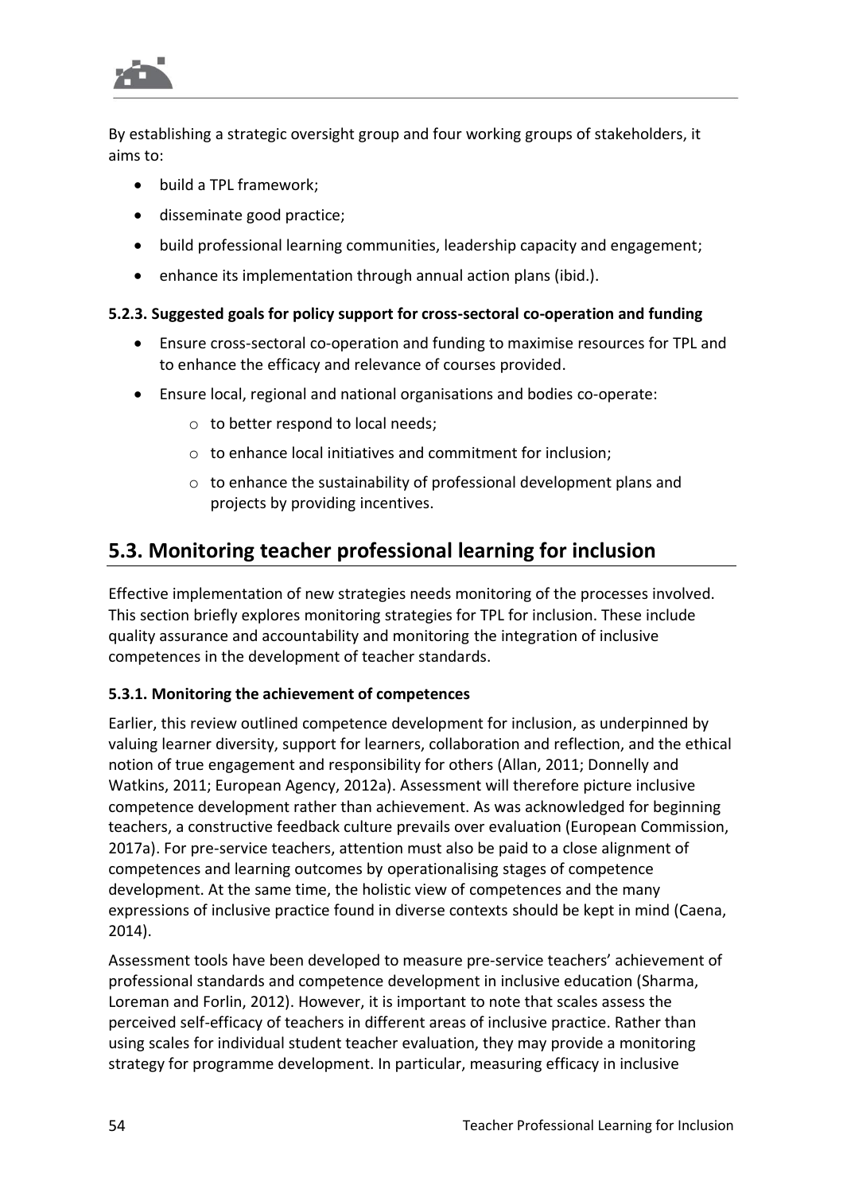By establishing a strategic oversight group and four working groups of stakeholders, it aims to:

- build a TPL framework;
- disseminate good practice;
- build professional learning communities, leadership capacity and engagement;
- enhance its implementation through annual action plans (ibid.).

#### 5.2.3. Suggested goals for policy support for cross-sectoral co-operation and funding

- Ensure cross-sectoral co-operation and funding to maximise resources for TPL and to enhance the efficacy and relevance of courses provided.
- Ensure local, regional and national organisations and bodies co-operate:
  - to better respond to local needs;
  - to enhance local initiatives and commitment for inclusion;
  - to enhance the sustainability of professional development plans and projects by providing incentives.

## 5.3. Monitoring teacher professional learning for inclusion

Effective implementation of new strategies needs monitoring of the processes involved. This section briefly explores monitoring strategies for TPL for inclusion. These include quality assurance and accountability and monitoring the integration of inclusive competences in the development of teacher standards.

#### 5.3.1. Monitoring the achievement of competences

Earlier, this review outlined competence development for inclusion, as underpinned by valuing learner diversity, support for learners, collaboration and reflection, and the ethical notion of true engagement and responsibility for others (Allan, 2011; Donnelly and Watkins, 2011; European Agency, 2012a). Assessment will therefore picture inclusive competence development rather than achievement. As was acknowledged for beginning teachers, a constructive feedback culture prevails over evaluation (European Commission, 2017a). For pre-service teachers, attention must also be paid to a close alignment of competences and learning outcomes by operationalising stages of competence development. At the same time, the holistic view of competences and the many expressions of inclusive practice found in diverse contexts should be kept in mind (Caena, 2014).

Assessment tools have been developed to measure pre-service teachers' achievement of professional standards and competence development in inclusive education (Sharma, Loreman and Forlin, 2012). However, it is important to note that scales assess the perceived self-efficacy of teachers in different areas of inclusive practice. Rather than using scales for individual student teacher evaluation, they may provide a monitoring strategy for programme development. In particular, measuring efficacy in inclusive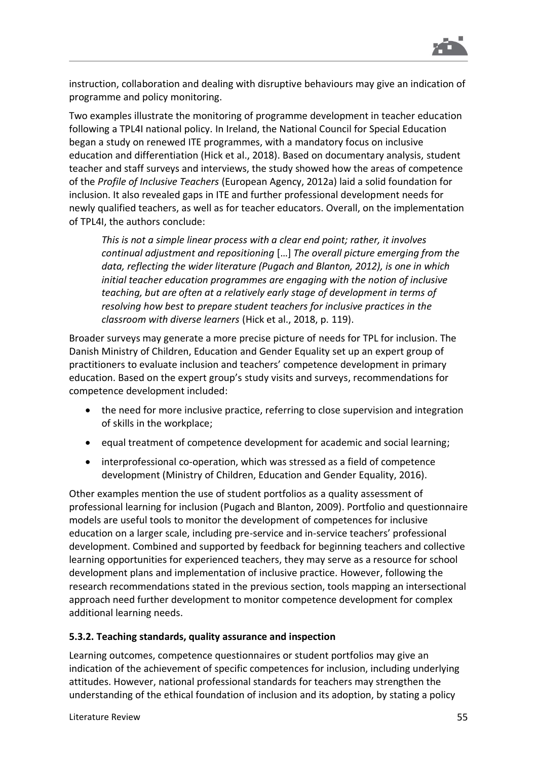instruction, collaboration and dealing with disruptive behaviours may give an indication of programme and policy monitoring.

Two examples illustrate the monitoring of programme development in teacher education following a TPL4I national policy. In Ireland, the National Council for Special Education began a study on renewed ITE programmes, with a mandatory focus on inclusive education and differentiation (Hick et al., 2018). Based on documentary analysis, student teacher and staff surveys and interviews, the study showed how the areas of competence of the *Profile of Inclusive Teachers* (European Agency, 2012a) laid a solid foundation for inclusion. It also revealed gaps in ITE and further professional development needs for newly qualified teachers, as well as for teacher educators. Overall, on the implementation of TPL4I, the authors conclude:

> *This is not a simple linear process with a clear end point; rather, it involves continual adjustment and repositioning* […] *The overall picture emerging from the data, reflecting the wider literature (Pugach and Blanton, 2012), is one in which initial teacher education programmes are engaging with the notion of inclusive teaching, but are often at a relatively early stage of development in terms of resolving how best to prepare student teachers for inclusive practices in the classroom with diverse learners* (Hick et al., 2018, p. 119).

Broader surveys may generate a more precise picture of needs for TPL for inclusion. The Danish Ministry of Children, Education and Gender Equality set up an expert group of practitioners to evaluate inclusion and teachers' competence development in primary education. Based on the expert group's study visits and surveys, recommendations for competence development included:

- the need for more inclusive practice, referring to close supervision and integration of skills in the workplace;
- equal treatment of competence development for academic and social learning;
- interprofessional co-operation, which was stressed as a field of competence development (Ministry of Children, Education and Gender Equality, 2016).

Other examples mention the use of student portfolios as a quality assessment of professional learning for inclusion (Pugach and Blanton, 2009). Portfolio and questionnaire models are useful tools to monitor the development of competences for inclusive education on a larger scale, including pre-service and in-service teachers' professional development. Combined and supported by feedback for beginning teachers and collective learning opportunities for experienced teachers, they may serve as a resource for school development plans and implementation of inclusive practice. However, following the research recommendations stated in the previous section, tools mapping an intersectional approach need further development to monitor competence development for complex additional learning needs.

#### 5.3.2. Teaching standards, quality assurance and inspection

Learning outcomes, competence questionnaires or student portfolios may give an indication of the achievement of specific competences for inclusion, including underlying attitudes. However, national professional standards for teachers may strengthen the understanding of the ethical foundation of inclusion and its adoption, by stating a policy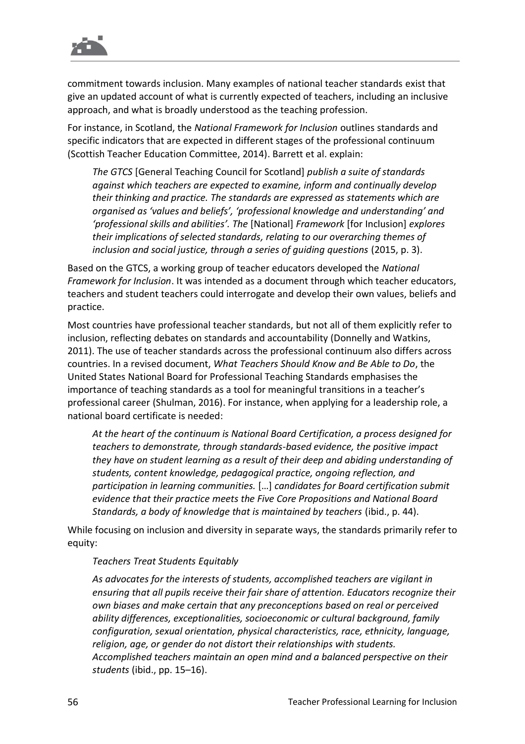commitment towards inclusion. Many examples of national teacher standards exist that give an updated account of what is currently expected of teachers, including an inclusive approach, and what is broadly understood as the teaching profession.

For instance, in Scotland, the *National Framework for Inclusion* outlines standards and specific indicators that are expected in different stages of the professional continuum (Scottish Teacher Education Committee, 2014). Barrett et al. explain:

> *The GTCS* [General Teaching Council for Scotland] *publish a suite of standards against which teachers are expected to examine, inform and continually develop their thinking and practice. The standards are expressed as statements which are organised as 'values and beliefs', 'professional knowledge and understanding' and 'professional skills and abilities'. The* [National] *Framework* [for Inclusion] *explores their implications of selected standards, relating to our overarching themes of inclusion and social justice, through a series of guiding questions* (2015, p. 3).

Based on the GTCS, a working group of teacher educators developed the *National Framework for Inclusion*. It was intended as a document through which teacher educators, teachers and student teachers could interrogate and develop their own values, beliefs and practice.

Most countries have professional teacher standards, but not all of them explicitly refer to inclusion, reflecting debates on standards and accountability (Donnelly and Watkins, 2011). The use of teacher standards across the professional continuum also differs across countries. In a revised document, *What Teachers Should Know and Be Able to Do*, the United States National Board for Professional Teaching Standards emphasises the importance of teaching standards as a tool for meaningful transitions in a teacher's professional career (Shulman, 2016). For instance, when applying for a leadership role, a national board certificate is needed:

> *At the heart of the continuum is National Board Certification, a process designed for teachers to demonstrate, through standards-based evidence, the positive impact they have on student learning as a result of their deep and abiding understanding of students, content knowledge, pedagogical practice, ongoing reflection, and participation in learning communities.* […] *candidates for Board certification submit evidence that their practice meets the Five Core Propositions and National Board Standards, a body of knowledge that is maintained by teachers* (ibid., p. 44).

While focusing on inclusion and diversity in separate ways, the standards primarily refer to equity:

> *Teachers Treat Students Equitably*
>
> *As advocates for the interests of students, accomplished teachers are vigilant in ensuring that all pupils receive their fair share of attention. Educators recognize their own biases and make certain that any preconceptions based on real or perceived ability differences, exceptionalities, socioeconomic or cultural background, family configuration, sexual orientation, physical characteristics, race, ethnicity, language, religion, age, or gender do not distort their relationships with students. Accomplished teachers maintain an open mind and a balanced perspective on their students* (ibid., pp. 15–16).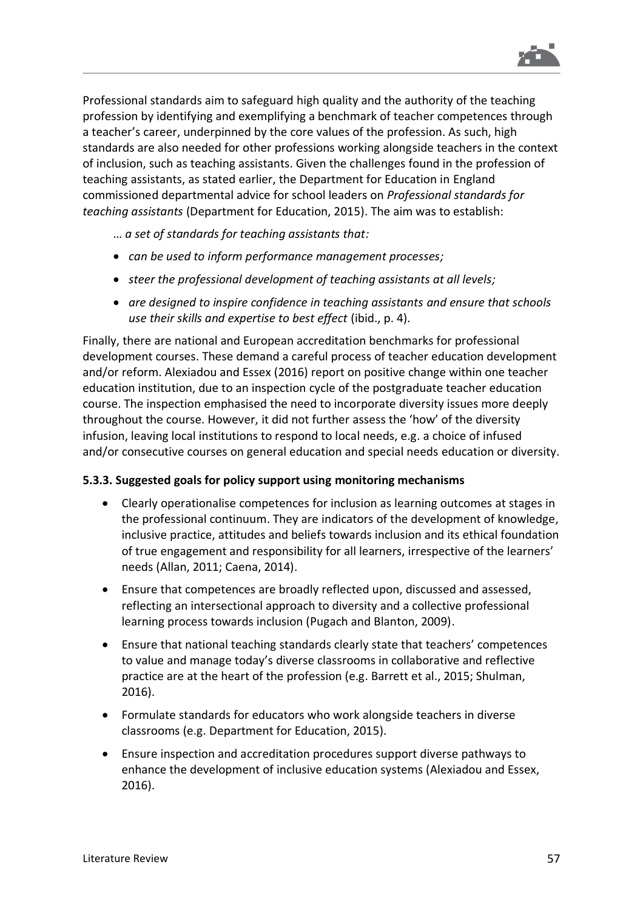Professional standards aim to safeguard high quality and the authority of the teaching profession by identifying and exemplifying a benchmark of teacher competences through a teacher's career, underpinned by the core values of the profession. As such, high standards are also needed for other professions working alongside teachers in the context of inclusion, such as teaching assistants. Given the challenges found in the profession of teaching assistants, as stated earlier, the Department for Education in England commissioned departmental advice for school leaders on *Professional standards for teaching assistants* (Department for Education, 2015). The aim was to establish:

> *… a set of standards for teaching assistants that:*
>
> - *can be used to inform performance management processes;*
> - *steer the professional development of teaching assistants at all levels;*
> - *are designed to inspire confidence in teaching assistants and ensure that schools use their skills and expertise to best effect* (ibid., p. 4).

Finally, there are national and European accreditation benchmarks for professional development courses. These demand a careful process of teacher education development and/or reform. Alexiadou and Essex (2016) report on positive change within one teacher education institution, due to an inspection cycle of the postgraduate teacher education course. The inspection emphasised the need to incorporate diversity issues more deeply throughout the course. However, it did not further assess the 'how' of the diversity infusion, leaving local institutions to respond to local needs, e.g. a choice of infused and/or consecutive courses on general education and special needs education or diversity.

#### 5.3.3. Suggested goals for policy support using monitoring mechanisms

- Clearly operationalise competences for inclusion as learning outcomes at stages in the professional continuum. They are indicators of the development of knowledge, inclusive practice, attitudes and beliefs towards inclusion and its ethical foundation of true engagement and responsibility for all learners, irrespective of the learners' needs (Allan, 2011; Caena, 2014).
- Ensure that competences are broadly reflected upon, discussed and assessed, reflecting an intersectional approach to diversity and a collective professional learning process towards inclusion (Pugach and Blanton, 2009).
- Ensure that national teaching standards clearly state that teachers' competences to value and manage today's diverse classrooms in collaborative and reflective practice are at the heart of the profession (e.g. Barrett et al., 2015; Shulman, 2016).
- Formulate standards for educators who work alongside teachers in diverse classrooms (e.g. Department for Education, 2015).
- Ensure inspection and accreditation procedures support diverse pathways to enhance the development of inclusive education systems (Alexiadou and Essex, 2016).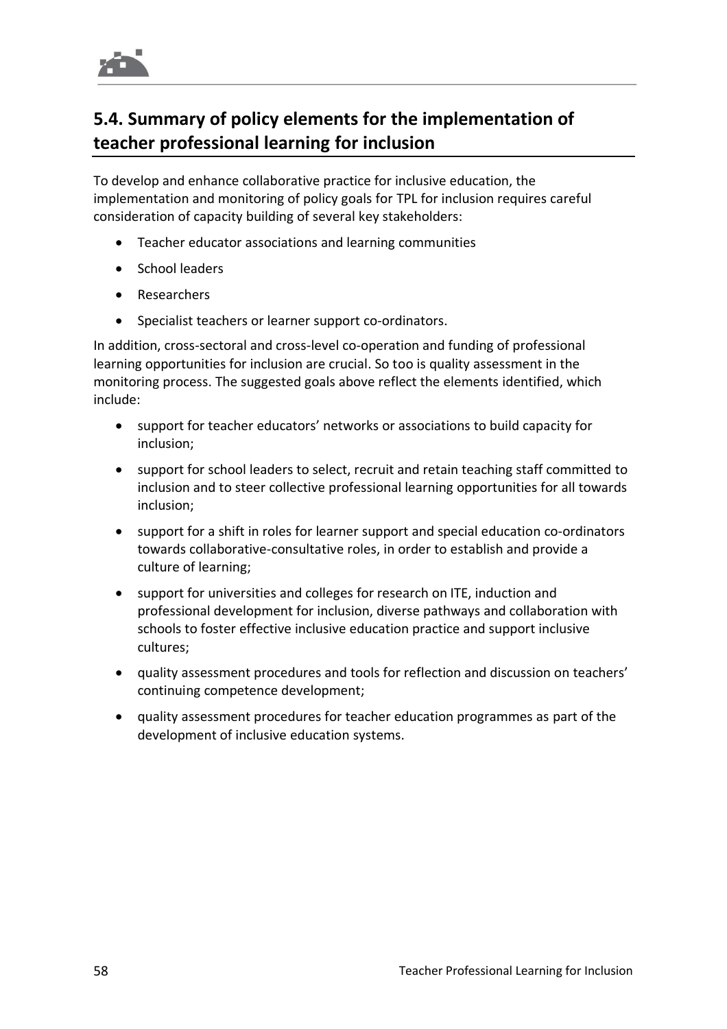## 5.4. Summary of policy elements for the implementation of teacher professional learning for inclusion

To develop and enhance collaborative practice for inclusive education, the implementation and monitoring of policy goals for TPL for inclusion requires careful consideration of capacity building of several key stakeholders:

- Teacher educator associations and learning communities
- School leaders
- Researchers
- Specialist teachers or learner support co-ordinators.

In addition, cross-sectoral and cross-level co-operation and funding of professional learning opportunities for inclusion are crucial. So too is quality assessment in the monitoring process. The suggested goals above reflect the elements identified, which include:

- support for teacher educators' networks or associations to build capacity for inclusion;
- support for school leaders to select, recruit and retain teaching staff committed to inclusion and to steer collective professional learning opportunities for all towards inclusion;
- support for a shift in roles for learner support and special education co-ordinators towards collaborative-consultative roles, in order to establish and provide a culture of learning;
- support for universities and colleges for research on ITE, induction and professional development for inclusion, diverse pathways and collaboration with schools to foster effective inclusive education practice and support inclusive cultures;
- quality assessment procedures and tools for reflection and discussion on teachers' continuing competence development;
- quality assessment procedures for teacher education programmes as part of the development of inclusive education systems.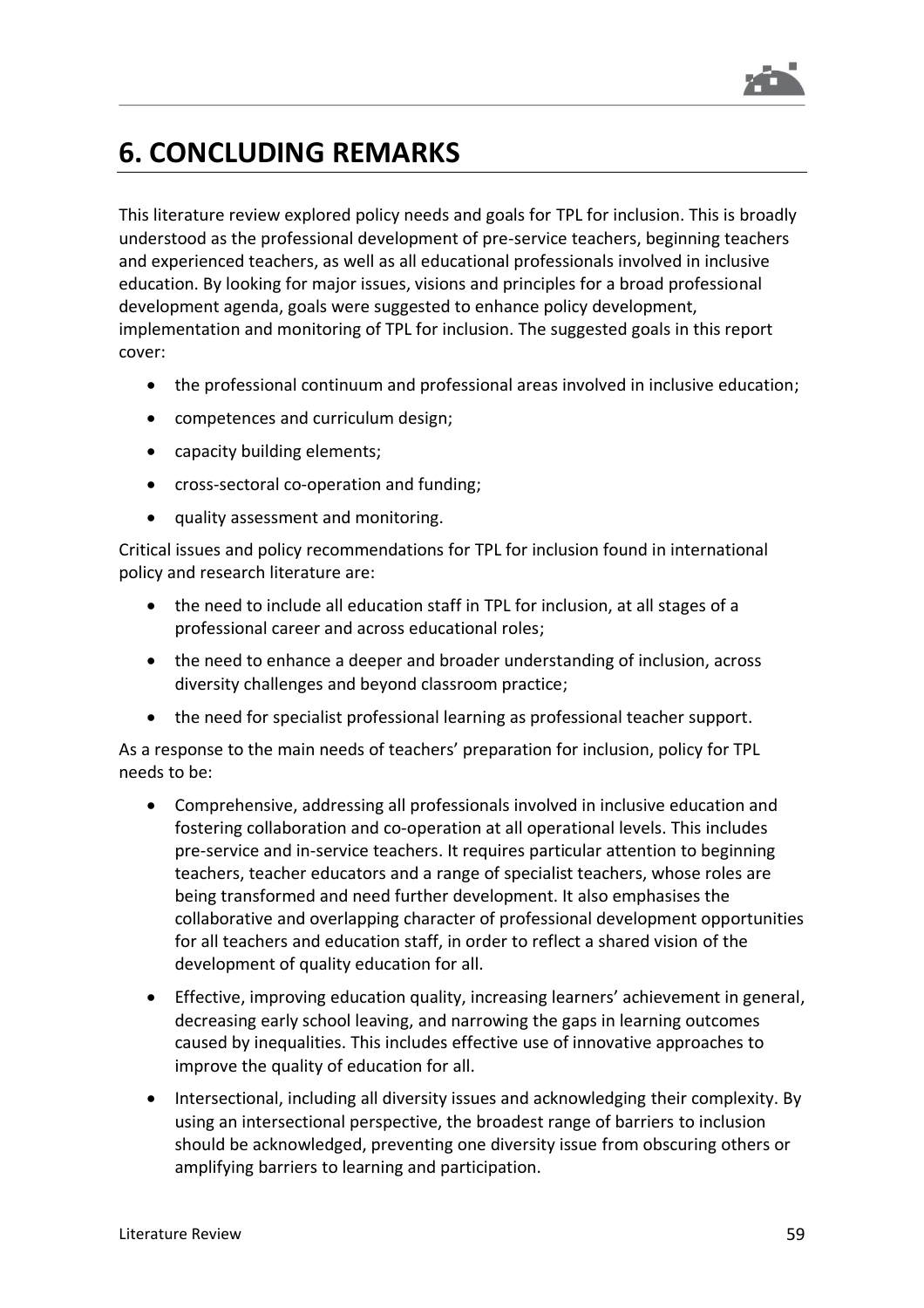# 6. CONCLUDING REMARKS

This literature review explored policy needs and goals for TPL for inclusion. This is broadly understood as the professional development of pre-service teachers, beginning teachers and experienced teachers, as well as all educational professionals involved in inclusive education. By looking for major issues, visions and principles for a broad professional development agenda, goals were suggested to enhance policy development, implementation and monitoring of TPL for inclusion. The suggested goals in this report cover:

- the professional continuum and professional areas involved in inclusive education;
- competences and curriculum design;
- capacity building elements;
- cross-sectoral co-operation and funding;
- quality assessment and monitoring.

Critical issues and policy recommendations for TPL for inclusion found in international policy and research literature are:

- the need to include all education staff in TPL for inclusion, at all stages of a professional career and across educational roles;
- the need to enhance a deeper and broader understanding of inclusion, across diversity challenges and beyond classroom practice;
- the need for specialist professional learning as professional teacher support.

As a response to the main needs of teachers' preparation for inclusion, policy for TPL needs to be:

- Comprehensive, addressing all professionals involved in inclusive education and fostering collaboration and co-operation at all operational levels. This includes pre-service and in-service teachers. It requires particular attention to beginning teachers, teacher educators and a range of specialist teachers, whose roles are being transformed and need further development. It also emphasises the collaborative and overlapping character of professional development opportunities for all teachers and education staff, in order to reflect a shared vision of the development of quality education for all.
- Effective, improving education quality, increasing learners' achievement in general, decreasing early school leaving, and narrowing the gaps in learning outcomes caused by inequalities. This includes effective use of innovative approaches to improve the quality of education for all.
- Intersectional, including all diversity issues and acknowledging their complexity. By using an intersectional perspective, the broadest range of barriers to inclusion should be acknowledged, preventing one diversity issue from obscuring others or amplifying barriers to learning and participation.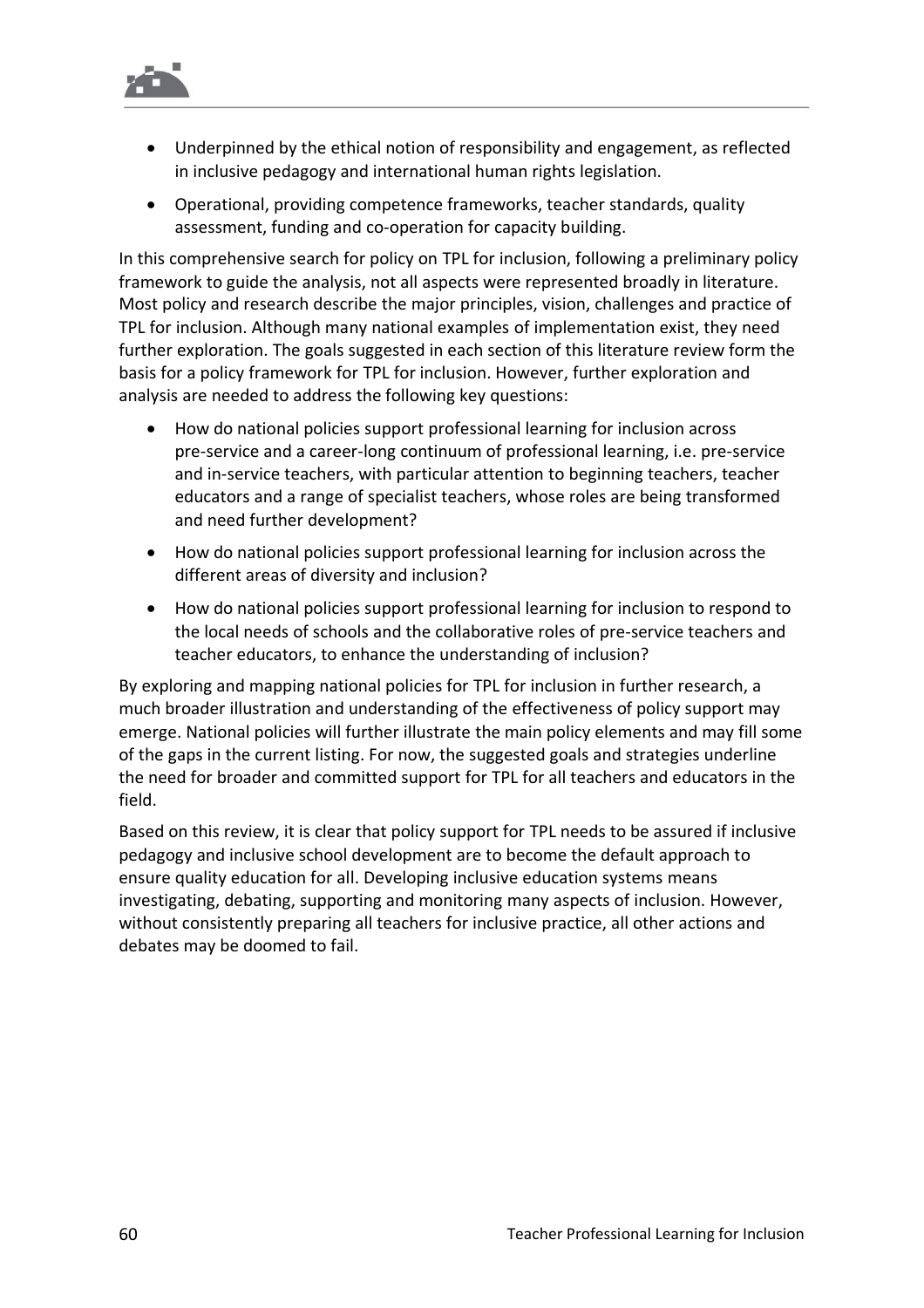- Underpinned by the ethical notion of responsibility and engagement, as reflected in inclusive pedagogy and international human rights legislation.
- Operational, providing competence frameworks, teacher standards, quality assessment, funding and co-operation for capacity building.

In this comprehensive search for policy on TPL for inclusion, following a preliminary policy framework to guide the analysis, not all aspects were represented broadly in literature. Most policy and research describe the major principles, vision, challenges and practice of TPL for inclusion. Although many national examples of implementation exist, they need further exploration. The goals suggested in each section of this literature review form the basis for a policy framework for TPL for inclusion. However, further exploration and analysis are needed to address the following key questions:

- How do national policies support professional learning for inclusion across pre-service and a career-long continuum of professional learning, i.e. pre-service and in-service teachers, with particular attention to beginning teachers, teacher educators and a range of specialist teachers, whose roles are being transformed and need further development?
- How do national policies support professional learning for inclusion across the different areas of diversity and inclusion?
- How do national policies support professional learning for inclusion to respond to the local needs of schools and the collaborative roles of pre-service teachers and teacher educators, to enhance the understanding of inclusion?

By exploring and mapping national policies for TPL for inclusion in further research, a much broader illustration and understanding of the effectiveness of policy support may emerge. National policies will further illustrate the main policy elements and may fill some of the gaps in the current listing. For now, the suggested goals and strategies underline the need for broader and committed support for TPL for all teachers and educators in the field.

Based on this review, it is clear that policy support for TPL needs to be assured if inclusive pedagogy and inclusive school development are to become the default approach to ensure quality education for all. Developing inclusive education systems means investigating, debating, supporting and monitoring many aspects of inclusion. However, without consistently preparing all teachers for inclusive practice, all other actions and debates may be doomed to fail.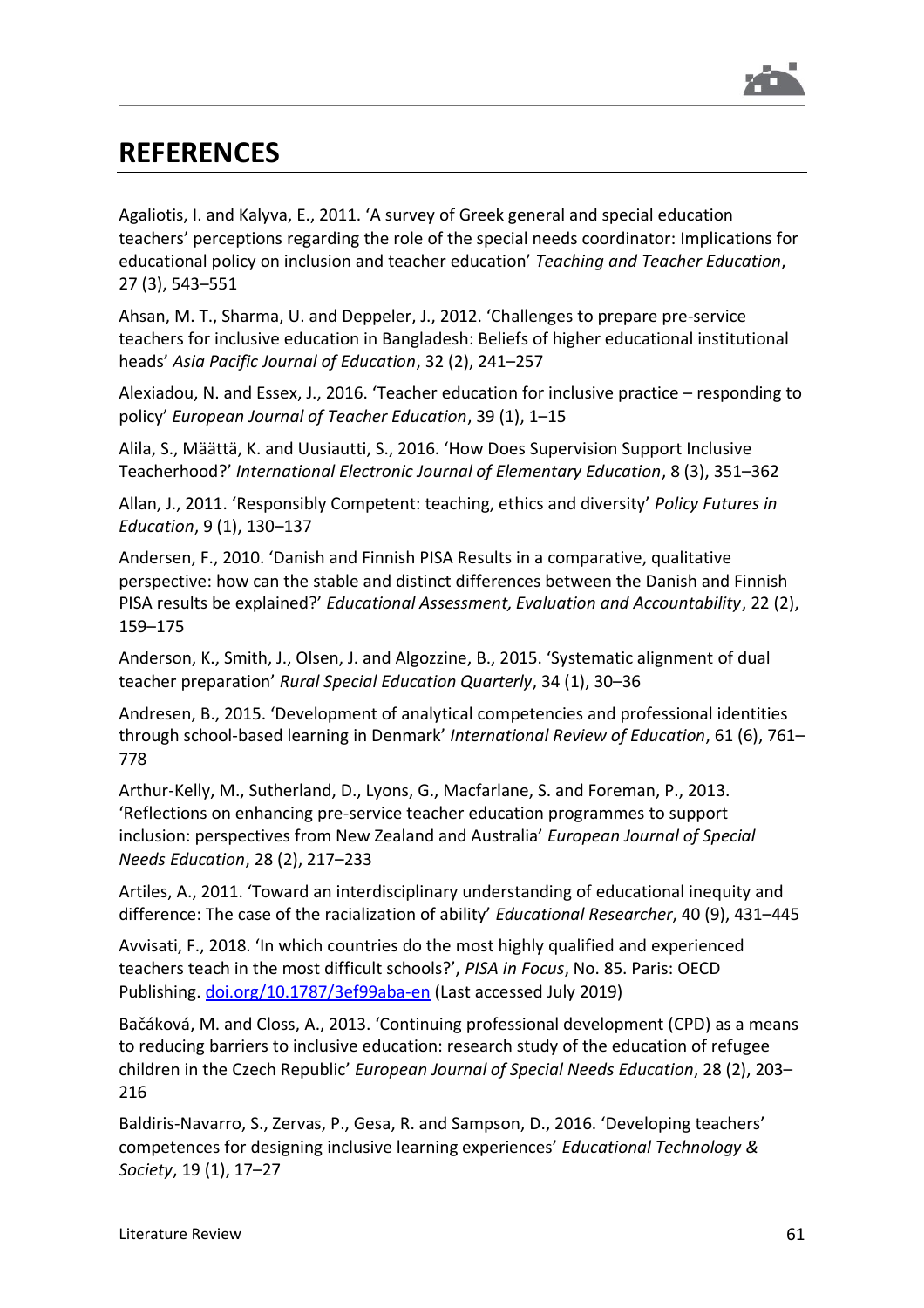# REFERENCES

Agaliotis, I. and Kalyva, E., 2011. 'A survey of Greek general and special education teachers' perceptions regarding the role of the special needs coordinator: Implications for educational policy on inclusion and teacher education' *Teaching and Teacher Education*, 27 (3), 543–551

Ahsan, M. T., Sharma, U. and Deppeler, J., 2012. 'Challenges to prepare pre-service teachers for inclusive education in Bangladesh: Beliefs of higher educational institutional heads' *Asia Pacific Journal of Education*, 32 (2), 241–257

Alexiadou, N. and Essex, J., 2016. 'Teacher education for inclusive practice – responding to policy' *European Journal of Teacher Education*, 39 (1), 1–15

Alila, S., Määttä, K. and Uusiautti, S., 2016. 'How Does Supervision Support Inclusive Teacherhood?' *International Electronic Journal of Elementary Education*, 8 (3), 351–362

Allan, J., 2011. 'Responsibly Competent: teaching, ethics and diversity' *Policy Futures in Education*, 9 (1), 130–137

Andersen, F., 2010. 'Danish and Finnish PISA Results in a comparative, qualitative perspective: how can the stable and distinct differences between the Danish and Finnish PISA results be explained?' *Educational Assessment, Evaluation and Accountability*, 22 (2), 159–175

Anderson, K., Smith, J., Olsen, J. and Algozzine, B., 2015. 'Systematic alignment of dual teacher preparation' *Rural Special Education Quarterly*, 34 (1), 30–36

Andresen, B., 2015. 'Development of analytical competencies and professional identities through school-based learning in Denmark' *International Review of Education*, 61 (6), 761–778

Arthur-Kelly, M., Sutherland, D., Lyons, G., Macfarlane, S. and Foreman, P., 2013. 'Reflections on enhancing pre-service teacher education programmes to support inclusion: perspectives from New Zealand and Australia' *European Journal of Special Needs Education*, 28 (2), 217–233

Artiles, A., 2011. 'Toward an interdisciplinary understanding of educational inequity and difference: The case of the racialization of ability' *Educational Researcher*, 40 (9), 431–445

Avvisati, F., 2018. 'In which countries do the most highly qualified and experienced teachers teach in the most difficult schools?', *PISA in Focus*, No. 85. Paris: OECD Publishing. [doi.org/10.1787/3ef99aba-en](https://doi.org/10.1787/3ef99aba-en) (Last accessed July 2019)

Bačáková, M. and Closs, A., 2013. 'Continuing professional development (CPD) as a means to reducing barriers to inclusive education: research study of the education of refugee children in the Czech Republic' *European Journal of Special Needs Education*, 28 (2), 203–216

Baldiris-Navarro, S., Zervas, P., Gesa, R. and Sampson, D., 2016. 'Developing teachers' competences for designing inclusive learning experiences' *Educational Technology & Society*, 19 (1), 17–27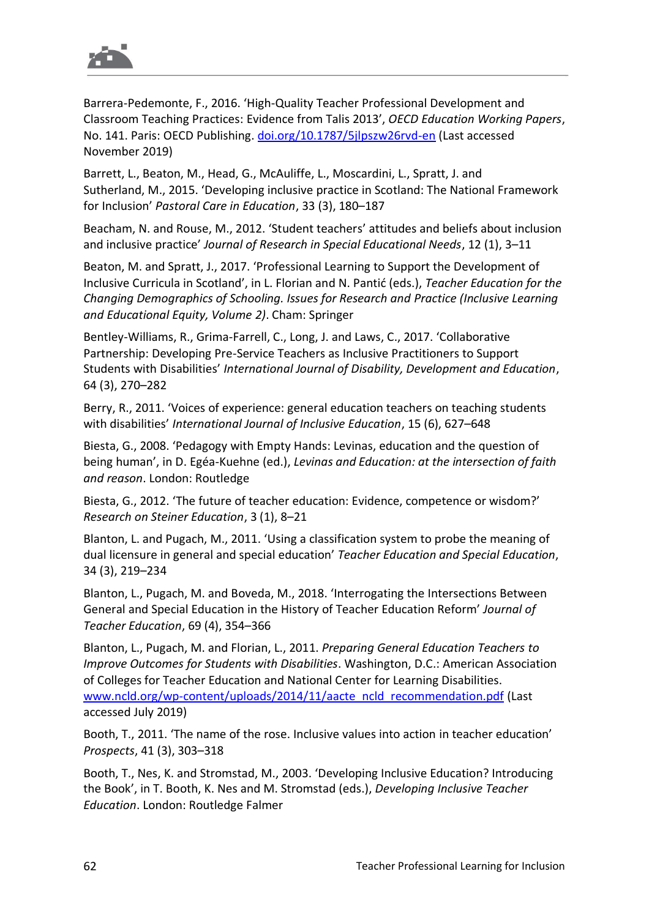Barrera-Pedemonte, F., 2016. 'High-Quality Teacher Professional Development and Classroom Teaching Practices: Evidence from Talis 2013', *OECD Education Working Papers*, No. 141. Paris: OECD Publishing. [doi.org/10.1787/5jlpszw26rvd-en](https://doi.org/10.1787/5jlpszw26rvd-en) (Last accessed November 2019)

Barrett, L., Beaton, M., Head, G., McAuliffe, L., Moscardini, L., Spratt, J. and Sutherland, M., 2015. 'Developing inclusive practice in Scotland: The National Framework for Inclusion' *Pastoral Care in Education*, 33 (3), 180–187

Beacham, N. and Rouse, M., 2012. 'Student teachers' attitudes and beliefs about inclusion and inclusive practice' *Journal of Research in Special Educational Needs*, 12 (1), 3–11

Beaton, M. and Spratt, J., 2017. 'Professional Learning to Support the Development of Inclusive Curricula in Scotland', in L. Florian and N. Pantić (eds.), *Teacher Education for the Changing Demographics of Schooling. Issues for Research and Practice (Inclusive Learning and Educational Equity, Volume 2)*. Cham: Springer

Bentley-Williams, R., Grima-Farrell, C., Long, J. and Laws, C., 2017. 'Collaborative Partnership: Developing Pre-Service Teachers as Inclusive Practitioners to Support Students with Disabilities' *International Journal of Disability, Development and Education*, 64 (3), 270–282

Berry, R., 2011. 'Voices of experience: general education teachers on teaching students with disabilities' *International Journal of Inclusive Education*, 15 (6), 627–648

Biesta, G., 2008. 'Pedagogy with Empty Hands: Levinas, education and the question of being human', in D. Egéa-Kuehne (ed.), *Levinas and Education: at the intersection of faith and reason*. London: Routledge

Biesta, G., 2012. 'The future of teacher education: Evidence, competence or wisdom?' *Research on Steiner Education*, 3 (1), 8–21

Blanton, L. and Pugach, M., 2011. 'Using a classification system to probe the meaning of dual licensure in general and special education' *Teacher Education and Special Education*, 34 (3), 219–234

Blanton, L., Pugach, M. and Boveda, M., 2018. 'Interrogating the Intersections Between General and Special Education in the History of Teacher Education Reform' *Journal of Teacher Education*, 69 (4), 354–366

Blanton, L., Pugach, M. and Florian, L., 2011. *Preparing General Education Teachers to Improve Outcomes for Students with Disabilities*. Washington, D.C.: American Association of Colleges for Teacher Education and National Center for Learning Disabilities. [www.ncld.org/wp-content/uploads/2014/11/aacte_ncld_recommendation.pdf](http://www.ncld.org/wp-content/uploads/2014/11/aacte_ncld_recommendation.pdf) (Last accessed July 2019)

Booth, T., 2011. 'The name of the rose. Inclusive values into action in teacher education' *Prospects*, 41 (3), 303–318

Booth, T., Nes, K. and Stromstad, M., 2003. 'Developing Inclusive Education? Introducing the Book', in T. Booth, K. Nes and M. Stromstad (eds.), *Developing Inclusive Teacher Education*. London: Routledge Falmer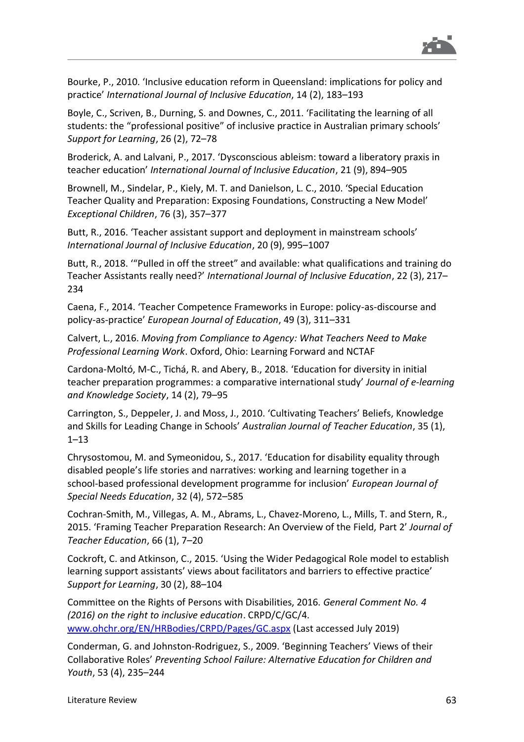Bourke, P., 2010. 'Inclusive education reform in Queensland: implications for policy and practice' *International Journal of Inclusive Education*, 14 (2), 183–193

Boyle, C., Scriven, B., Durning, S. and Downes, C., 2011. 'Facilitating the learning of all students: the "professional positive" of inclusive practice in Australian primary schools' *Support for Learning*, 26 (2), 72–78

Broderick, A. and Lalvani, P., 2017. 'Dysconscious ableism: toward a liberatory praxis in teacher education' *International Journal of Inclusive Education*, 21 (9), 894–905

Brownell, M., Sindelar, P., Kiely, M. T. and Danielson, L. C., 2010. 'Special Education Teacher Quality and Preparation: Exposing Foundations, Constructing a New Model' *Exceptional Children*, 76 (3), 357–377

Butt, R., 2016. 'Teacher assistant support and deployment in mainstream schools' *International Journal of Inclusive Education*, 20 (9), 995–1007

Butt, R., 2018. '"Pulled in off the street" and available: what qualifications and training do Teacher Assistants really need?' *International Journal of Inclusive Education*, 22 (3), 217–234

Caena, F., 2014. 'Teacher Competence Frameworks in Europe: policy-as-discourse and policy-as-practice' *European Journal of Education*, 49 (3), 311–331

Calvert, L., 2016. *Moving from Compliance to Agency: What Teachers Need to Make Professional Learning Work*. Oxford, Ohio: Learning Forward and NCTAF

Cardona-Moltó, M-C., Tichá, R. and Abery, B., 2018. 'Education for diversity in initial teacher preparation programmes: a comparative international study' *Journal of e-learning and Knowledge Society*, 14 (2), 79–95

Carrington, S., Deppeler, J. and Moss, J., 2010. 'Cultivating Teachers' Beliefs, Knowledge and Skills for Leading Change in Schools' *Australian Journal of Teacher Education*, 35 (1), 1–13

Chrysostomou, M. and Symeonidou, S., 2017. 'Education for disability equality through disabled people's life stories and narratives: working and learning together in a school-based professional development programme for inclusion' *European Journal of Special Needs Education*, 32 (4), 572–585

Cochran-Smith, M., Villegas, A. M., Abrams, L., Chavez-Moreno, L., Mills, T. and Stern, R., 2015. 'Framing Teacher Preparation Research: An Overview of the Field, Part 2' *Journal of Teacher Education*, 66 (1), 7–20

Cockroft, C. and Atkinson, C., 2015. 'Using the Wider Pedagogical Role model to establish learning support assistants' views about facilitators and barriers to effective practice' *Support for Learning*, 30 (2), 88–104

Committee on the Rights of Persons with Disabilities, 2016. *General Comment No. 4 (2016) on the right to inclusive education*. CRPD/C/GC/4. www.ohchr.org/EN/HRBodies/CRPD/Pages/GC.aspx (Last accessed July 2019)

Conderman, G. and Johnston-Rodriguez, S., 2009. 'Beginning Teachers' Views of their Collaborative Roles' *Preventing School Failure: Alternative Education for Children and Youth*, 53 (4), 235–244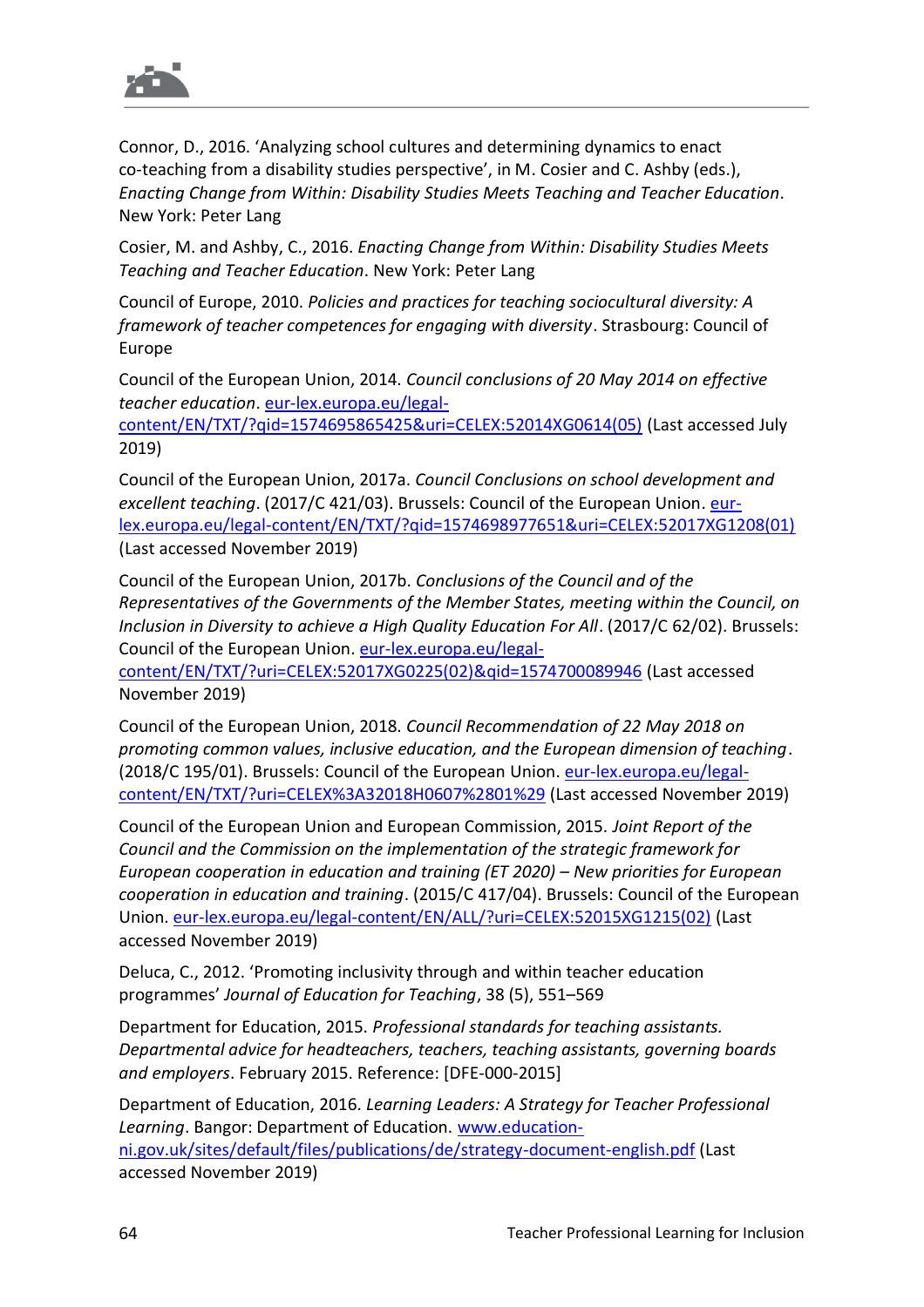Connor, D., 2016. 'Analyzing school cultures and determining dynamics to enact co-teaching from a disability studies perspective', in M. Cosier and C. Ashby (eds.), *Enacting Change from Within: Disability Studies Meets Teaching and Teacher Education*. New York: Peter Lang

Cosier, M. and Ashby, C., 2016. *Enacting Change from Within: Disability Studies Meets Teaching and Teacher Education*. New York: Peter Lang

Council of Europe, 2010. *Policies and practices for teaching sociocultural diversity: A framework of teacher competences for engaging with diversity*. Strasbourg: Council of Europe

Council of the European Union, 2014. *Council conclusions of 20 May 2014 on effective teacher education*. eur-lex.europa.eu/legal-content/EN/TXT/?qid=1574695865425&uri=CELEX:52014XG0614(05) (Last accessed July 2019)

Council of the European Union, 2017a. *Council Conclusions on school development and excellent teaching*. (2017/C 421/03). Brussels: Council of the European Union. eur-lex.europa.eu/legal-content/EN/TXT/?qid=1574698977651&uri=CELEX:52017XG1208(01) (Last accessed November 2019)

Council of the European Union, 2017b. *Conclusions of the Council and of the Representatives of the Governments of the Member States, meeting within the Council, on Inclusion in Diversity to achieve a High Quality Education For All*. (2017/C 62/02). Brussels: Council of the European Union. eur-lex.europa.eu/legal-content/EN/TXT/?uri=CELEX:52017XG0225(02)&qid=1574700089946 (Last accessed November 2019)

Council of the European Union, 2018. *Council Recommendation of 22 May 2018 on promoting common values, inclusive education, and the European dimension of teaching*. (2018/C 195/01). Brussels: Council of the European Union. eur-lex.europa.eu/legal-content/EN/TXT/?uri=CELEX%3A32018H0607%2801%29 (Last accessed November 2019)

Council of the European Union and European Commission, 2015. *Joint Report of the Council and the Commission on the implementation of the strategic framework for European cooperation in education and training (ET 2020) – New priorities for European cooperation in education and training*. (2015/C 417/04). Brussels: Council of the European Union. eur-lex.europa.eu/legal-content/EN/ALL/?uri=CELEX:52015XG1215(02) (Last accessed November 2019)

Deluca, C., 2012. 'Promoting inclusivity through and within teacher education programmes' *Journal of Education for Teaching*, 38 (5), 551–569

Department for Education, 2015. *Professional standards for teaching assistants. Departmental advice for headteachers, teachers, teaching assistants, governing boards and employers*. February 2015. Reference: [DFE-000-2015]

Department of Education, 2016. *Learning Leaders: A Strategy for Teacher Professional Learning*. Bangor: Department of Education. www.education-ni.gov.uk/sites/default/files/publications/de/strategy-document-english.pdf (Last accessed November 2019)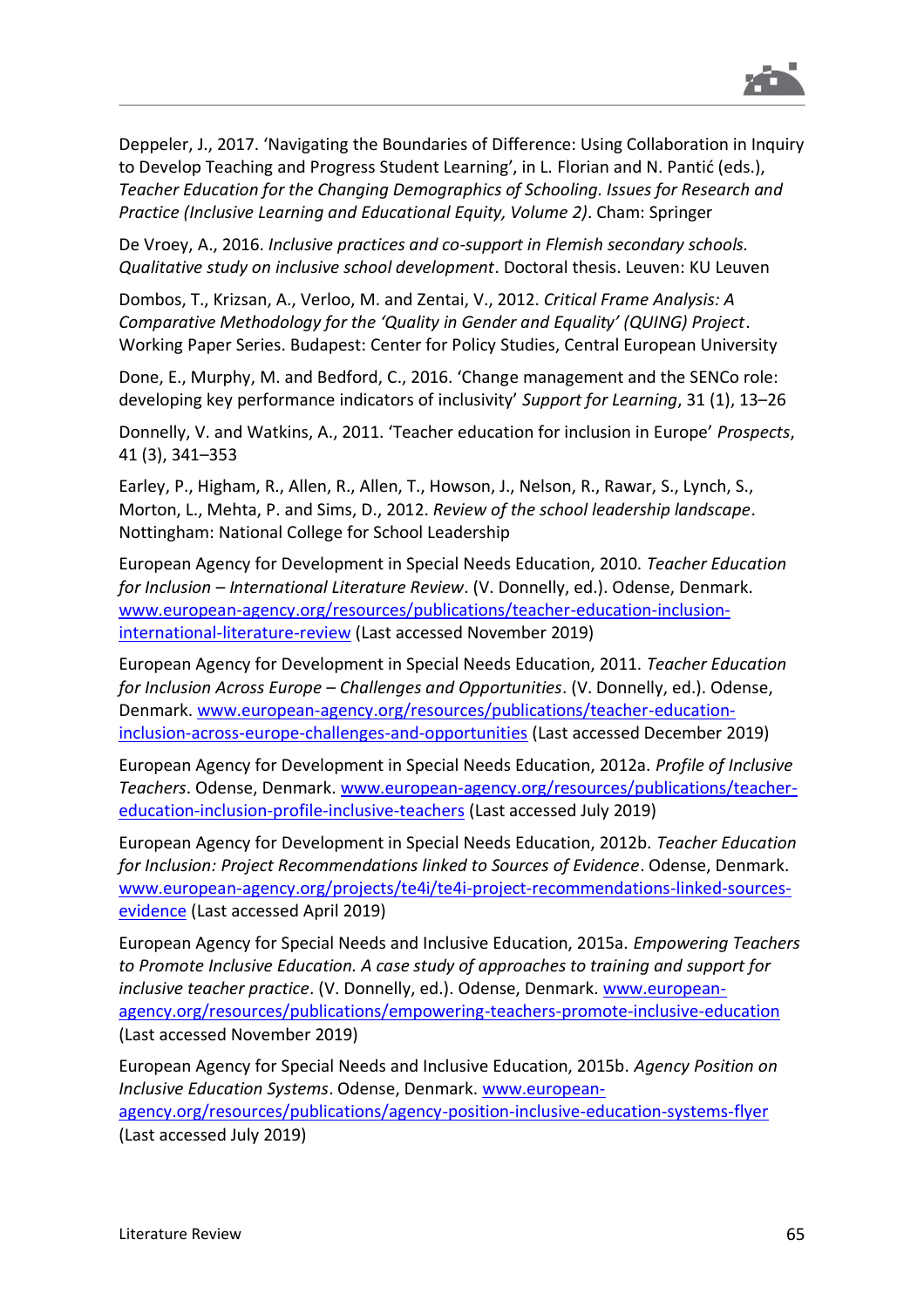Deppeler, J., 2017. 'Navigating the Boundaries of Difference: Using Collaboration in Inquiry to Develop Teaching and Progress Student Learning', in L. Florian and N. Pantić (eds.), *Teacher Education for the Changing Demographics of Schooling. Issues for Research and Practice (Inclusive Learning and Educational Equity, Volume 2)*. Cham: Springer

De Vroey, A., 2016. *Inclusive practices and co-support in Flemish secondary schools. Qualitative study on inclusive school development*. Doctoral thesis. Leuven: KU Leuven

Dombos, T., Krizsan, A., Verloo, M. and Zentai, V., 2012. *Critical Frame Analysis: A Comparative Methodology for the 'Quality in Gender and Equality' (QUING) Project*. Working Paper Series. Budapest: Center for Policy Studies, Central European University

Done, E., Murphy, M. and Bedford, C., 2016. 'Change management and the SENCo role: developing key performance indicators of inclusivity' *Support for Learning*, 31 (1), 13–26

Donnelly, V. and Watkins, A., 2011. 'Teacher education for inclusion in Europe' *Prospects*, 41 (3), 341–353

Earley, P., Higham, R., Allen, R., Allen, T., Howson, J., Nelson, R., Rawar, S., Lynch, S., Morton, L., Mehta, P. and Sims, D., 2012. *Review of the school leadership landscape*. Nottingham: National College for School Leadership

European Agency for Development in Special Needs Education, 2010. *Teacher Education for Inclusion – International Literature Review*. (V. Donnelly, ed.). Odense, Denmark. www.european-agency.org/resources/publications/teacher-education-inclusion-international-literature-review (Last accessed November 2019)

European Agency for Development in Special Needs Education, 2011. *Teacher Education for Inclusion Across Europe – Challenges and Opportunities*. (V. Donnelly, ed.). Odense, Denmark. www.european-agency.org/resources/publications/teacher-education-inclusion-across-europe-challenges-and-opportunities (Last accessed December 2019)

European Agency for Development in Special Needs Education, 2012a. *Profile of Inclusive Teachers*. Odense, Denmark. www.european-agency.org/resources/publications/teacher-education-inclusion-profile-inclusive-teachers (Last accessed July 2019)

European Agency for Development in Special Needs Education, 2012b. *Teacher Education for Inclusion: Project Recommendations linked to Sources of Evidence*. Odense, Denmark. www.european-agency.org/projects/te4i/te4i-project-recommendations-linked-sources-evidence (Last accessed April 2019)

European Agency for Special Needs and Inclusive Education, 2015a. *Empowering Teachers to Promote Inclusive Education. A case study of approaches to training and support for inclusive teacher practice*. (V. Donnelly, ed.). Odense, Denmark. www.european-agency.org/resources/publications/empowering-teachers-promote-inclusive-education (Last accessed November 2019)

European Agency for Special Needs and Inclusive Education, 2015b. *Agency Position on Inclusive Education Systems*. Odense, Denmark. www.european-agency.org/resources/publications/agency-position-inclusive-education-systems-flyer (Last accessed July 2019)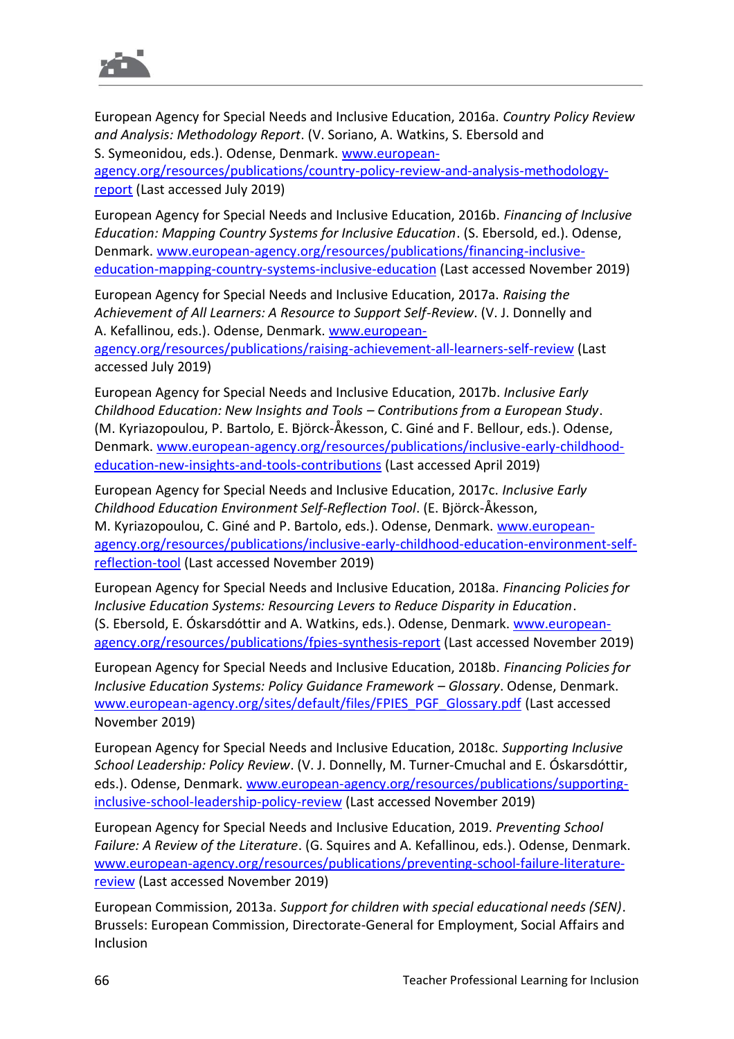European Agency for Special Needs and Inclusive Education, 2016a. *Country Policy Review and Analysis: Methodology Report*. (V. Soriano, A. Watkins, S. Ebersold and S. Symeonidou, eds.). Odense, Denmark. [www.european-agency.org/resources/publications/country-policy-review-and-analysis-methodology-report](www.european-agency.org/resources/publications/country-policy-review-and-analysis-methodology-report) (Last accessed July 2019)

European Agency for Special Needs and Inclusive Education, 2016b. *Financing of Inclusive Education: Mapping Country Systems for Inclusive Education*. (S. Ebersold, ed.). Odense, Denmark. [www.european-agency.org/resources/publications/financing-inclusive-education-mapping-country-systems-inclusive-education](www.european-agency.org/resources/publications/financing-inclusive-education-mapping-country-systems-inclusive-education) (Last accessed November 2019)

European Agency for Special Needs and Inclusive Education, 2017a. *Raising the Achievement of All Learners: A Resource to Support Self-Review*. (V. J. Donnelly and A. Kefallinou, eds.). Odense, Denmark. [www.european-agency.org/resources/publications/raising-achievement-all-learners-self-review](www.european-agency.org/resources/publications/raising-achievement-all-learners-self-review) (Last accessed July 2019)

European Agency for Special Needs and Inclusive Education, 2017b. *Inclusive Early Childhood Education: New Insights and Tools – Contributions from a European Study*. (M. Kyriazopoulou, P. Bartolo, E. Björck-Åkesson, C. Giné and F. Bellour, eds.). Odense, Denmark. [www.european-agency.org/resources/publications/inclusive-early-childhood-education-new-insights-and-tools-contributions](www.european-agency.org/resources/publications/inclusive-early-childhood-education-new-insights-and-tools-contributions) (Last accessed April 2019)

European Agency for Special Needs and Inclusive Education, 2017c. *Inclusive Early Childhood Education Environment Self-Reflection Tool*. (E. Björck-Åkesson, M. Kyriazopoulou, C. Giné and P. Bartolo, eds.). Odense, Denmark. [www.european-agency.org/resources/publications/inclusive-early-childhood-education-environment-self-reflection-tool](www.european-agency.org/resources/publications/inclusive-early-childhood-education-environment-self-reflection-tool) (Last accessed November 2019)

European Agency for Special Needs and Inclusive Education, 2018a. *Financing Policies for Inclusive Education Systems: Resourcing Levers to Reduce Disparity in Education*. (S. Ebersold, E. Óskarsdóttir and A. Watkins, eds.). Odense, Denmark. [www.european-agency.org/resources/publications/fpies-synthesis-report](www.european-agency.org/resources/publications/fpies-synthesis-report) (Last accessed November 2019)

European Agency for Special Needs and Inclusive Education, 2018b. *Financing Policies for Inclusive Education Systems: Policy Guidance Framework – Glossary*. Odense, Denmark. [www.european-agency.org/sites/default/files/FPIES_PGF_Glossary.pdf](www.european-agency.org/sites/default/files/FPIES_PGF_Glossary.pdf) (Last accessed November 2019)

European Agency for Special Needs and Inclusive Education, 2018c. *Supporting Inclusive School Leadership: Policy Review*. (V. J. Donnelly, M. Turner-Cmuchal and E. Óskarsdóttir, eds.). Odense, Denmark. [www.european-agency.org/resources/publications/supporting-inclusive-school-leadership-policy-review](www.european-agency.org/resources/publications/supporting-inclusive-school-leadership-policy-review) (Last accessed November 2019)

European Agency for Special Needs and Inclusive Education, 2019. *Preventing School Failure: A Review of the Literature*. (G. Squires and A. Kefallinou, eds.). Odense, Denmark. [www.european-agency.org/resources/publications/preventing-school-failure-literature-review](www.european-agency.org/resources/publications/preventing-school-failure-literature-review) (Last accessed November 2019)

European Commission, 2013a. *Support for children with special educational needs (SEN)*. Brussels: European Commission, Directorate-General for Employment, Social Affairs and Inclusion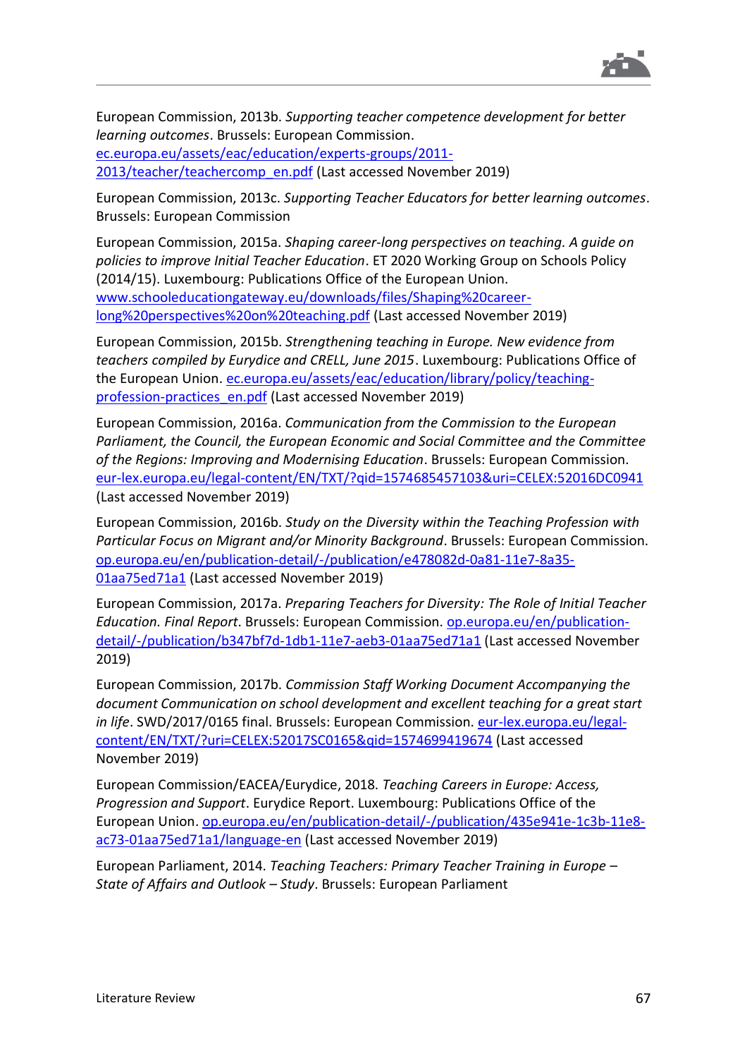European Commission, 2013b. *Supporting teacher competence development for better learning outcomes*. Brussels: European Commission. [ec.europa.eu/assets/eac/education/experts-groups/2011-2013/teacher/teachercomp_en.pdf](ec.europa.eu/assets/eac/education/experts-groups/2011-2013/teacher/teachercomp_en.pdf) (Last accessed November 2019)

European Commission, 2013c. *Supporting Teacher Educators for better learning outcomes*. Brussels: European Commission

European Commission, 2015a. *Shaping career-long perspectives on teaching. A guide on policies to improve Initial Teacher Education*. ET 2020 Working Group on Schools Policy (2014/15). Luxembourg: Publications Office of the European Union. [www.schooleducationgateway.eu/downloads/files/Shaping%20career-long%20perspectives%20on%20teaching.pdf](www.schooleducationgateway.eu/downloads/files/Shaping%20career-long%20perspectives%20on%20teaching.pdf) (Last accessed November 2019)

European Commission, 2015b. *Strengthening teaching in Europe. New evidence from teachers compiled by Eurydice and CRELL, June 2015*. Luxembourg: Publications Office of the European Union. [ec.europa.eu/assets/eac/education/library/policy/teaching-profession-practices_en.pdf](ec.europa.eu/assets/eac/education/library/policy/teaching-profession-practices_en.pdf) (Last accessed November 2019)

European Commission, 2016a. *Communication from the Commission to the European Parliament, the Council, the European Economic and Social Committee and the Committee of the Regions: Improving and Modernising Education*. Brussels: European Commission. [eur-lex.europa.eu/legal-content/EN/TXT/?qid=1574685457103&uri=CELEX:52016DC0941](eur-lex.europa.eu/legal-content/EN/TXT/?qid=1574685457103&uri=CELEX:52016DC0941) (Last accessed November 2019)

European Commission, 2016b. *Study on the Diversity within the Teaching Profession with Particular Focus on Migrant and/or Minority Background*. Brussels: European Commission. [op.europa.eu/en/publication-detail/-/publication/e478082d-0a81-11e7-8a35-01aa75ed71a1](op.europa.eu/en/publication-detail/-/publication/e478082d-0a81-11e7-8a35-01aa75ed71a1) (Last accessed November 2019)

European Commission, 2017a. *Preparing Teachers for Diversity: The Role of Initial Teacher Education. Final Report*. Brussels: European Commission. [op.europa.eu/en/publication-detail/-/publication/b347bf7d-1db1-11e7-aeb3-01aa75ed71a1](op.europa.eu/en/publication-detail/-/publication/b347bf7d-1db1-11e7-aeb3-01aa75ed71a1) (Last accessed November 2019)

European Commission, 2017b. *Commission Staff Working Document Accompanying the document Communication on school development and excellent teaching for a great start in life*. SWD/2017/0165 final. Brussels: European Commission. [eur-lex.europa.eu/legal-content/EN/TXT/?uri=CELEX:52017SC0165&qid=1574699419674](eur-lex.europa.eu/legal-content/EN/TXT/?uri=CELEX:52017SC0165&qid=1574699419674) (Last accessed November 2019)

European Commission/EACEA/Eurydice, 2018. *Teaching Careers in Europe: Access, Progression and Support*. Eurydice Report. Luxembourg: Publications Office of the European Union. [op.europa.eu/en/publication-detail/-/publication/435e941e-1c3b-11e8-ac73-01aa75ed71a1/language-en](op.europa.eu/en/publication-detail/-/publication/435e941e-1c3b-11e8-ac73-01aa75ed71a1/language-en) (Last accessed November 2019)

European Parliament, 2014. *Teaching Teachers: Primary Teacher Training in Europe – State of Affairs and Outlook – Study*. Brussels: European Parliament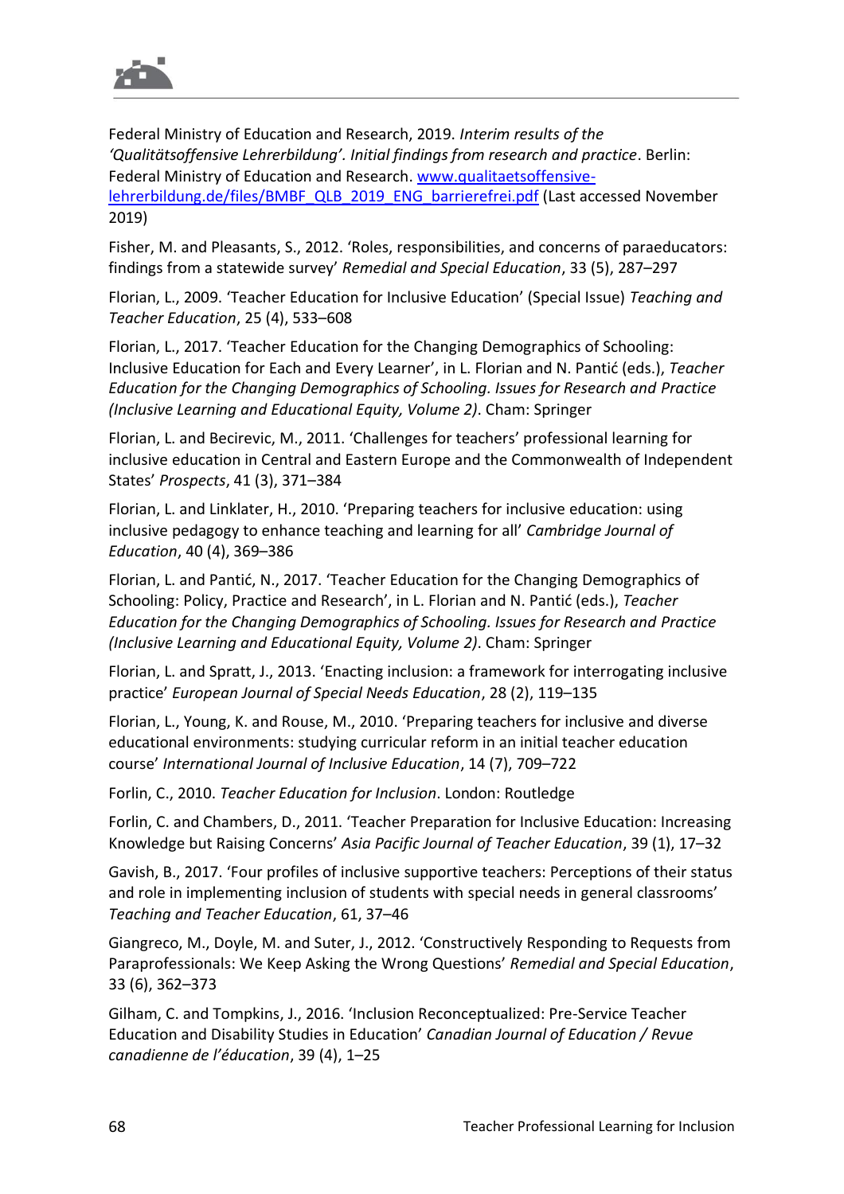Federal Ministry of Education and Research, 2019. *Interim results of the 'Qualitätsoffensive Lehrerbildung'. Initial findings from research and practice*. Berlin: Federal Ministry of Education and Research. [www.qualitaetsoffensive-lehrerbildung.de/files/BMBF_QLB_2019_ENG_barrierefrei.pdf](www.qualitaetsoffensive-lehrerbildung.de/files/BMBF_QLB_2019_ENG_barrierefrei.pdf) (Last accessed November 2019)

Fisher, M. and Pleasants, S., 2012. 'Roles, responsibilities, and concerns of paraeducators: findings from a statewide survey' *Remedial and Special Education*, 33 (5), 287–297

Florian, L., 2009. 'Teacher Education for Inclusive Education' (Special Issue) *Teaching and Teacher Education*, 25 (4), 533–608

Florian, L., 2017. 'Teacher Education for the Changing Demographics of Schooling: Inclusive Education for Each and Every Learner', in L. Florian and N. Pantić (eds.), *Teacher Education for the Changing Demographics of Schooling. Issues for Research and Practice (Inclusive Learning and Educational Equity, Volume 2)*. Cham: Springer

Florian, L. and Becirevic, M., 2011. 'Challenges for teachers' professional learning for inclusive education in Central and Eastern Europe and the Commonwealth of Independent States' *Prospects*, 41 (3), 371–384

Florian, L. and Linklater, H., 2010. 'Preparing teachers for inclusive education: using inclusive pedagogy to enhance teaching and learning for all' *Cambridge Journal of Education*, 40 (4), 369–386

Florian, L. and Pantić, N., 2017. 'Teacher Education for the Changing Demographics of Schooling: Policy, Practice and Research', in L. Florian and N. Pantić (eds.), *Teacher Education for the Changing Demographics of Schooling. Issues for Research and Practice (Inclusive Learning and Educational Equity, Volume 2)*. Cham: Springer

Florian, L. and Spratt, J., 2013. 'Enacting inclusion: a framework for interrogating inclusive practice' *European Journal of Special Needs Education*, 28 (2), 119–135

Florian, L., Young, K. and Rouse, M., 2010. 'Preparing teachers for inclusive and diverse educational environments: studying curricular reform in an initial teacher education course' *International Journal of Inclusive Education*, 14 (7), 709–722

Forlin, C., 2010. *Teacher Education for Inclusion*. London: Routledge

Forlin, C. and Chambers, D., 2011. 'Teacher Preparation for Inclusive Education: Increasing Knowledge but Raising Concerns' *Asia Pacific Journal of Teacher Education*, 39 (1), 17–32

Gavish, B., 2017. 'Four profiles of inclusive supportive teachers: Perceptions of their status and role in implementing inclusion of students with special needs in general classrooms' *Teaching and Teacher Education*, 61, 37–46

Giangreco, M., Doyle, M. and Suter, J., 2012. 'Constructively Responding to Requests from Paraprofessionals: We Keep Asking the Wrong Questions' *Remedial and Special Education*, 33 (6), 362–373

Gilham, C. and Tompkins, J., 2016. 'Inclusion Reconceptualized: Pre-Service Teacher Education and Disability Studies in Education' *Canadian Journal of Education / Revue canadienne de l'éducation*, 39 (4), 1–25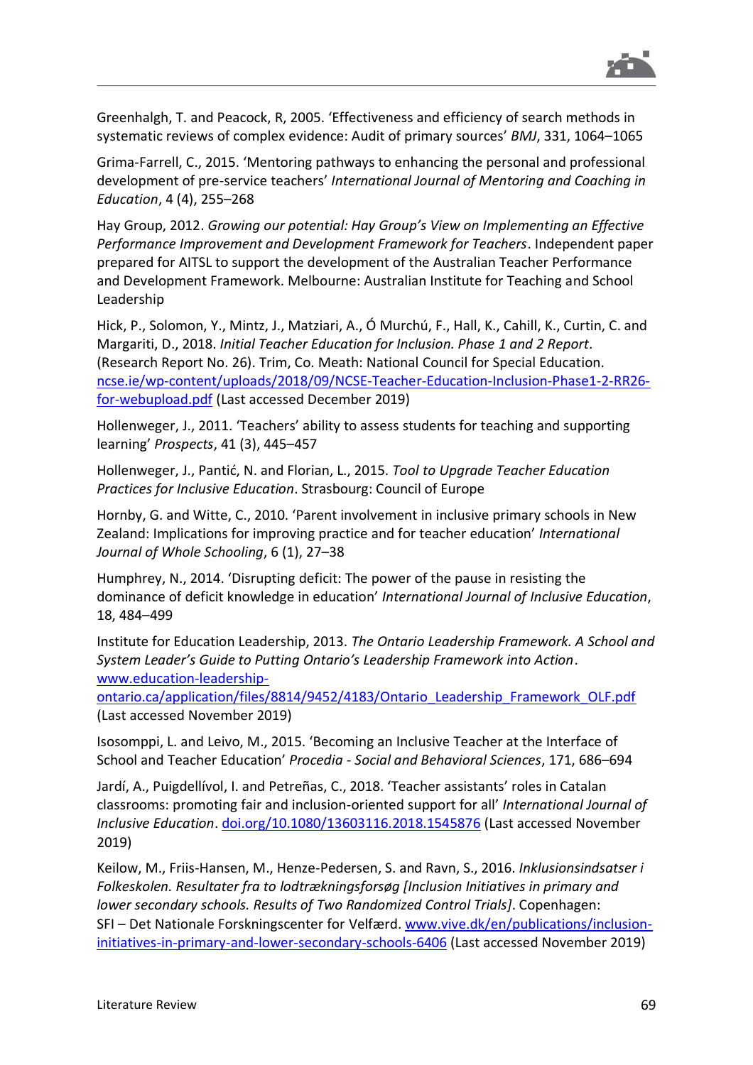Greenhalgh, T. and Peacock, R, 2005. 'Effectiveness and efficiency of search methods in systematic reviews of complex evidence: Audit of primary sources' *BMJ*, 331, 1064–1065

Grima-Farrell, C., 2015. 'Mentoring pathways to enhancing the personal and professional development of pre-service teachers' *International Journal of Mentoring and Coaching in Education*, 4 (4), 255–268

Hay Group, 2012. *Growing our potential: Hay Group's View on Implementing an Effective Performance Improvement and Development Framework for Teachers*. Independent paper prepared for AITSL to support the development of the Australian Teacher Performance and Development Framework. Melbourne: Australian Institute for Teaching and School Leadership

Hick, P., Solomon, Y., Mintz, J., Matziari, A., Ó Murchú, F., Hall, K., Cahill, K., Curtin, C. and Margariti, D., 2018. *Initial Teacher Education for Inclusion. Phase 1 and 2 Report*. (Research Report No. 26). Trim, Co. Meath: National Council for Special Education. [ncse.ie/wp-content/uploads/2018/09/NCSE-Teacher-Education-Inclusion-Phase1-2-RR26-for-webupload.pdf](ncse.ie/wp-content/uploads/2018/09/NCSE-Teacher-Education-Inclusion-Phase1-2-RR26-for-webupload.pdf) (Last accessed December 2019)

Hollenweger, J., 2011. 'Teachers' ability to assess students for teaching and supporting learning' *Prospects*, 41 (3), 445–457

Hollenweger, J., Pantić, N. and Florian, L., 2015. *Tool to Upgrade Teacher Education Practices for Inclusive Education*. Strasbourg: Council of Europe

Hornby, G. and Witte, C., 2010. 'Parent involvement in inclusive primary schools in New Zealand: Implications for improving practice and for teacher education' *International Journal of Whole Schooling*, 6 (1), 27–38

Humphrey, N., 2014. 'Disrupting deficit: The power of the pause in resisting the dominance of deficit knowledge in education' *International Journal of Inclusive Education*, 18, 484–499

Institute for Education Leadership, 2013. *The Ontario Leadership Framework. A School and System Leader's Guide to Putting Ontario's Leadership Framework into Action*. [www.education-leadership-ontario.ca/application/files/8814/9452/4183/Ontario_Leadership_Framework_OLF.pdf](www.education-leadership-ontario.ca/application/files/8814/9452/4183/Ontario_Leadership_Framework_OLF.pdf) (Last accessed November 2019)

Isosomppi, L. and Leivo, M., 2015. 'Becoming an Inclusive Teacher at the Interface of School and Teacher Education' *Procedia - Social and Behavioral Sciences*, 171, 686–694

Jardí, A., Puigdellívol, I. and Petreñas, C., 2018. 'Teacher assistants' roles in Catalan classrooms: promoting fair and inclusion-oriented support for all' *International Journal of Inclusive Education*. [doi.org/10.1080/13603116.2018.1545876](doi.org/10.1080/13603116.2018.1545876) (Last accessed November 2019)

Keilow, M., Friis-Hansen, M., Henze-Pedersen, S. and Ravn, S., 2016. *Inklusionsindsatser i Folkeskolen. Resultater fra to lodtrækningsforsøg [Inclusion Initiatives in primary and lower secondary schools. Results of Two Randomized Control Trials]*. Copenhagen: SFI – Det Nationale Forskningscenter for Velfærd. [www.vive.dk/en/publications/inclusion-initiatives-in-primary-and-lower-secondary-schools-6406](www.vive.dk/en/publications/inclusion-initiatives-in-primary-and-lower-secondary-schools-6406) (Last accessed November 2019)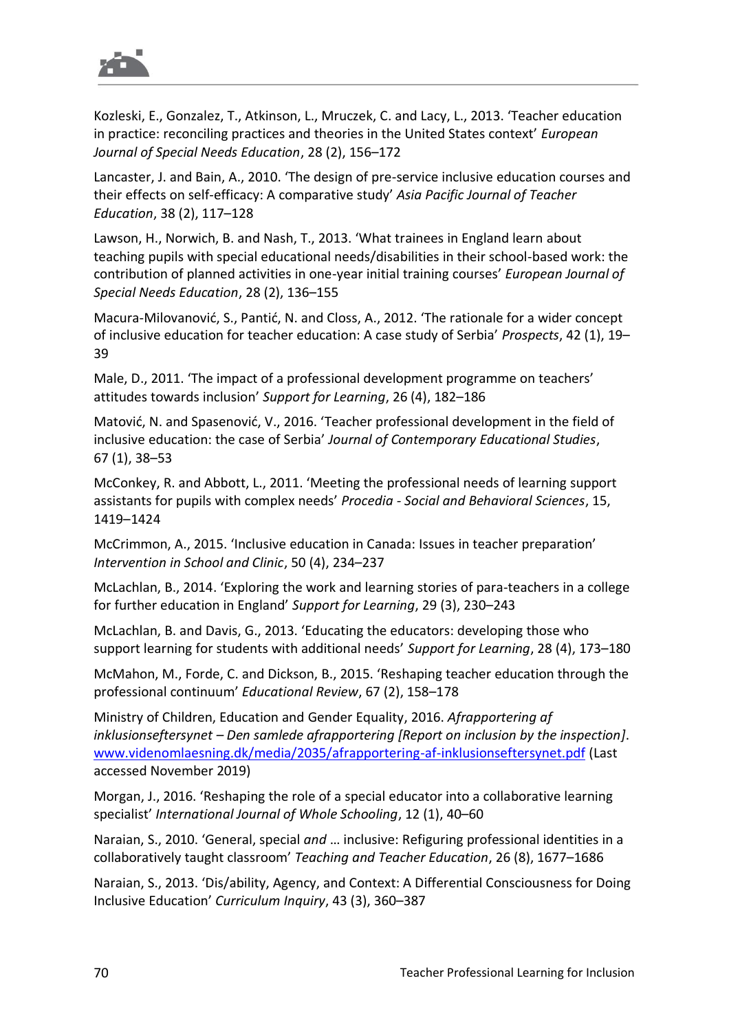Kozleski, E., Gonzalez, T., Atkinson, L., Mruczek, C. and Lacy, L., 2013. 'Teacher education in practice: reconciling practices and theories in the United States context' *European Journal of Special Needs Education*, 28 (2), 156–172

Lancaster, J. and Bain, A., 2010. 'The design of pre-service inclusive education courses and their effects on self-efficacy: A comparative study' *Asia Pacific Journal of Teacher Education*, 38 (2), 117–128

Lawson, H., Norwich, B. and Nash, T., 2013. 'What trainees in England learn about teaching pupils with special educational needs/disabilities in their school-based work: the contribution of planned activities in one-year initial training courses' *European Journal of Special Needs Education*, 28 (2), 136–155

Macura-Milovanović, S., Pantić, N. and Closs, A., 2012. 'The rationale for a wider concept of inclusive education for teacher education: A case study of Serbia' *Prospects*, 42 (1), 19–39

Male, D., 2011. 'The impact of a professional development programme on teachers' attitudes towards inclusion' *Support for Learning*, 26 (4), 182–186

Matović, N. and Spasenović, V., 2016. 'Teacher professional development in the field of inclusive education: the case of Serbia' *Journal of Contemporary Educational Studies*, 67 (1), 38–53

McConkey, R. and Abbott, L., 2011. 'Meeting the professional needs of learning support assistants for pupils with complex needs' *Procedia - Social and Behavioral Sciences*, 15, 1419–1424

McCrimmon, A., 2015. 'Inclusive education in Canada: Issues in teacher preparation' *Intervention in School and Clinic*, 50 (4), 234–237

McLachlan, B., 2014. 'Exploring the work and learning stories of para-teachers in a college for further education in England' *Support for Learning*, 29 (3), 230–243

McLachlan, B. and Davis, G., 2013. 'Educating the educators: developing those who support learning for students with additional needs' *Support for Learning*, 28 (4), 173–180

McMahon, M., Forde, C. and Dickson, B., 2015. 'Reshaping teacher education through the professional continuum' *Educational Review*, 67 (2), 158–178

Ministry of Children, Education and Gender Equality, 2016. *Afrapportering af inklusionseftersynet – Den samlede afrapportering [Report on inclusion by the inspection]*. [www.videnomlaesning.dk/media/2035/afrapportering-af-inklusionseftersynet.pdf](www.videnomlaesning.dk/media/2035/afrapportering-af-inklusionseftersynet.pdf) (Last accessed November 2019)

Morgan, J., 2016. 'Reshaping the role of a special educator into a collaborative learning specialist' *International Journal of Whole Schooling*, 12 (1), 40–60

Naraian, S., 2010. 'General, special *and* … inclusive: Refiguring professional identities in a collaboratively taught classroom' *Teaching and Teacher Education*, 26 (8), 1677–1686

Naraian, S., 2013. 'Dis/ability, Agency, and Context: A Differential Consciousness for Doing Inclusive Education' *Curriculum Inquiry*, 43 (3), 360–387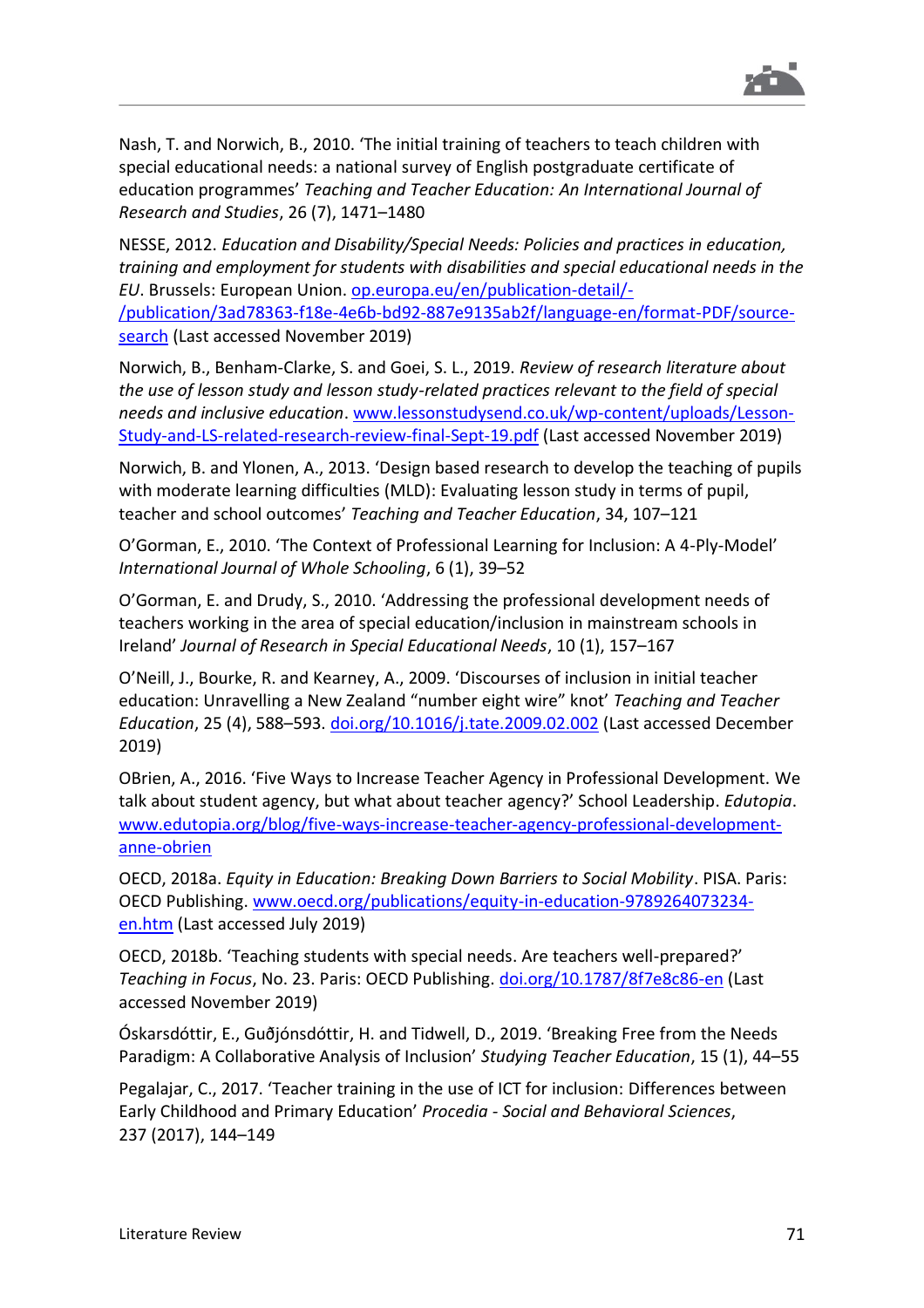Nash, T. and Norwich, B., 2010. 'The initial training of teachers to teach children with special educational needs: a national survey of English postgraduate certificate of education programmes' *Teaching and Teacher Education: An International Journal of Research and Studies*, 26 (7), 1471–1480

NESSE, 2012. *Education and Disability/Special Needs: Policies and practices in education, training and employment for students with disabilities and special educational needs in the EU*. Brussels: European Union. op.europa.eu/en/publication-detail/-/publication/3ad78363-f18e-4e6b-bd92-887e9135ab2f/language-en/format-PDF/source-search (Last accessed November 2019)

Norwich, B., Benham-Clarke, S. and Goei, S. L., 2019. *Review of research literature about the use of lesson study and lesson study-related practices relevant to the field of special needs and inclusive education*. www.lessonstudysend.co.uk/wp-content/uploads/Lesson-Study-and-LS-related-research-review-final-Sept-19.pdf (Last accessed November 2019)

Norwich, B. and Ylonen, A., 2013. 'Design based research to develop the teaching of pupils with moderate learning difficulties (MLD): Evaluating lesson study in terms of pupil, teacher and school outcomes' *Teaching and Teacher Education*, 34, 107–121

O'Gorman, E., 2010. 'The Context of Professional Learning for Inclusion: A 4-Ply-Model' *International Journal of Whole Schooling*, 6 (1), 39–52

O'Gorman, E. and Drudy, S., 2010. 'Addressing the professional development needs of teachers working in the area of special education/inclusion in mainstream schools in Ireland' *Journal of Research in Special Educational Needs*, 10 (1), 157–167

O'Neill, J., Bourke, R. and Kearney, A., 2009. 'Discourses of inclusion in initial teacher education: Unravelling a New Zealand "number eight wire" knot' *Teaching and Teacher Education*, 25 (4), 588–593. doi.org/10.1016/j.tate.2009.02.002 (Last accessed December 2019)

OBrien, A., 2016. 'Five Ways to Increase Teacher Agency in Professional Development. We talk about student agency, but what about teacher agency?' School Leadership. *Edutopia*. www.edutopia.org/blog/five-ways-increase-teacher-agency-professional-development-anne-obrien

OECD, 2018a. *Equity in Education: Breaking Down Barriers to Social Mobility*. PISA. Paris: OECD Publishing. www.oecd.org/publications/equity-in-education-9789264073234-en.htm (Last accessed July 2019)

OECD, 2018b. 'Teaching students with special needs. Are teachers well-prepared?' *Teaching in Focus*, No. 23. Paris: OECD Publishing. doi.org/10.1787/8f7e8c86-en (Last accessed November 2019)

Óskarsdóttir, E., Guðjónsdóttir, H. and Tidwell, D., 2019. 'Breaking Free from the Needs Paradigm: A Collaborative Analysis of Inclusion' *Studying Teacher Education*, 15 (1), 44–55

Pegalajar, C., 2017. 'Teacher training in the use of ICT for inclusion: Differences between Early Childhood and Primary Education' *Procedia - Social and Behavioral Sciences*, 237 (2017), 144–149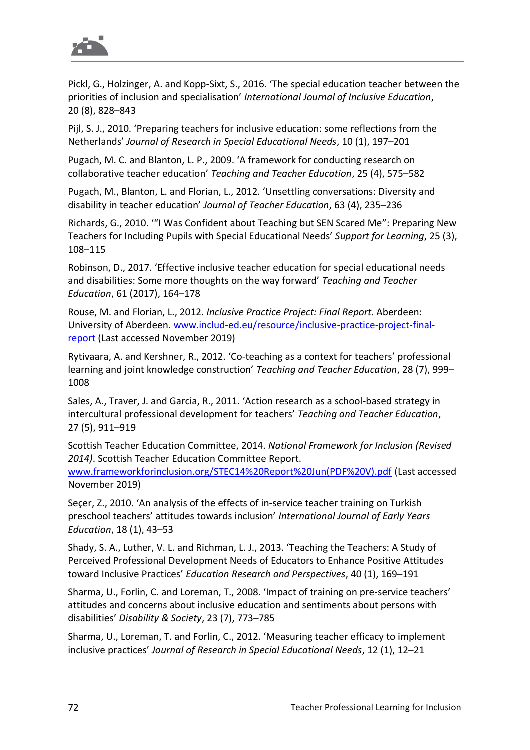Pickl, G., Holzinger, A. and Kopp-Sixt, S., 2016. 'The special education teacher between the priorities of inclusion and specialisation' *International Journal of Inclusive Education*, 20 (8), 828–843

Pijl, S. J., 2010. 'Preparing teachers for inclusive education: some reflections from the Netherlands' *Journal of Research in Special Educational Needs*, 10 (1), 197–201

Pugach, M. C. and Blanton, L. P., 2009. 'A framework for conducting research on collaborative teacher education' *Teaching and Teacher Education*, 25 (4), 575–582

Pugach, M., Blanton, L. and Florian, L., 2012. 'Unsettling conversations: Diversity and disability in teacher education' *Journal of Teacher Education*, 63 (4), 235–236

Richards, G., 2010. '"I Was Confident about Teaching but SEN Scared Me": Preparing New Teachers for Including Pupils with Special Educational Needs' *Support for Learning*, 25 (3), 108–115

Robinson, D., 2017. 'Effective inclusive teacher education for special educational needs and disabilities: Some more thoughts on the way forward' *Teaching and Teacher Education*, 61 (2017), 164–178

Rouse, M. and Florian, L., 2012. *Inclusive Practice Project: Final Report*. Aberdeen: University of Aberdeen. [www.includ-ed.eu/resource/inclusive-practice-project-final-report](www.includ-ed.eu/resource/inclusive-practice-project-final-report) (Last accessed November 2019)

Rytivaara, A. and Kershner, R., 2012. 'Co-teaching as a context for teachers' professional learning and joint knowledge construction' *Teaching and Teacher Education*, 28 (7), 999–1008

Sales, A., Traver, J. and Garcia, R., 2011. 'Action research as a school-based strategy in intercultural professional development for teachers' *Teaching and Teacher Education*, 27 (5), 911–919

Scottish Teacher Education Committee, 2014. *National Framework for Inclusion (Revised 2014)*. Scottish Teacher Education Committee Report. [www.frameworkforinclusion.org/STEC14%20Report%20Jun(PDF%20V).pdf](www.frameworkforinclusion.org/STEC14%20Report%20Jun(PDF%20V).pdf) (Last accessed November 2019)

Seçer, Z., 2010. 'An analysis of the effects of in-service teacher training on Turkish preschool teachers' attitudes towards inclusion' *International Journal of Early Years Education*, 18 (1), 43–53

Shady, S. A., Luther, V. L. and Richman, L. J., 2013. 'Teaching the Teachers: A Study of Perceived Professional Development Needs of Educators to Enhance Positive Attitudes toward Inclusive Practices' *Education Research and Perspectives*, 40 (1), 169–191

Sharma, U., Forlin, C. and Loreman, T., 2008. 'Impact of training on pre-service teachers' attitudes and concerns about inclusive education and sentiments about persons with disabilities' *Disability & Society*, 23 (7), 773–785

Sharma, U., Loreman, T. and Forlin, C., 2012. 'Measuring teacher efficacy to implement inclusive practices' *Journal of Research in Special Educational Needs*, 12 (1), 12–21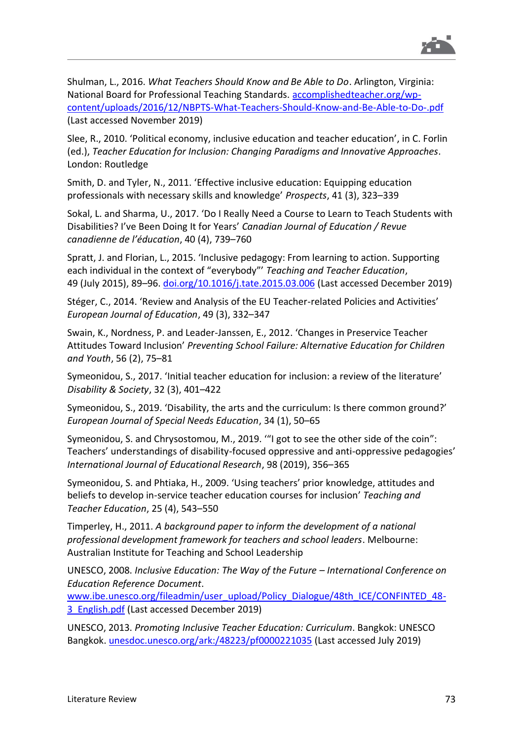Shulman, L., 2016. *What Teachers Should Know and Be Able to Do*. Arlington, Virginia: National Board for Professional Teaching Standards. [accomplishedteacher.org/wp-content/uploads/2016/12/NBPTS-What-Teachers-Should-Know-and-Be-Able-to-Do-.pdf](accomplishedteacher.org/wp-content/uploads/2016/12/NBPTS-What-Teachers-Should-Know-and-Be-Able-to-Do-.pdf) (Last accessed November 2019)

Slee, R., 2010. 'Political economy, inclusive education and teacher education', in C. Forlin (ed.), *Teacher Education for Inclusion: Changing Paradigms and Innovative Approaches*. London: Routledge

Smith, D. and Tyler, N., 2011. 'Effective inclusive education: Equipping education professionals with necessary skills and knowledge' *Prospects*, 41 (3), 323–339

Sokal, L. and Sharma, U., 2017. 'Do I Really Need a Course to Learn to Teach Students with Disabilities? I've Been Doing It for Years' *Canadian Journal of Education / Revue canadienne de l'éducation*, 40 (4), 739–760

Spratt, J. and Florian, L., 2015. 'Inclusive pedagogy: From learning to action. Supporting each individual in the context of "everybody"' *Teaching and Teacher Education*, 49 (July 2015), 89–96. [doi.org/10.1016/j.tate.2015.03.006](doi.org/10.1016/j.tate.2015.03.006) (Last accessed December 2019)

Stéger, C., 2014. 'Review and Analysis of the EU Teacher-related Policies and Activities' *European Journal of Education*, 49 (3), 332–347

Swain, K., Nordness, P. and Leader-Janssen, E., 2012. 'Changes in Preservice Teacher Attitudes Toward Inclusion' *Preventing School Failure: Alternative Education for Children and Youth*, 56 (2), 75–81

Symeonidou, S., 2017. 'Initial teacher education for inclusion: a review of the literature' *Disability & Society*, 32 (3), 401–422

Symeonidou, S., 2019. 'Disability, the arts and the curriculum: Is there common ground?' *European Journal of Special Needs Education*, 34 (1), 50–65

Symeonidou, S. and Chrysostomou, M., 2019. '"I got to see the other side of the coin": Teachers' understandings of disability-focused oppressive and anti-oppressive pedagogies' *International Journal of Educational Research*, 98 (2019), 356–365

Symeonidou, S. and Phtiaka, H., 2009. 'Using teachers' prior knowledge, attitudes and beliefs to develop in-service teacher education courses for inclusion' *Teaching and Teacher Education*, 25 (4), 543–550

Timperley, H., 2011. *A background paper to inform the development of a national professional development framework for teachers and school leaders*. Melbourne: Australian Institute for Teaching and School Leadership

UNESCO, 2008. *Inclusive Education: The Way of the Future – International Conference on Education Reference Document*. [www.ibe.unesco.org/fileadmin/user_upload/Policy_Dialogue/48th_ICE/CONFINTED_48-3_English.pdf](www.ibe.unesco.org/fileadmin/user_upload/Policy_Dialogue/48th_ICE/CONFINTED_48-3_English.pdf) (Last accessed December 2019)

UNESCO, 2013. *Promoting Inclusive Teacher Education: Curriculum*. Bangkok: UNESCO Bangkok. [unesdoc.unesco.org/ark:/48223/pf0000221035](unesdoc.unesco.org/ark:/48223/pf0000221035) (Last accessed July 2019)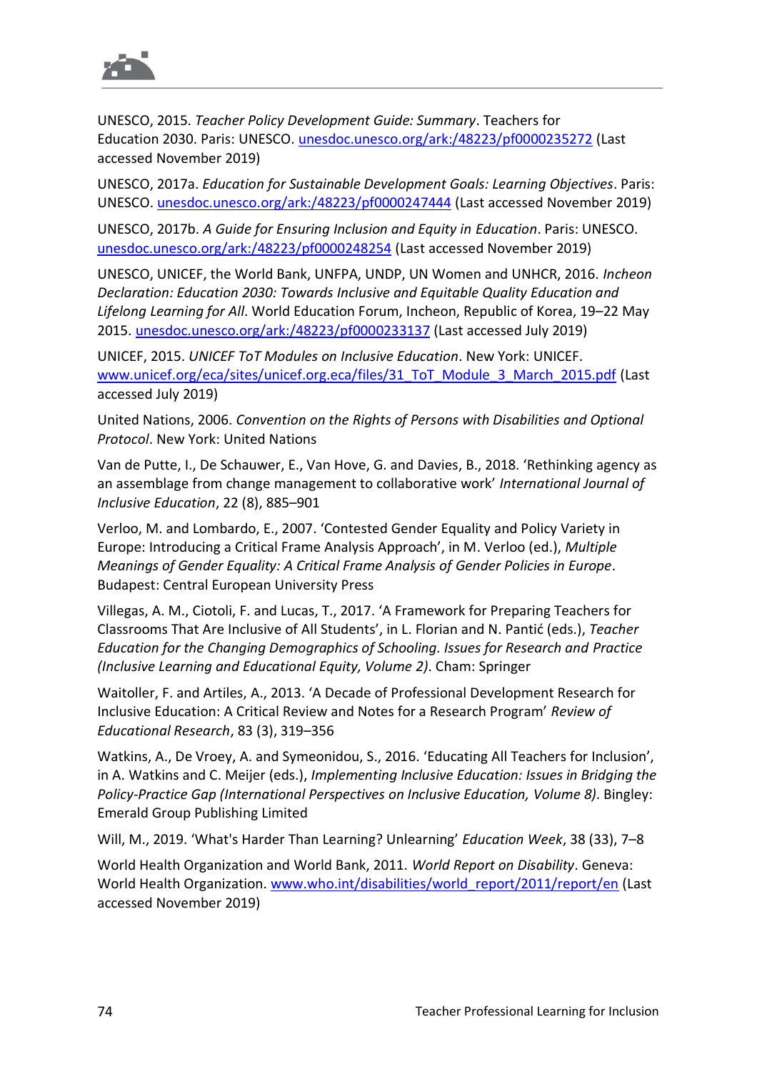UNESCO, 2015. *Teacher Policy Development Guide: Summary*. Teachers for Education 2030. Paris: UNESCO. unesdoc.unesco.org/ark:/48223/pf0000235272 (Last accessed November 2019)

UNESCO, 2017a. *Education for Sustainable Development Goals: Learning Objectives*. Paris: UNESCO. unesdoc.unesco.org/ark:/48223/pf0000247444 (Last accessed November 2019)

UNESCO, 2017b. *A Guide for Ensuring Inclusion and Equity in Education*. Paris: UNESCO. unesdoc.unesco.org/ark:/48223/pf0000248254 (Last accessed November 2019)

UNESCO, UNICEF, the World Bank, UNFPA, UNDP, UN Women and UNHCR, 2016. *Incheon Declaration: Education 2030: Towards Inclusive and Equitable Quality Education and Lifelong Learning for All*. World Education Forum, Incheon, Republic of Korea, 19–22 May 2015. unesdoc.unesco.org/ark:/48223/pf0000233137 (Last accessed July 2019)

UNICEF, 2015. *UNICEF ToT Modules on Inclusive Education*. New York: UNICEF. www.unicef.org/eca/sites/unicef.org.eca/files/31_ToT_Module_3_March_2015.pdf (Last accessed July 2019)

United Nations, 2006. *Convention on the Rights of Persons with Disabilities and Optional Protocol*. New York: United Nations

Van de Putte, I., De Schauwer, E., Van Hove, G. and Davies, B., 2018. 'Rethinking agency as an assemblage from change management to collaborative work' *International Journal of Inclusive Education*, 22 (8), 885–901

Verloo, M. and Lombardo, E., 2007. 'Contested Gender Equality and Policy Variety in Europe: Introducing a Critical Frame Analysis Approach', in M. Verloo (ed.), *Multiple Meanings of Gender Equality: A Critical Frame Analysis of Gender Policies in Europe*. Budapest: Central European University Press

Villegas, A. M., Ciotoli, F. and Lucas, T., 2017. 'A Framework for Preparing Teachers for Classrooms That Are Inclusive of All Students', in L. Florian and N. Pantić (eds.), *Teacher Education for the Changing Demographics of Schooling. Issues for Research and Practice (Inclusive Learning and Educational Equity, Volume 2)*. Cham: Springer

Waitoller, F. and Artiles, A., 2013. 'A Decade of Professional Development Research for Inclusive Education: A Critical Review and Notes for a Research Program' *Review of Educational Research*, 83 (3), 319–356

Watkins, A., De Vroey, A. and Symeonidou, S., 2016. 'Educating All Teachers for Inclusion', in A. Watkins and C. Meijer (eds.), *Implementing Inclusive Education: Issues in Bridging the Policy-Practice Gap (International Perspectives on Inclusive Education, Volume 8)*. Bingley: Emerald Group Publishing Limited

Will, M., 2019. 'What's Harder Than Learning? Unlearning' *Education Week*, 38 (33), 7–8

World Health Organization and World Bank, 2011. *World Report on Disability*. Geneva: World Health Organization. www.who.int/disabilities/world_report/2011/report/en (Last accessed November 2019)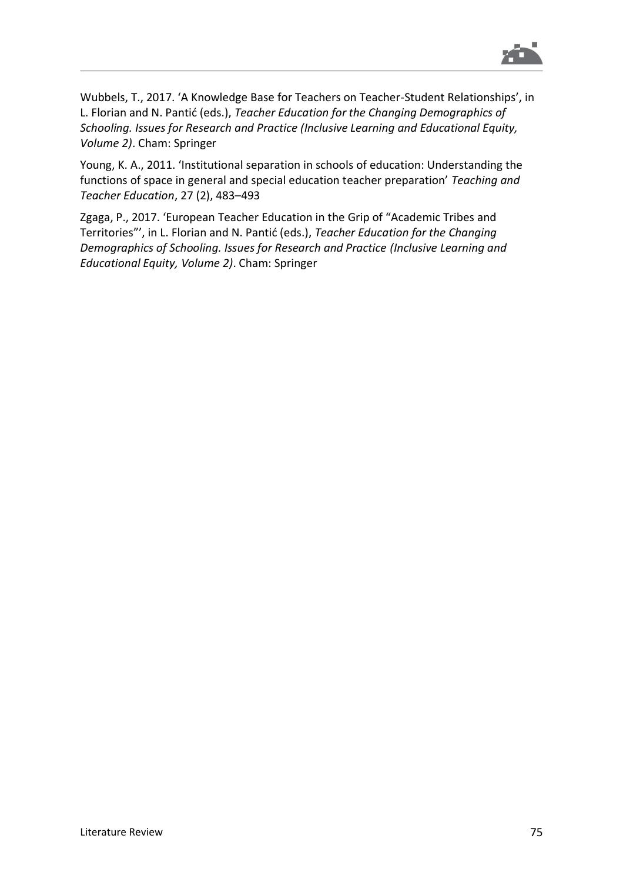Wubbels, T., 2017. 'A Knowledge Base for Teachers on Teacher-Student Relationships', in L. Florian and N. Pantić (eds.), *Teacher Education for the Changing Demographics of Schooling. Issues for Research and Practice (Inclusive Learning and Educational Equity, Volume 2)*. Cham: Springer

Young, K. A., 2011. 'Institutional separation in schools of education: Understanding the functions of space in general and special education teacher preparation' *Teaching and Teacher Education*, 27 (2), 483–493

Zgaga, P., 2017. 'European Teacher Education in the Grip of "Academic Tribes and Territories"', in L. Florian and N. Pantić (eds.), *Teacher Education for the Changing Demographics of Schooling. Issues for Research and Practice (Inclusive Learning and Educational Equity, Volume 2)*. Cham: Springer